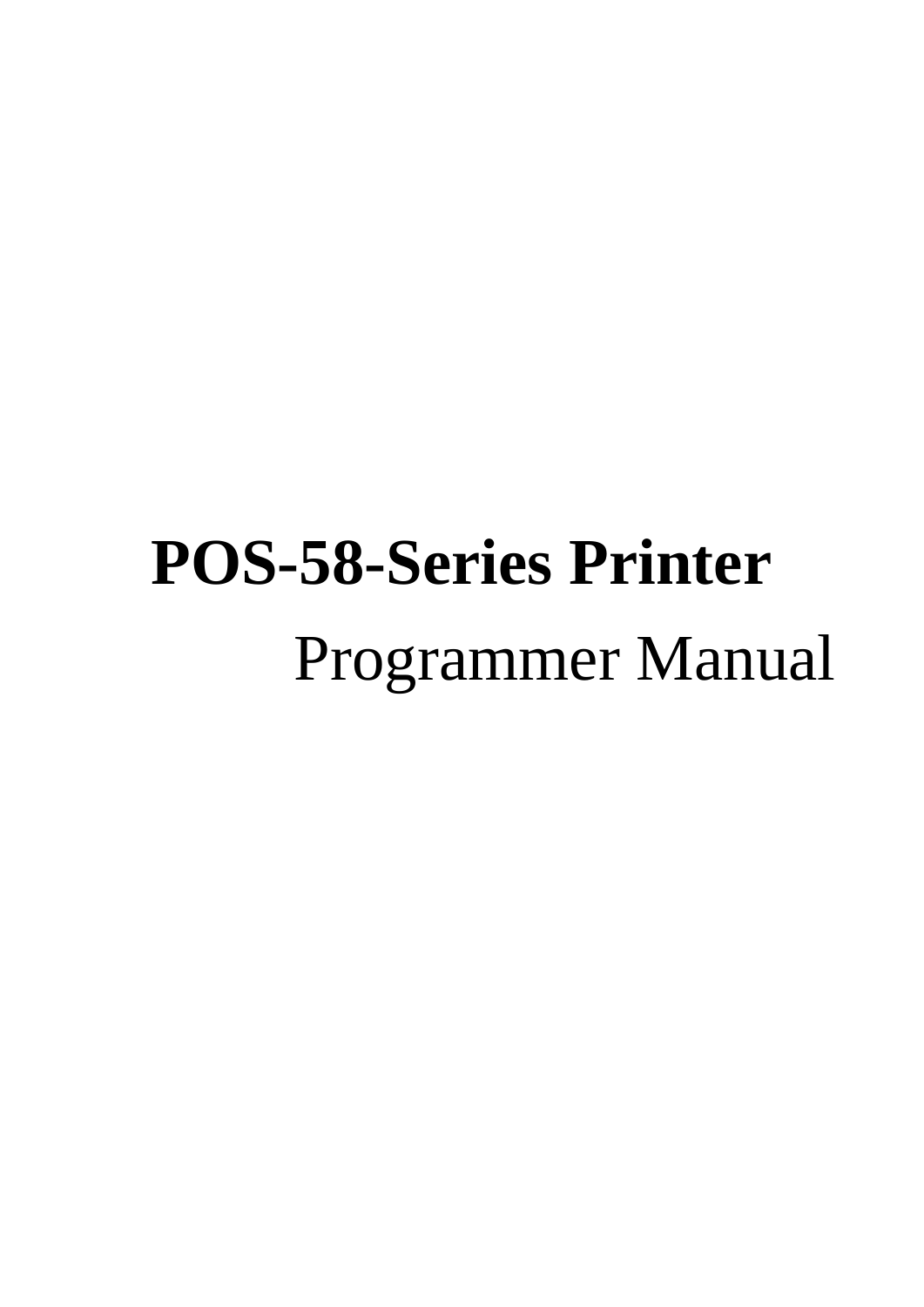# **POS-58-Series Printer**

Programmer Manual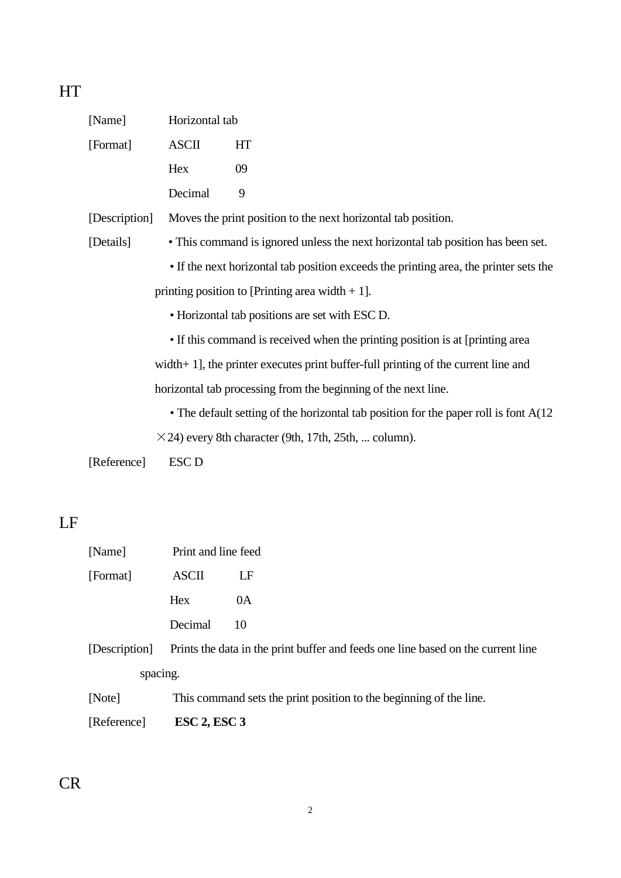## HT

[Name] Horizontal tab

[Format] ASCII HT

Hex 09

Decimal 9

[Description] Moves the print position to the next horizontal tab position.

[Details]

• This command is ignored unless the next horizontal tab position has been set.

• If the next horizontal tab position exceeds the printing area, the printer sets the printing position to [Printing area width + 1].

• Horizontal tab positions are set with ESC D.

• If this command is received when the printing position is at [printing area width+ 1], the printer executes print buffer-full printing of the current line and horizontal tab processing from the beginning of the next line.

• The default setting of the horizontal tab position for the paper roll is font A(12 ×24) every 8th character (9th, 17th, 25th, ... column).

[Reference] ESC D

## LF

[Name] Print and line feed

[Format] ASCII LF

Hex 0A

Decimal 10

[Description] Prints the data in the print buffer and feeds one line based on the current line spacing.

[Note] This command sets the print position to the beginning of the line.

[Reference] **ESC 2, ESC 3**

## CR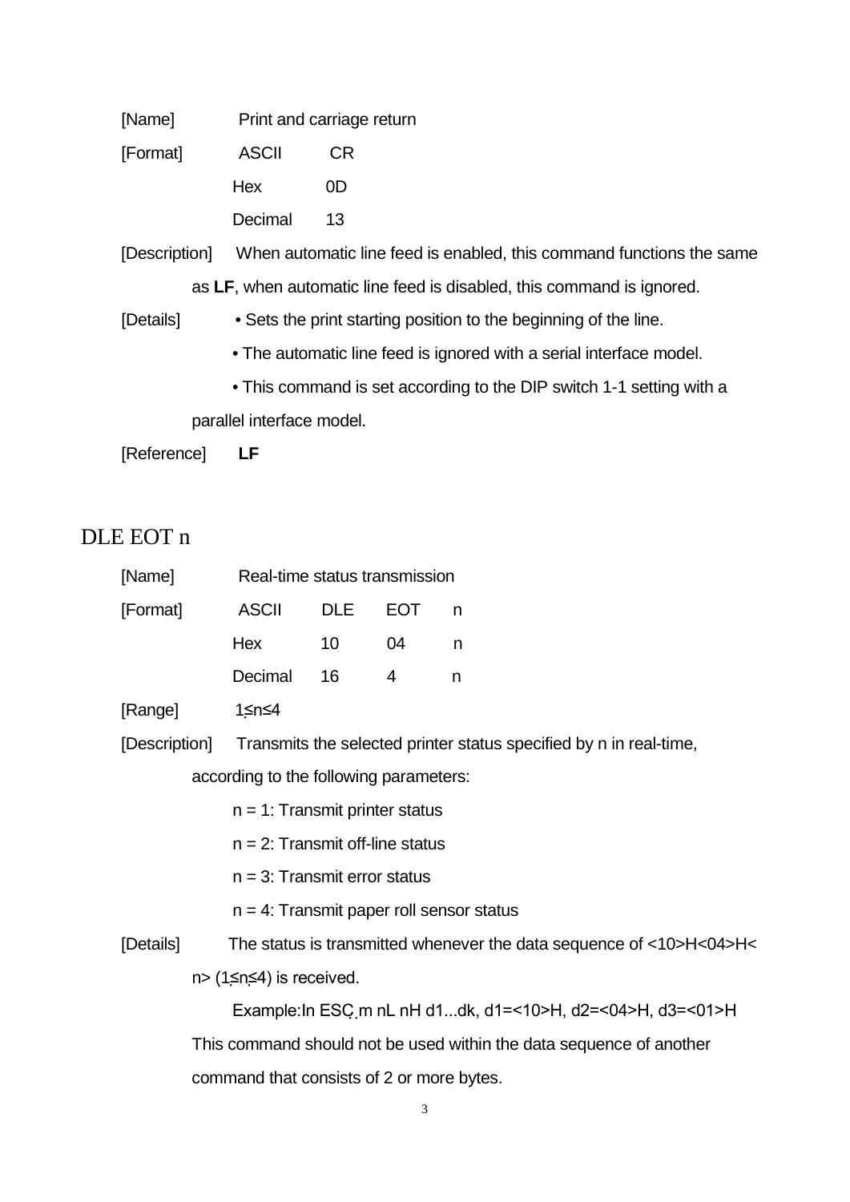[Name] Print and carriage return

[Format] ASCII CR

Hex 0D

Decimal 13

[Description] When automatic line feed is enabled, this command functions the same as **LF**, when automatic line feed is disabled, this command is ignored.

[Details] • Sets the print starting position to the beginning of the line.

• The automatic line feed is ignored with a serial interface model.

• This command is set according to the DIP switch 1-1 setting with a parallel interface model.

[Reference] **LF**

## DLE EOT n

[Name] Real-time status transmission

[Format]

| ASCII | DLE | EOT | n |
|---|---|---|---|
| Hex | 10 | 04 | n |
| Decimal | 16 | 4 | n |

[Range] 1≤n≤4

[Description] Transmits the selected printer status specified by n in real-time, according to the following parameters:

n = 1: Transmit printer status

n = 2: Transmit off-line status

n = 3: Transmit error status

n = 4: Transmit paper roll sensor status

[Details] The status is transmitted whenever the data sequence of <10>H<04>H<n> (1≤n≤4) is received.

Example:In ESC m nL nH d1...dk, d1=<10>H, d2=<04>H, d3=<01>H

This command should not be used within the data sequence of another command that consists of 2 or more bytes.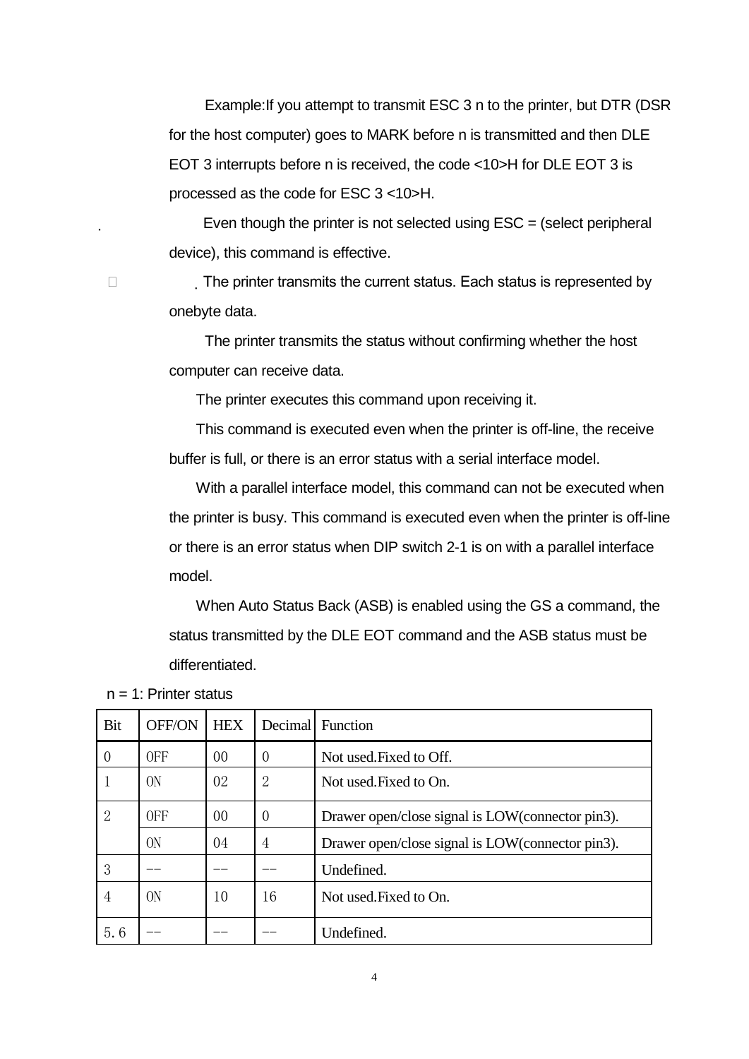Example:If you attempt to transmit ESC 3 n to the printer, but DTR (DSR for the host computer) goes to MARK before n is transmitted and then DLE EOT 3 interrupts before n is received, the code <10>H for DLE EOT 3 is processed as the code for ESC 3 <10>H.

Even though the printer is not selected using ESC = (select peripheral device), this command is effective.

The printer transmits the current status. Each status is represented by onebyte data.

The printer transmits the status without confirming whether the host computer can receive data.

The printer executes this command upon receiving it.

This command is executed even when the printer is off-line, the receive buffer is full, or there is an error status with a serial interface model.

With a parallel interface model, this command can not be executed when the printer is busy. This command is executed even when the printer is off-line or there is an error status when DIP switch 2-1 is on with a parallel interface model.

When Auto Status Back (ASB) is enabled using the GS a command, the status transmitted by the DLE EOT command and the ASB status must be differentiated.

n = 1: Printer status

| Bit | OFF/ON | HEX | Decimal | Function |
| --- | --- | --- | --- | --- |
| 0 | 0FF | 00 | 0 | Not used.Fixed to Off. |
| 1 | 0N | 02 | 2 | Not used.Fixed to On. |
| 2 | 0FF | 00 | 0 | Drawer open/close signal is LOW(connector pin3). |
| | 0N | 04 | 4 | Drawer open/close signal is LOW(connector pin3). |
| 3 | -- | -- | -- | Undefined. |
| 4 | 0N | 10 | 16 | Not used.Fixed to On. |
| 5.6 | -- | -- | -- | Undefined. |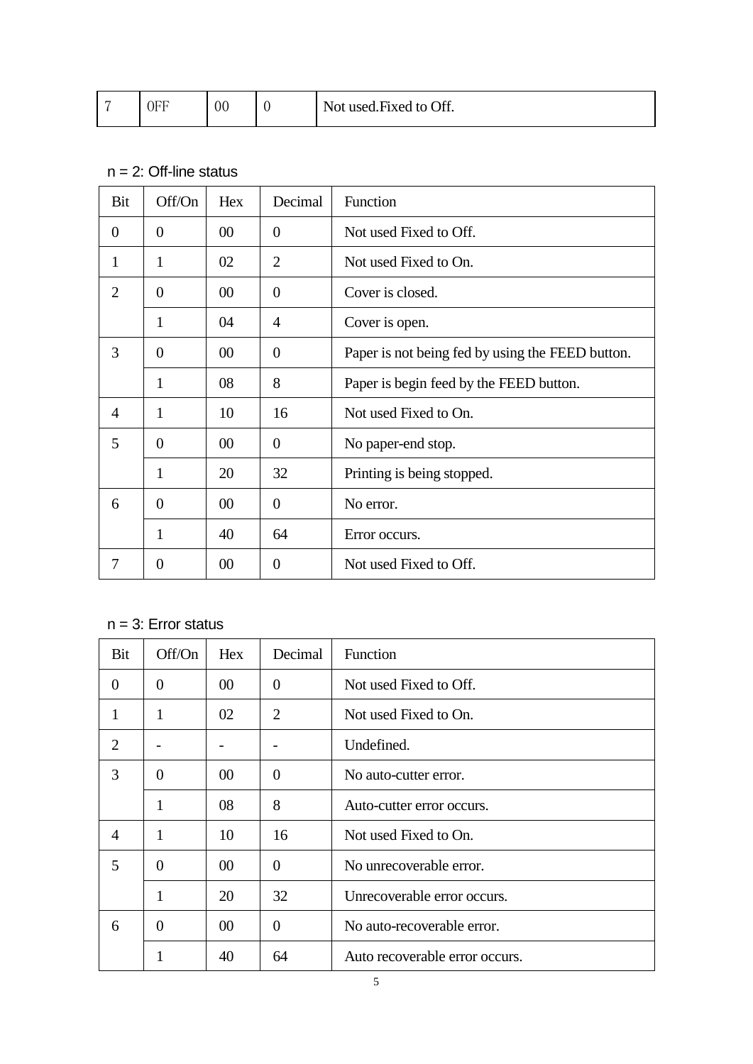| 7 | 0FF | 00 | 0 | Not used.Fixed to Off. |
|---|---|---|---|---|

n = 2: Off-line status

| Bit | Off/On | Hex | Decimal | Function |
|---|---|---|---|---|
| 0 | 0 | 00 | 0 | Not used Fixed to Off. |
| 1 | 1 | 02 | 2 | Not used Fixed to On. |
| 2 | 0 | 00 | 0 | Cover is closed. |
| | 1 | 04 | 4 | Cover is open. |
| 3 | 0 | 00 | 0 | Paper is not being fed by using the FEED button. |
| | 1 | 08 | 8 | Paper is begin feed by the FEED button. |
| 4 | 1 | 10 | 16 | Not used Fixed to On. |
| 5 | 0 | 00 | 0 | No paper-end stop. |
| | 1 | 20 | 32 | Printing is being stopped. |
| 6 | 0 | 00 | 0 | No error. |
| | 1 | 40 | 64 | Error occurs. |
| 7 | 0 | 00 | 0 | Not used Fixed to Off. |

n = 3: Error status

| Bit | Off/On | Hex | Decimal | Function |
|---|---|---|---|---|
| 0 | 0 | 00 | 0 | Not used Fixed to Off. |
| 1 | 1 | 02 | 2 | Not used Fixed to On. |
| 2 | - | - | - | Undefined. |
| 3 | 0 | 00 | 0 | No auto-cutter error. |
| | 1 | 08 | 8 | Auto-cutter error occurs. |
| 4 | 1 | 10 | 16 | Not used Fixed to On. |
| 5 | 0 | 00 | 0 | No unrecoverable error. |
| | 1 | 20 | 32 | Unrecoverable error occurs. |
| 6 | 0 | 00 | 0 | No auto-recoverable error. |
| | 1 | 40 | 64 | Auto recoverable error occurs. |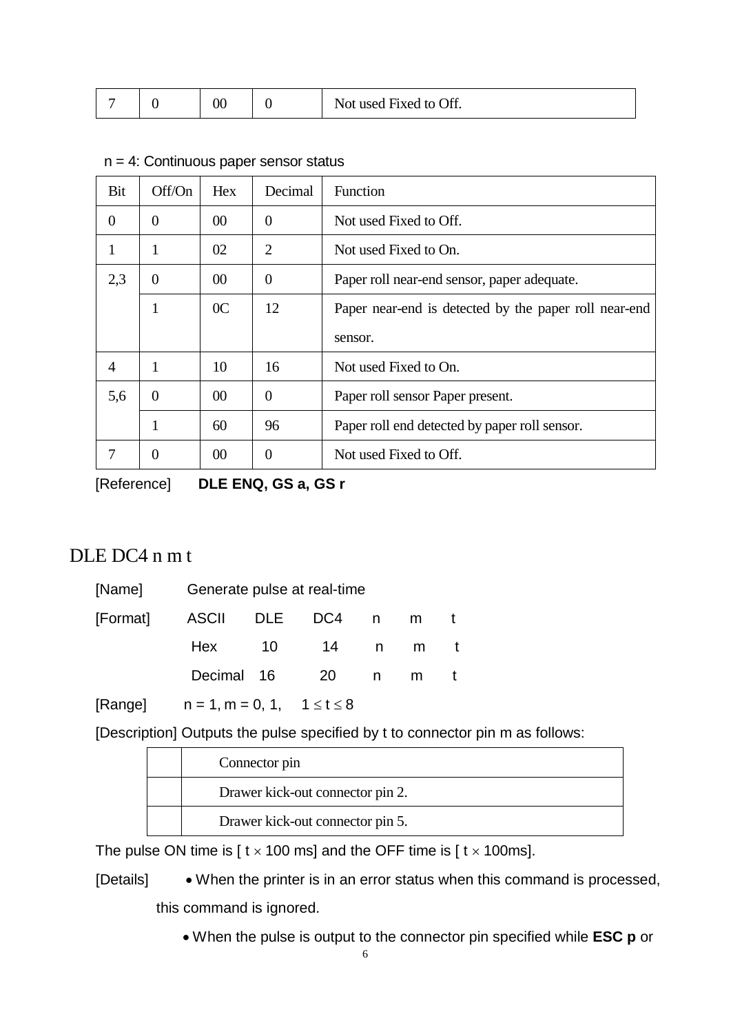| 7 | 0 | 00 | 0 | Not used Fixed to Off. |
|---|---|---|---|---|

n = 4: Continuous paper sensor status

| Bit | Off/On | Hex | Decimal | Function |
|---|---|---|---|---|
| 0 | 0 | 00 | 0 | Not used Fixed to Off. |
| 1 | 1 | 02 | 2 | Not used Fixed to On. |
| 2,3 | 0 | 00 | 0 | Paper roll near-end sensor, paper adequate. |
| | 1 | 0C | 12 | Paper near-end is detected by the paper roll near-end sensor. |
| 4 | 1 | 10 | 16 | Not used Fixed to On. |
| 5,6 | 0 | 00 | 0 | Paper roll sensor Paper present. |
| | 1 | 60 | 96 | Paper roll end detected by paper roll sensor. |
| 7 | 0 | 00 | 0 | Not used Fixed to Off. |

[Reference] **DLE ENQ, GS a, GS r**

## DLE DC4 n m t

[Name] Generate pulse at real-time

[Format]

| | | | | | |
|---|---|---|---|---|---|
| ASCII | DLE | DC4 | n | m | t |
| Hex | 10 | 14 | n | m | t |
| Decimal | 16 | 20 | n | m | t |

[Range] n = 1, m = 0, 1, $1 \leq t \leq 8$

[Description] Outputs the pulse specified by t to connector pin m as follows:

| | Connector pin |
|---|---|
| | Drawer kick-out connector pin 2. |
| | Drawer kick-out connector pin 5. |

The pulse ON time is [ $t \times 100$ ms] and the OFF time is [ $t \times 100$ms].

[Details]
- When the printer is in an error status when this command is processed, this command is ignored.
- When the pulse is output to the connector pin specified while **ESC p** or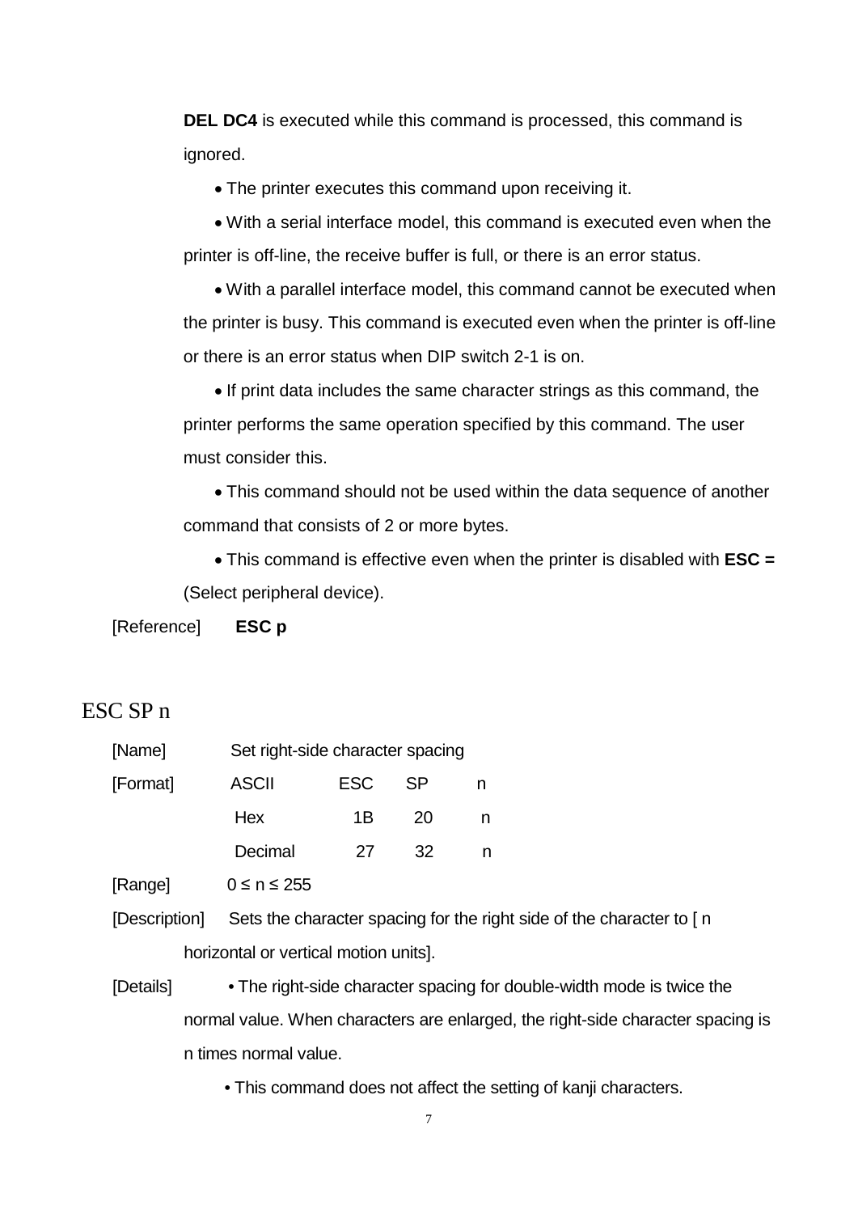**DEL DC4** is executed while this command is processed, this command is ignored.

- The printer executes this command upon receiving it.
- With a serial interface model, this command is executed even when the printer is off-line, the receive buffer is full, or there is an error status.
- With a parallel interface model, this command cannot be executed when the printer is busy. This command is executed even when the printer is off-line or there is an error status when DIP switch 2-1 is on.
- If print data includes the same character strings as this command, the printer performs the same operation specified by this command. The user must consider this.
- This command should not be used within the data sequence of another command that consists of 2 or more bytes.
- This command is effective even when the printer is disabled with **ESC =** (Select peripheral device).

[Reference] **ESC p**

## ESC SP n

[Name] Set right-side character spacing

[Format]

| ASCII | ESC | SP | n |
|---|---|---|---|
| Hex | 1B | 20 | n |
| Decimal | 27 | 32 | n |

[Range] 0 ≤ n ≤ 255

[Description] Sets the character spacing for the right side of the character to [ n horizontal or vertical motion units].

[Details]

- The right-side character spacing for double-width mode is twice the normal value. When characters are enlarged, the right-side character spacing is n times normal value.
- This command does not affect the setting of kanji characters.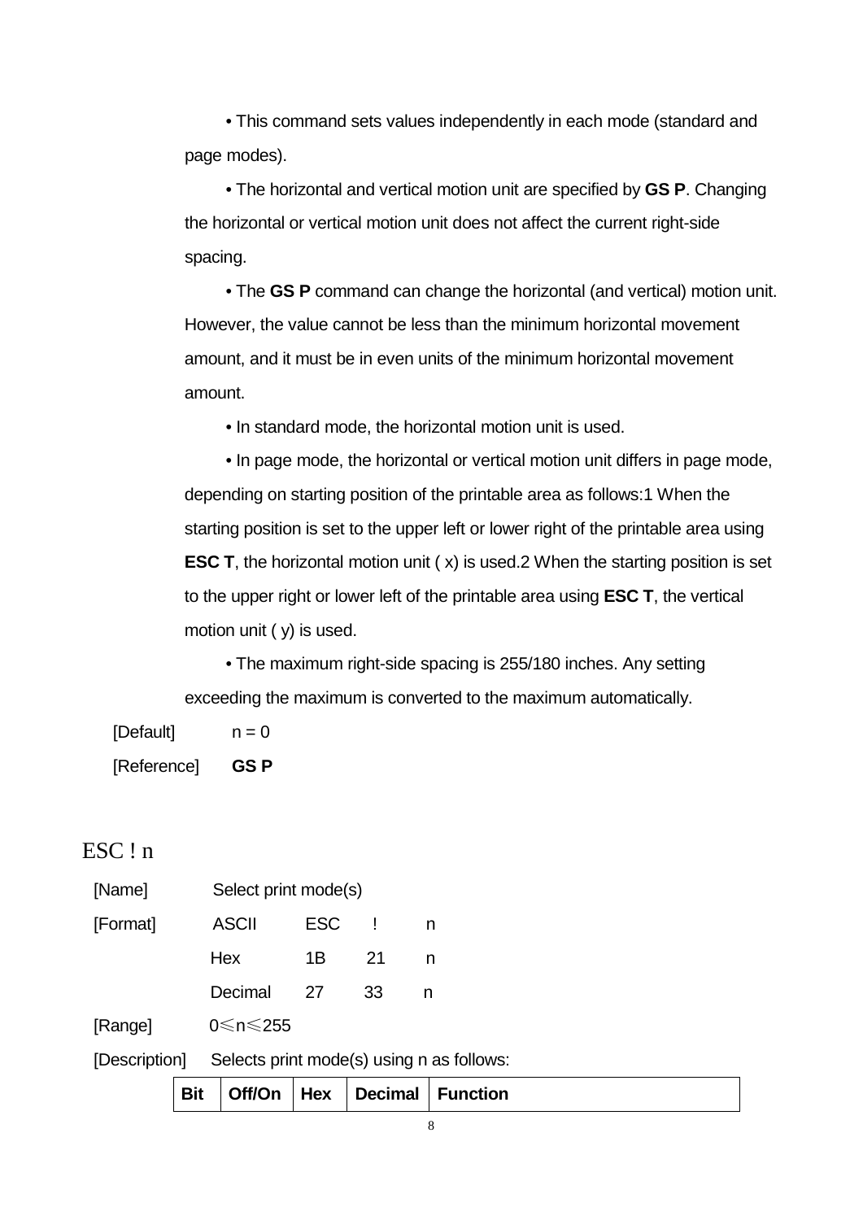• This command sets values independently in each mode (standard and page modes).

• The horizontal and vertical motion unit are specified by **GS P**. Changing the horizontal or vertical motion unit does not affect the current right-side spacing.

• The **GS P** command can change the horizontal (and vertical) motion unit. However, the value cannot be less than the minimum horizontal movement amount, and it must be in even units of the minimum horizontal movement amount.

• In standard mode, the horizontal motion unit is used.

• In page mode, the horizontal or vertical motion unit differs in page mode, depending on starting position of the printable area as follows:1 When the starting position is set to the upper left or lower right of the printable area using **ESC T**, the horizontal motion unit ( x) is used.2 When the starting position is set to the upper right or lower left of the printable area using **ESC T**, the vertical motion unit ( y) is used.

• The maximum right-side spacing is 255/180 inches. Any setting exceeding the maximum is converted to the maximum automatically.

[Default] n = 0

[Reference] **GS P**

## ESC ! n

[Name] Select print mode(s)

[Format]

| | | | |
|---|---|---|---|
| ASCII | ESC | ! | n |
| Hex | 1B | 21 | n |
| Decimal | 27 | 33 | n |

[Range] 0≤n≤255

[Description] Selects print mode(s) using n as follows:

| Bit | Off/On | Hex | Decimal | Function |
|---|---|---|---|---|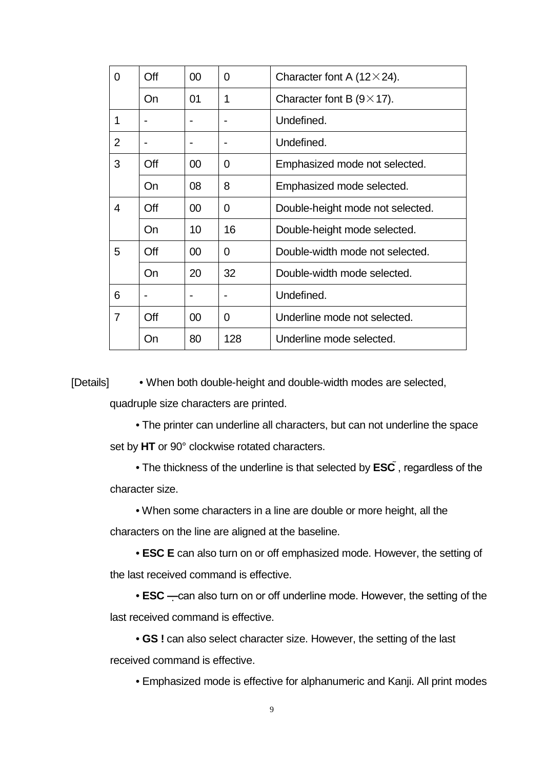| 0 | Off | 00 | 0 | Character font A (12×24). |
|---|---|---|---|---|
|  | On | 01 | 1 | Character font B (9×17). |
| 1 | - | - | - | Undefined. |
| 2 | - | - | - | Undefined. |
| 3 | Off | 00 | 0 | Emphasized mode not selected. |
|  | On | 08 | 8 | Emphasized mode selected. |
| 4 | Off | 00 | 0 | Double-height mode not selected. |
|  | On | 10 | 16 | Double-height mode selected. |
| 5 | Off | 00 | 0 | Double-width mode not selected. |
|  | On | 20 | 32 | Double-width mode selected. |
| 6 | - | - | - | Undefined. |
| 7 | Off | 00 | 0 | Underline mode not selected. |
|  | On | 80 | 128 | Underline mode selected. |

[Details] • When both double-height and double-width modes are selected, quadruple size characters are printed.

• The printer can underline all characters, but can not underline the space set by **HT** or 90° clockwise rotated characters.

• The thickness of the underline is that selected by **ESC —**, regardless of the character size.

• When some characters in a line are double or more height, all the characters on the line are aligned at the baseline.

• **ESC E** can also turn on or off emphasized mode. However, the setting of the last received command is effective.

• **ESC —** can also turn on or off underline mode. However, the setting of the last received command is effective.

• **GS !** can also select character size. However, the setting of the last received command is effective.

• Emphasized mode is effective for alphanumeric and Kanji. All print modes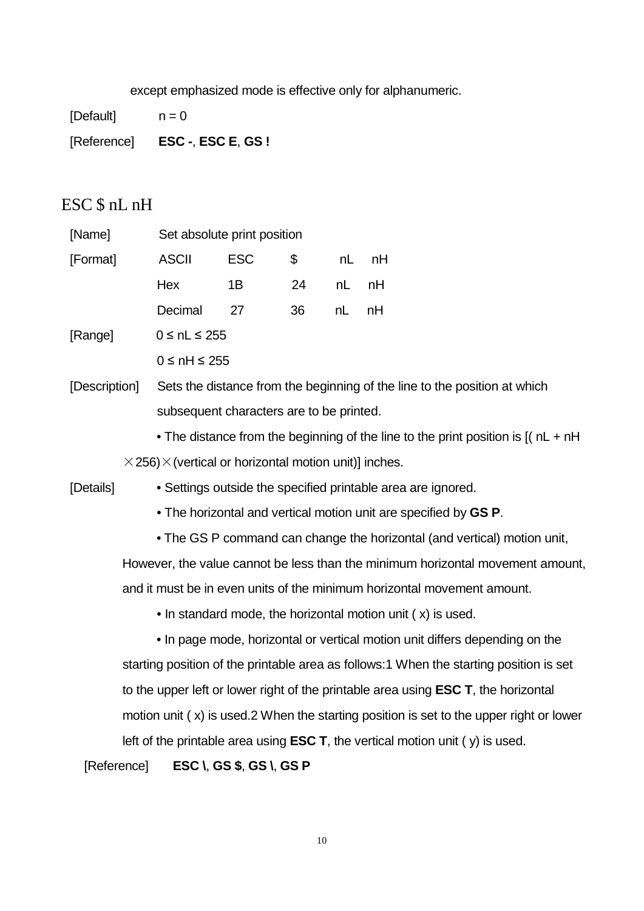except emphasized mode is effective only for alphanumeric.

[Default] n = 0

[Reference] **ESC -**, **ESC E**, **GS !**

## ESC $ nL nH

[Name] Set absolute print position

| [Format] | ASCII | ESC | $ | nL | nH |
|---|---|---|---|---|---|
| | Hex | 1B | 24 | nL | nH |
| | Decimal | 27 | 36 | nL | nH |

[Range] $0 \le nL \le 255$

$0 \le nH \le 255$

[Description] Sets the distance from the beginning of the line to the position at which subsequent characters are to be printed.

• The distance from the beginning of the line to the print position is [( nL + nH ×256)×(vertical or horizontal motion unit)] inches.

[Details] • Settings outside the specified printable area are ignored.

• The horizontal and vertical motion unit are specified by **GS P**.

• The GS P command can change the horizontal (and vertical) motion unit, However, the value cannot be less than the minimum horizontal movement amount, and it must be in even units of the minimum horizontal movement amount.

• In standard mode, the horizontal motion unit ( x) is used.

• In page mode, horizontal or vertical motion unit differs depending on the starting position of the printable area as follows:1 When the starting position is set to the upper left or lower right of the printable area using **ESC T**, the horizontal motion unit ( x) is used.2 When the starting position is set to the upper right or lower left of the printable area using **ESC T**, the vertical motion unit ( y) is used.

[Reference] **ESC \**, **GS $**, **GS \**, **GS P**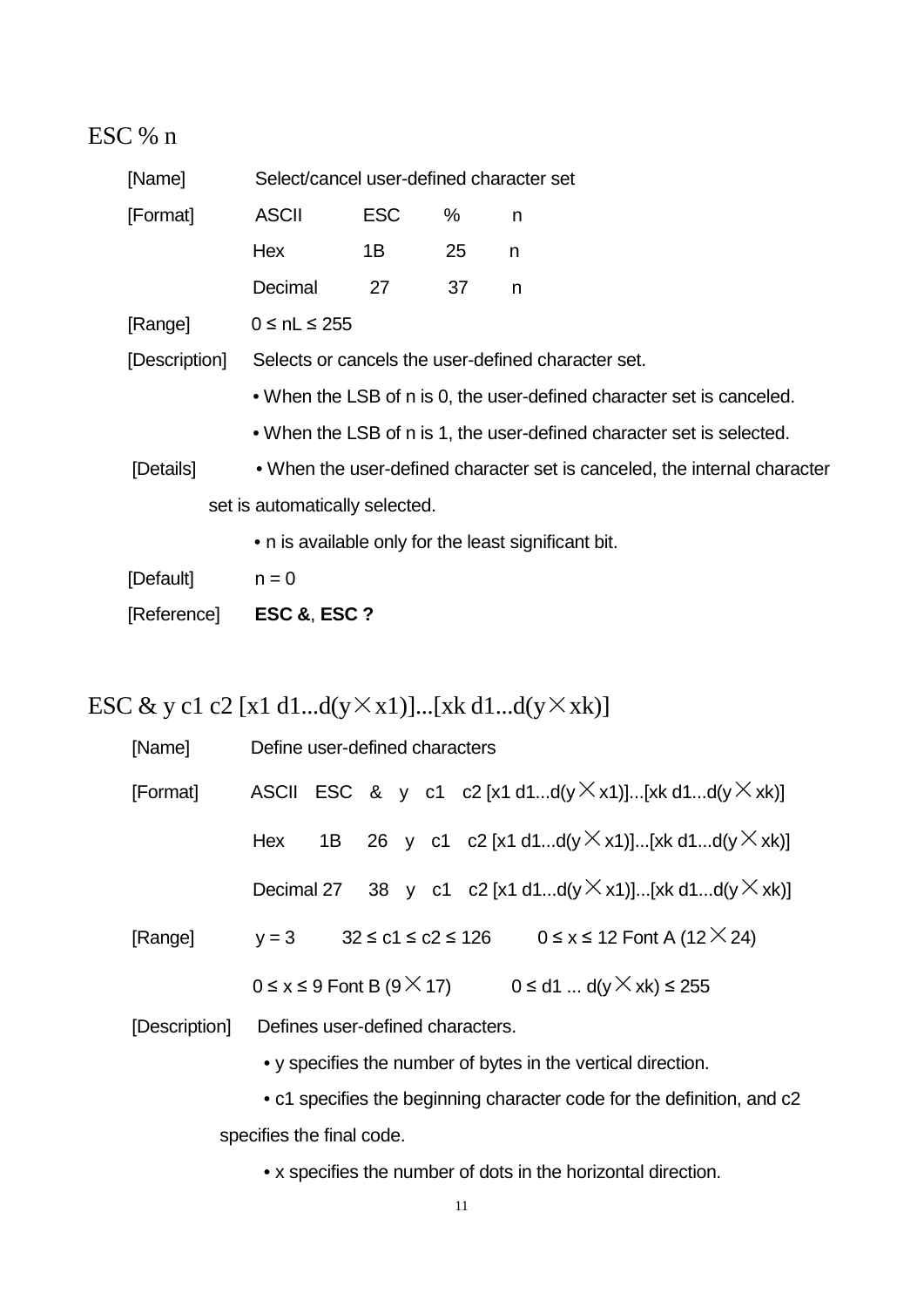## ESC % n

[Name] Select/cancel user-defined character set

[Format]

| | | | |
|---|---|---|---|
| ASCII | ESC | % | n |
| Hex | 1B | 25 | n |
| Decimal | 27 | 37 | n |

[Range] 0 ≤ nL ≤ 255

[Description] Selects or cancels the user-defined character set.

- When the LSB of n is 0, the user-defined character set is canceled.
- When the LSB of n is 1, the user-defined character set is selected.

[Details]

- When the user-defined character set is canceled, the internal character set is automatically selected.
- n is available only for the least significant bit.

[Default] n = 0

[Reference] **ESC &**, **ESC ?**

## ESC & y c1 c2 [x1 d1...d(y×x1)]...[xk d1...d(y×xk)]

[Name] Define user-defined characters

[Format]

| | | | | | |
|---|---|---|---|---|---|
| ASCII | ESC | & | y | c1 | c2 [x1 d1...d(y×x1)]...[xk d1...d(y×xk)] |
| Hex | 1B | 26 | y | c1 | c2 [x1 d1...d(y×x1)]...[xk d1...d(y×xk)] |
| Decimal | 27 | 38 | y | c1 | c2 [x1 d1...d(y×x1)]...[xk d1...d(y×xk)] |

[Range] y = 3 32 ≤ c1 ≤ c2 ≤ 126 0 ≤ x ≤ 12 Font A (12×24)

0 ≤ x ≤ 9 Font B (9×17) 0 ≤ d1 ... d(y×xk) ≤ 255

[Description] Defines user-defined characters.

- y specifies the number of bytes in the vertical direction.
- c1 specifies the beginning character code for the definition, and c2 specifies the final code.
- x specifies the number of dots in the horizontal direction.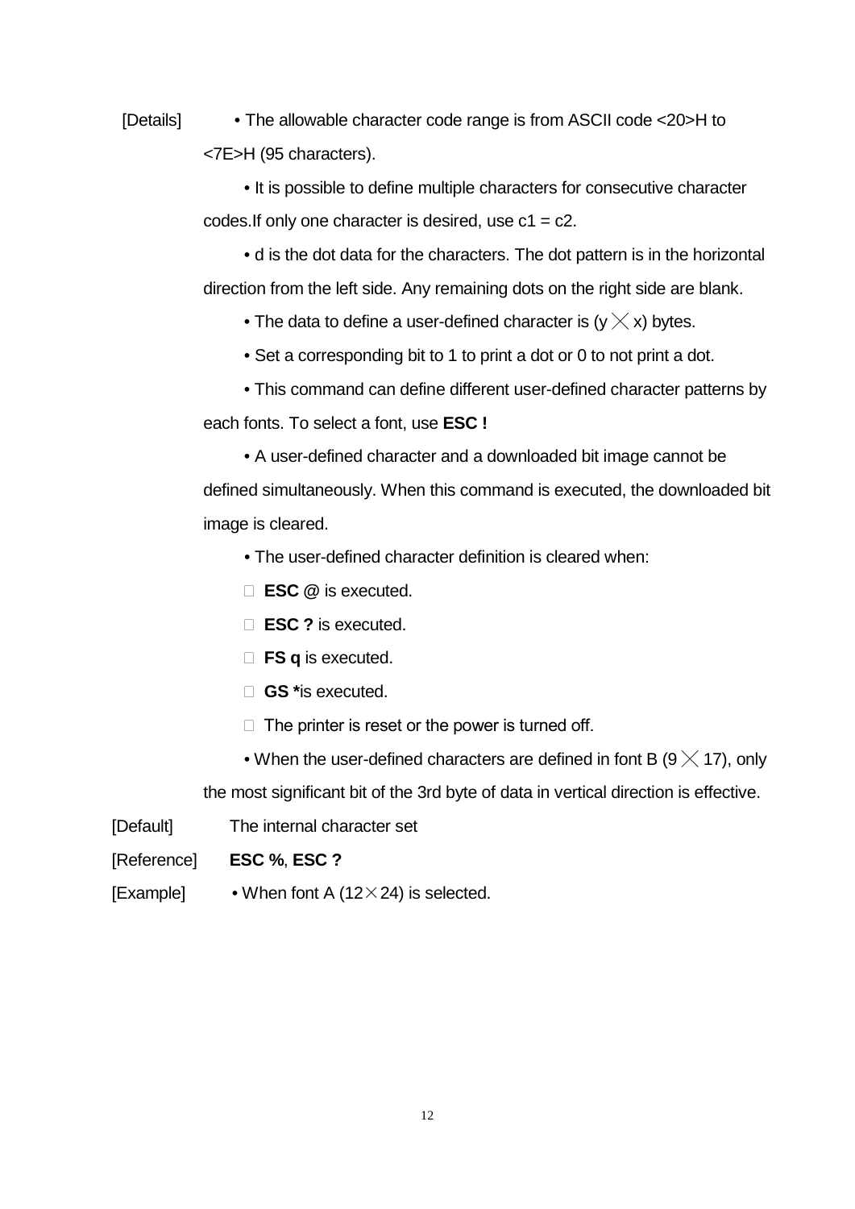[Details] • The allowable character code range is from ASCII code <20>H to <7E>H (95 characters).

• It is possible to define multiple characters for consecutive character codes.If only one character is desired, use c1 = c2.

• d is the dot data for the characters. The dot pattern is in the horizontal direction from the left side. Any remaining dots on the right side are blank.

• The data to define a user-defined character is (y × x) bytes.

• Set a corresponding bit to 1 to print a dot or 0 to not print a dot.

• This command can define different user-defined character patterns by each fonts. To select a font, use **ESC !**

• A user-defined character and a downloaded bit image cannot be defined simultaneously. When this command is executed, the downloaded bit image is cleared.

• The user-defined character definition is cleared when:

- **ESC** @ is executed.
- **ESC ?** is executed.
- **FS q** is executed.
- **GS ***is executed.
- The printer is reset or the power is turned off.

• When the user-defined characters are defined in font B (9 × 17), only the most significant bit of the 3rd byte of data in vertical direction is effective.

[Default] The internal character set

[Reference] **ESC %**, **ESC ?**

[Example] • When font A (12×24) is selected.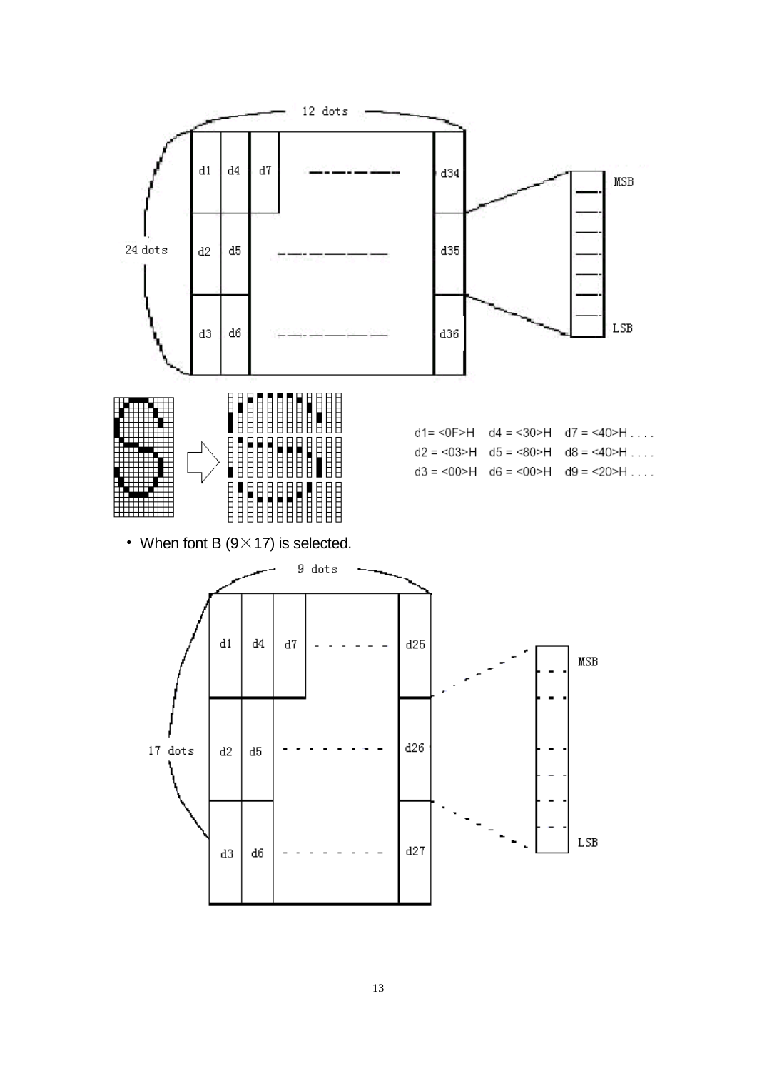d1= <0F>H  d4 = <30>H  d7 = <40>H . . . .

d2 = <03>H  d5 = <80>H  d8 = <40>H . . . .

d3 = <00>H  d6 = <00>H  d9 = <20>H . . . .

- When font B (9×17) is selected.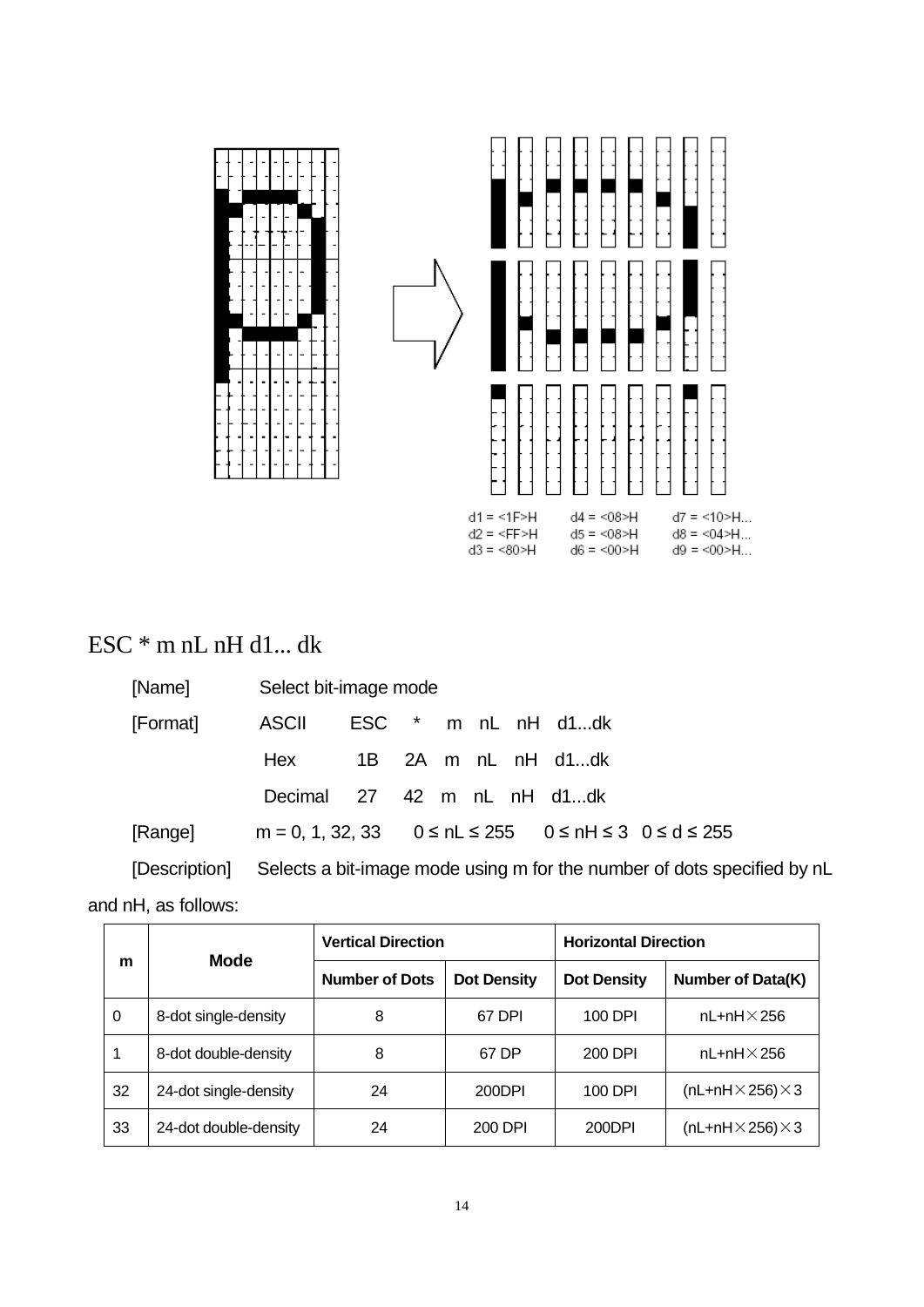d1 = <1F>H　d4 = <08>H　d7 = <10>H...
d2 = <FF>H　d5 = <08>H　d8 = <04>H...
d3 = <80>H　d6 = <00>H　d9 = <00>H...

# ESC * m nL nH d1... dk

[Name] Select bit-image mode

[Format] ASCII ESC * m nL nH d1...dk

Hex 1B 2A m nL nH d1...dk

Decimal 27 42 m nL nH d1...dk

[Range] m = 0, 1, 32, 33　0 ≤ nL ≤ 255　0 ≤ nH ≤ 3　0 ≤ d ≤ 255

[Description] Selects a bit-image mode using m for the number of dots specified by nL and nH, as follows:

| m | Mode | Vertical Direction | | Horizontal Direction | |
|---|---|---|---|---|---|
| | | Number of Dots | Dot Density | Dot Density | Number of Data(K) |
| 0 | 8-dot single-density | 8 | 67 DPI | 100 DPI | nL+nH×256 |
| 1 | 8-dot double-density | 8 | 67 DP | 200 DPI | nL+nH×256 |
| 32 | 24-dot single-density | 24 | 200DPI | 100 DPI | (nL+nH×256)×3 |
| 33 | 24-dot double-density | 24 | 200 DPI | 200DPI | (nL+nH×256)×3 |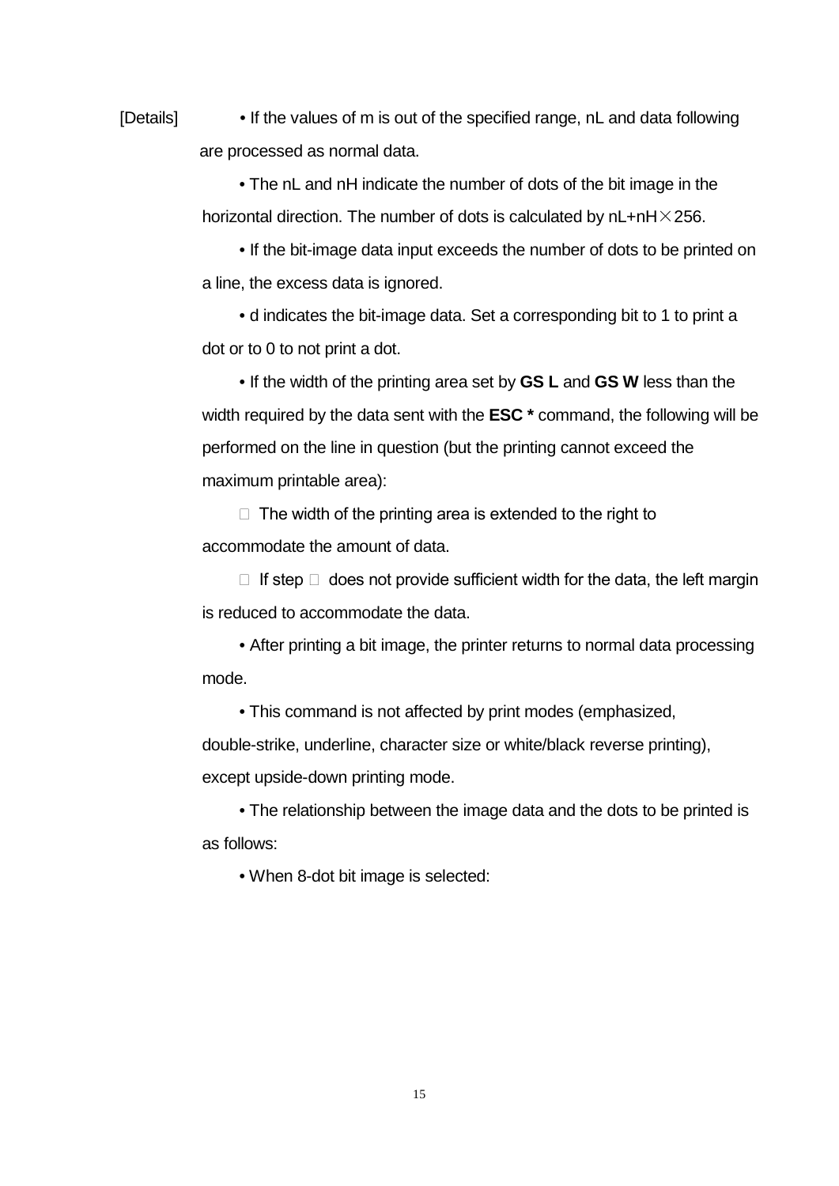[Details] • If the values of m is out of the specified range, nL and data following are processed as normal data.

• The nL and nH indicate the number of dots of the bit image in the horizontal direction. The number of dots is calculated by nL+nH×256.

• If the bit-image data input exceeds the number of dots to be printed on a line, the excess data is ignored.

• d indicates the bit-image data. Set a corresponding bit to 1 to print a dot or to 0 to not print a dot.

• If the width of the printing area set by **GS L** and **GS W** less than the width required by the data sent with the **ESC *** command, the following will be performed on the line in question (but the printing cannot exceed the maximum printable area):

 The width of the printing area is extended to the right to accommodate the amount of data.

 If step  does not provide sufficient width for the data, the left margin is reduced to accommodate the data.

• After printing a bit image, the printer returns to normal data processing mode.

• This command is not affected by print modes (emphasized, double-strike, underline, character size or white/black reverse printing), except upside-down printing mode.

• The relationship between the image data and the dots to be printed is as follows:

• When 8-dot bit image is selected: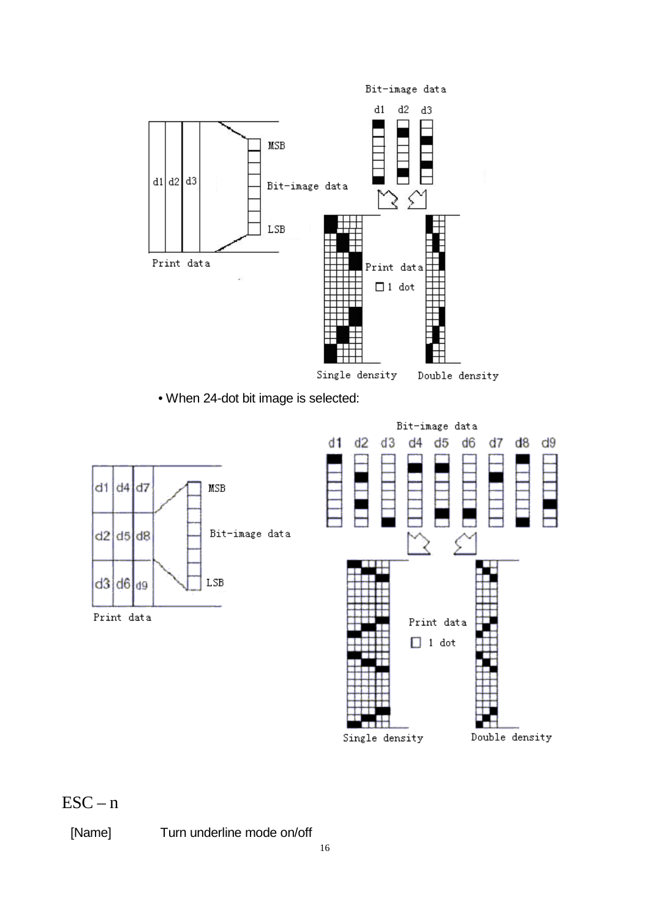Bit-image data

d1 d2 d3

MSB

Bit-image data

LSB

Print data

Print data

□ 1 dot

Single density Double density

• When 24-dot bit image is selected:

Bit-image data

d1 d2 d3 d4 d5 d6 d7 d8 d9

| d1 | d4 | d7 |
|---|---|---|
| d2 | d5 | d8 |
| d3 | d6 | d9 |

MSB

Bit-image data

LSB

Print data

Print data

□ 1 dot

Single density Double density

## ESC – n

[Name] Turn underline mode on/off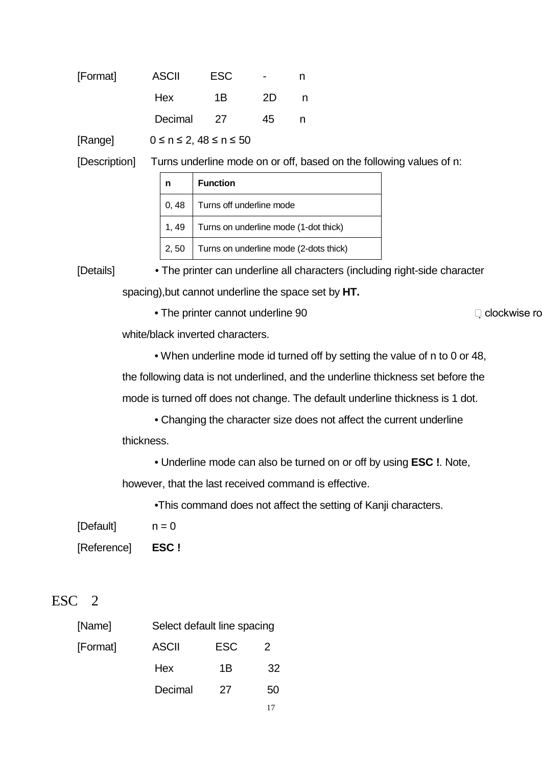[Format] ASCII ESC - n

Hex 1B 2D n

Decimal 27 45 n

[Range] 0 ≤ n ≤ 2, 48 ≤ n ≤ 50

[Description] Turns underline mode on or off, based on the following values of n:

| n | Function |
|---|---|
| 0, 48 | Turns off underline mode |
| 1, 49 | Turns on underline mode (1-dot thick) |
| 2, 50 | Turns on underline mode (2-dots thick) |

[Details] • The printer can underline all characters (including right-side character spacing),but cannot underline the space set by **HT.**

• The printer cannot underline 90 clockwise ro white/black inverted characters.

• When underline mode id turned off by setting the value of n to 0 or 48, the following data is not underlined, and the underline thickness set before the mode is turned off does not change. The default underline thickness is 1 dot.

• Changing the character size does not affect the current underline thickness.

• Underline mode can also be turned on or off by using **ESC !**. Note, however, that the last received command is effective.

•This command does not affect the setting of Kanji characters.

[Default] n = 0

[Reference] **ESC !**

## ESC 2

[Name] Select default line spacing

[Format] ASCII ESC 2

Hex 1B 32

Decimal 27 50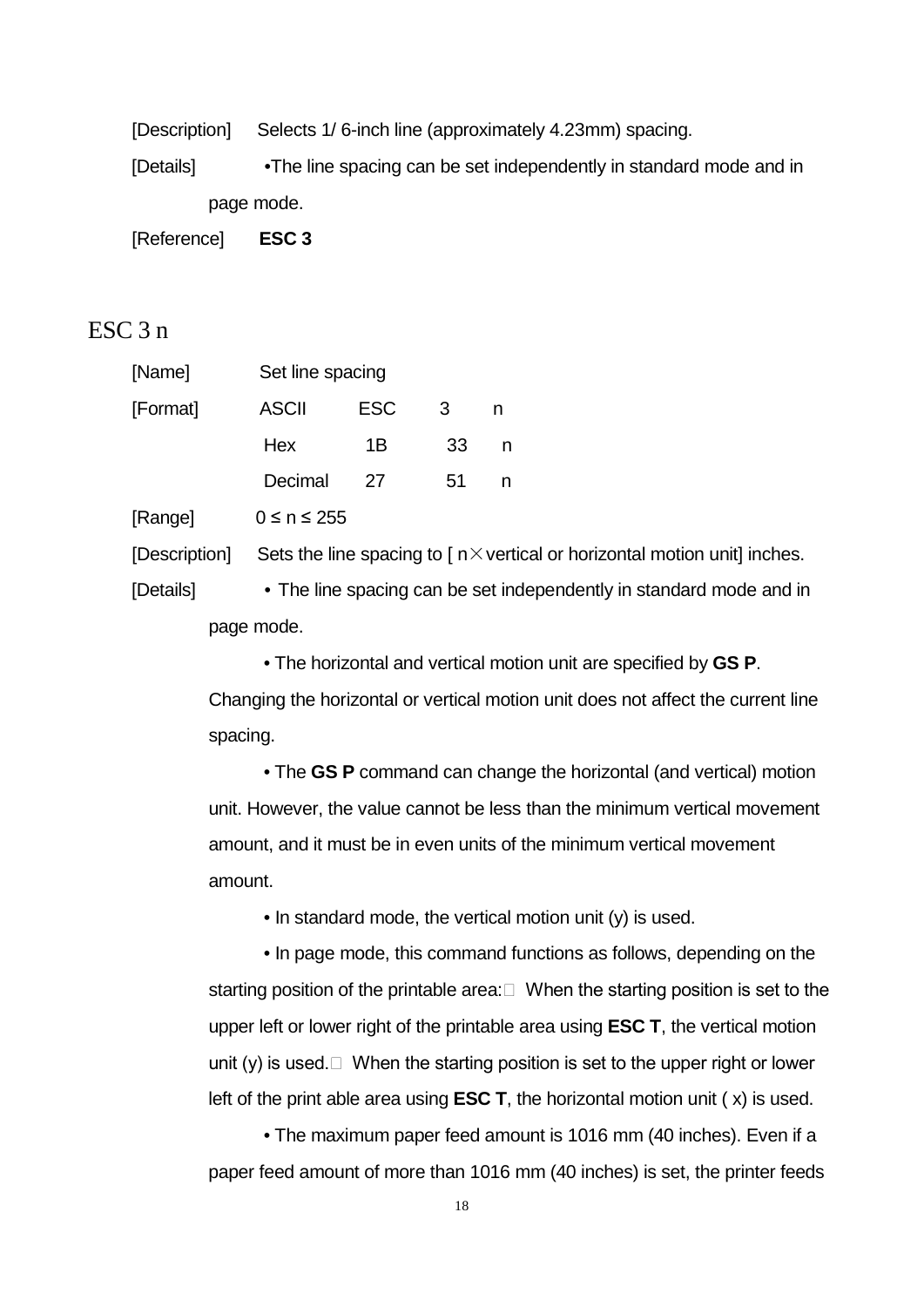[Description] Selects 1/ 6-inch line (approximately 4.23mm) spacing.

[Details] •The line spacing can be set independently in standard mode and in page mode.

[Reference] **ESC 3**

## ESC 3 n

[Name] Set line spacing

[Format]

| ASCII | ESC | 3 | n |
|---|---|---|---|
| Hex | 1B | 33 | n |
| Decimal | 27 | 51 | n |

[Range] 0 ≤ n ≤ 255

[Description] Sets the line spacing to [ n×vertical or horizontal motion unit] inches.

[Details] • The line spacing can be set independently in standard mode and in page mode.

• The horizontal and vertical motion unit are specified by **GS P**. Changing the horizontal or vertical motion unit does not affect the current line spacing.

• The **GS P** command can change the horizontal (and vertical) motion unit. However, the value cannot be less than the minimum vertical movement amount, and it must be in even units of the minimum vertical movement amount.

• In standard mode, the vertical motion unit (y) is used.

• In page mode, this command functions as follows, depending on the starting position of the printable area: When the starting position is set to the upper left or lower right of the printable area using **ESC T**, the vertical motion unit (y) is used. When the starting position is set to the upper right or lower left of the print able area using **ESC T**, the horizontal motion unit ( x) is used.

• The maximum paper feed amount is 1016 mm (40 inches). Even if a paper feed amount of more than 1016 mm (40 inches) is set, the printer feeds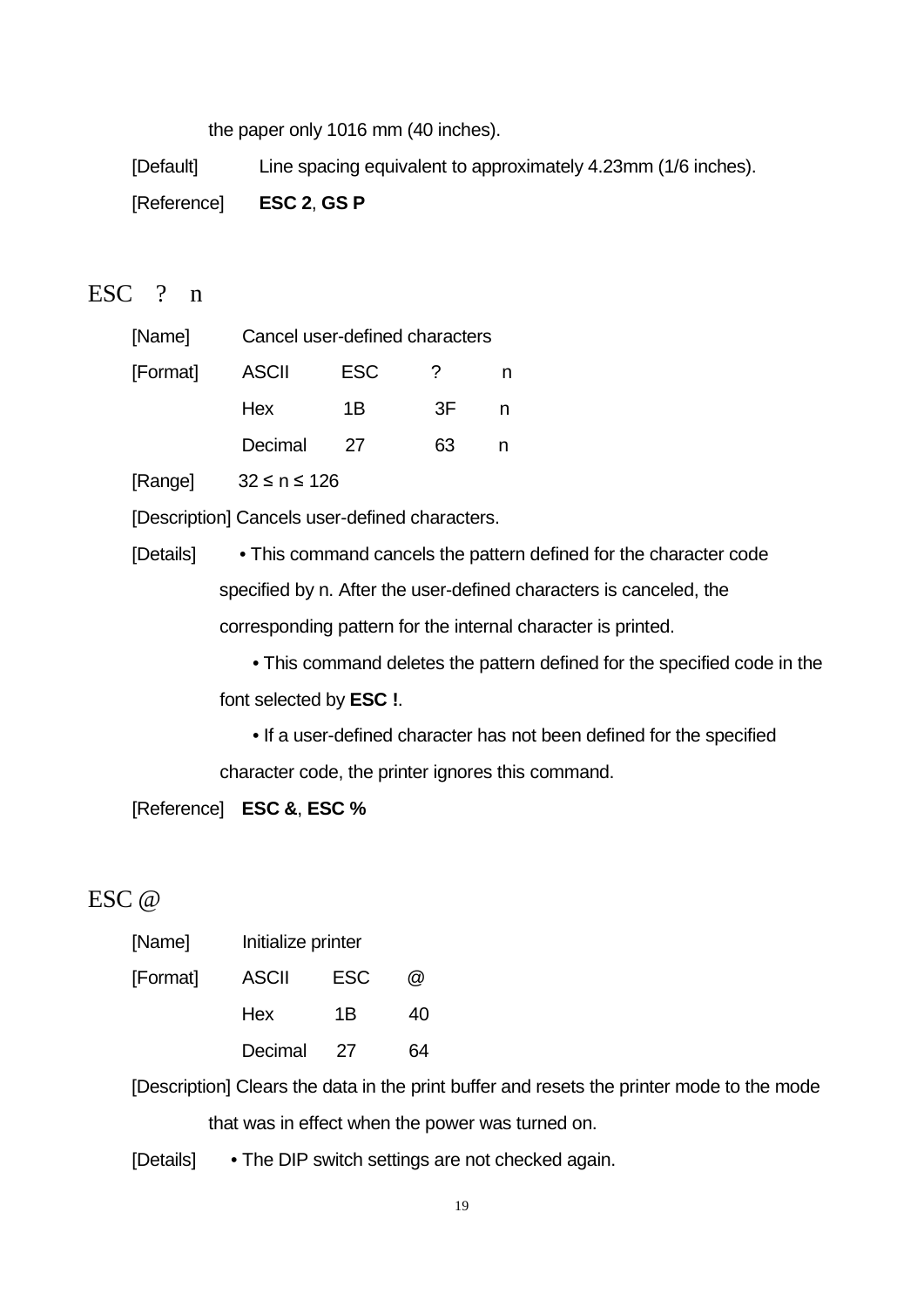the paper only 1016 mm (40 inches).

[Default] Line spacing equivalent to approximately 4.23mm (1/6 inches).

[Reference] **ESC 2**, **GS P**

## ESC ? n

[Name] Cancel user-defined characters

[Format]

| ASCII | ESC | ? | n |
|---|---|---|---|
| Hex | 1B | 3F | n |
| Decimal | 27 | 63 | n |

[Range] 32 ≤ n ≤ 126

[Description] Cancels user-defined characters.

[Details]
- This command cancels the pattern defined for the character code specified by n. After the user-defined characters is canceled, the corresponding pattern for the internal character is printed.
- This command deletes the pattern defined for the specified code in the font selected by **ESC !**.
- If a user-defined character has not been defined for the specified character code, the printer ignores this command.

[Reference] **ESC &**, **ESC %**

## ESC @

[Name] Initialize printer

[Format]

| ASCII | ESC | @ |
|---|---|---|
| Hex | 1B | 40 |
| Decimal | 27 | 64 |

[Description] Clears the data in the print buffer and resets the printer mode to the mode that was in effect when the power was turned on.

[Details]
- The DIP switch settings are not checked again.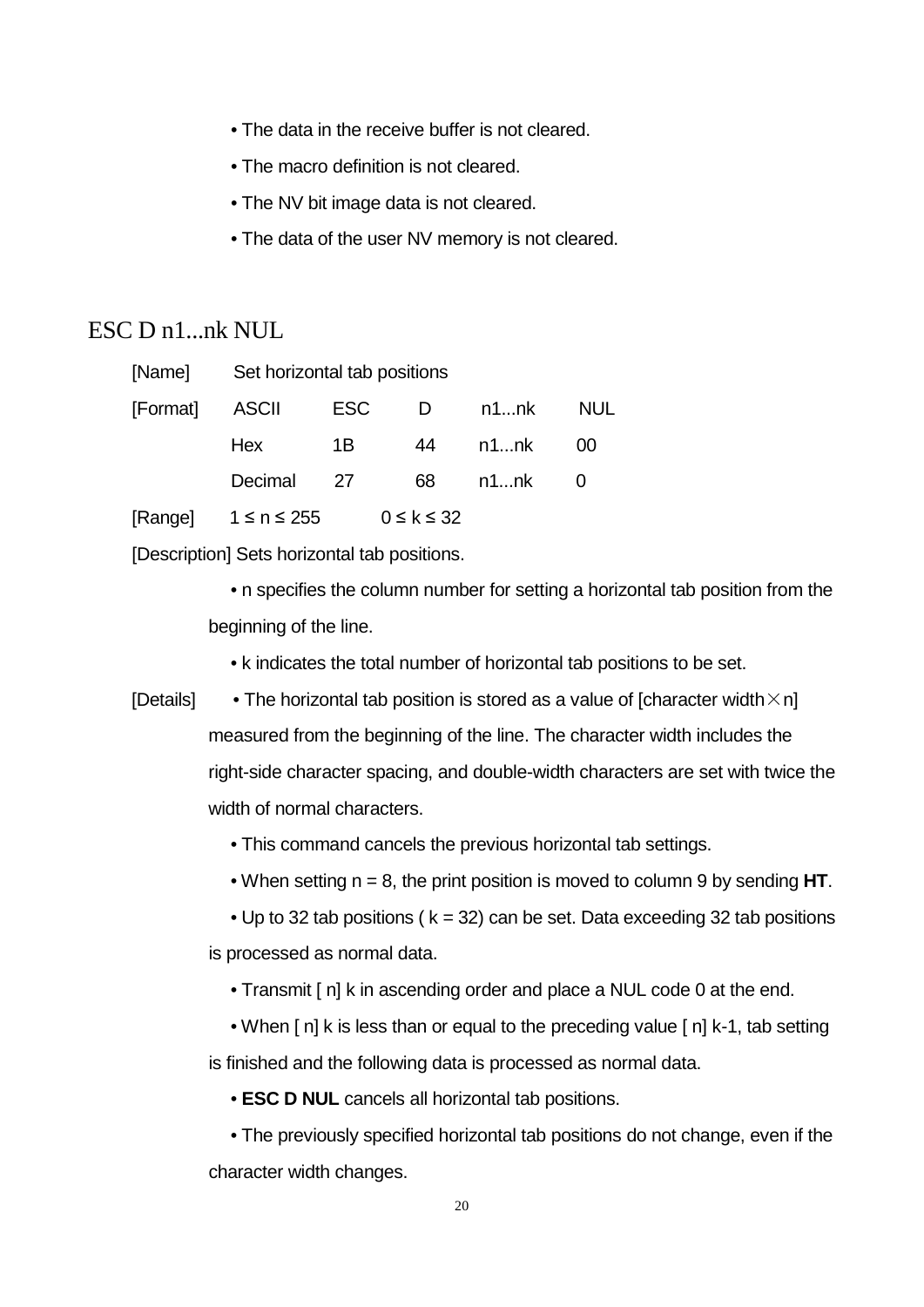• The data in the receive buffer is not cleared.

• The macro definition is not cleared.

• The NV bit image data is not cleared.

• The data of the user NV memory is not cleared.

## ESC D n1...nk NUL

[Name] Set horizontal tab positions

| [Format] | ASCII | ESC | D | n1...nk | NUL |
|---|---|---|---|---|---|
| | Hex | 1B | 44 | n1...nk | 00 |
| | Decimal | 27 | 68 | n1...nk | 0 |

[Range] 1 ≤ n ≤ 255 0 ≤ k ≤ 32

[Description] Sets horizontal tab positions.

• n specifies the column number for setting a horizontal tab position from the beginning of the line.

• k indicates the total number of horizontal tab positions to be set.

[Details] • The horizontal tab position is stored as a value of [character width × n] measured from the beginning of the line. The character width includes the right-side character spacing, and double-width characters are set with twice the width of normal characters.

• This command cancels the previous horizontal tab settings.

• When setting n = 8, the print position is moved to column 9 by sending **HT**.

• Up to 32 tab positions ( k = 32) can be set. Data exceeding 32 tab positions is processed as normal data.

• Transmit [ n] k in ascending order and place a NUL code 0 at the end.

• When [ n] k is less than or equal to the preceding value [ n] k-1, tab setting is finished and the following data is processed as normal data.

• **ESC D NUL** cancels all horizontal tab positions.

• The previously specified horizontal tab positions do not change, even if the character width changes.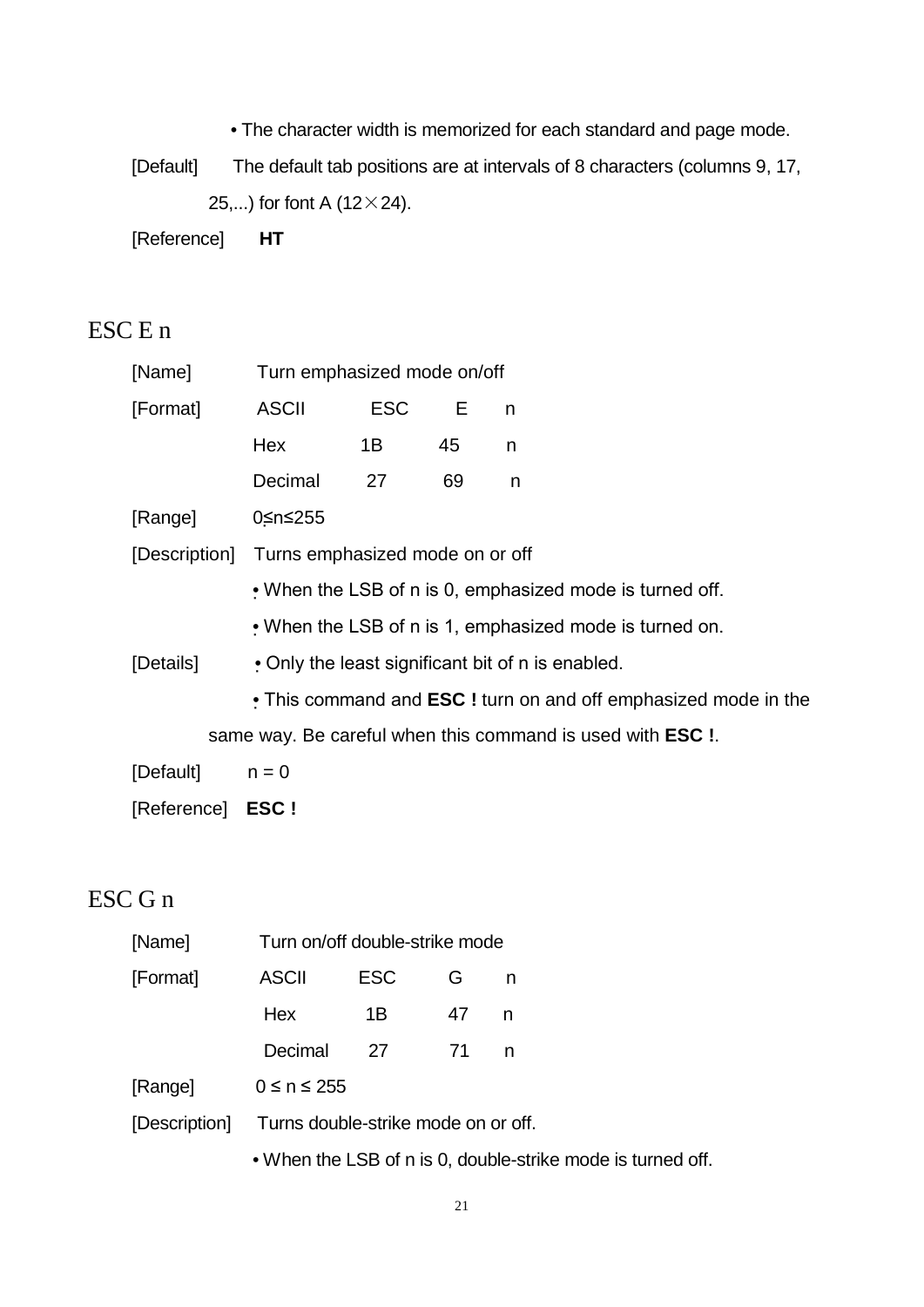• The character width is memorized for each standard and page mode.

[Default] The default tab positions are at intervals of 8 characters (columns 9, 17, 25,...) for font A (12×24).

[Reference] **HT**

## ESC E n

[Name] Turn emphasized mode on/off

[Format]

| | | | |
|---|---|---|---|
| ASCII | ESC | E | n |
| Hex | 1B | 45 | n |
| Decimal | 27 | 69 | n |

[Range] 0≤n≤255

[Description] Turns emphasized mode on or off

• When the LSB of n is 0, emphasized mode is turned off.

• When the LSB of n is 1, emphasized mode is turned on.

[Details] • Only the least significant bit of n is enabled.

• This command and **ESC !** turn on and off emphasized mode in the same way. Be careful when this command is used with **ESC !**.

[Default] n = 0

[Reference] **ESC !**

## ESC G n

[Name] Turn on/off double-strike mode

[Format]

| | | | |
|---|---|---|---|
| ASCII | ESC | G | n |
| Hex | 1B | 47 | n |
| Decimal | 27 | 71 | n |

[Range] 0 ≤ n ≤ 255

[Description] Turns double-strike mode on or off.

• When the LSB of n is 0, double-strike mode is turned off.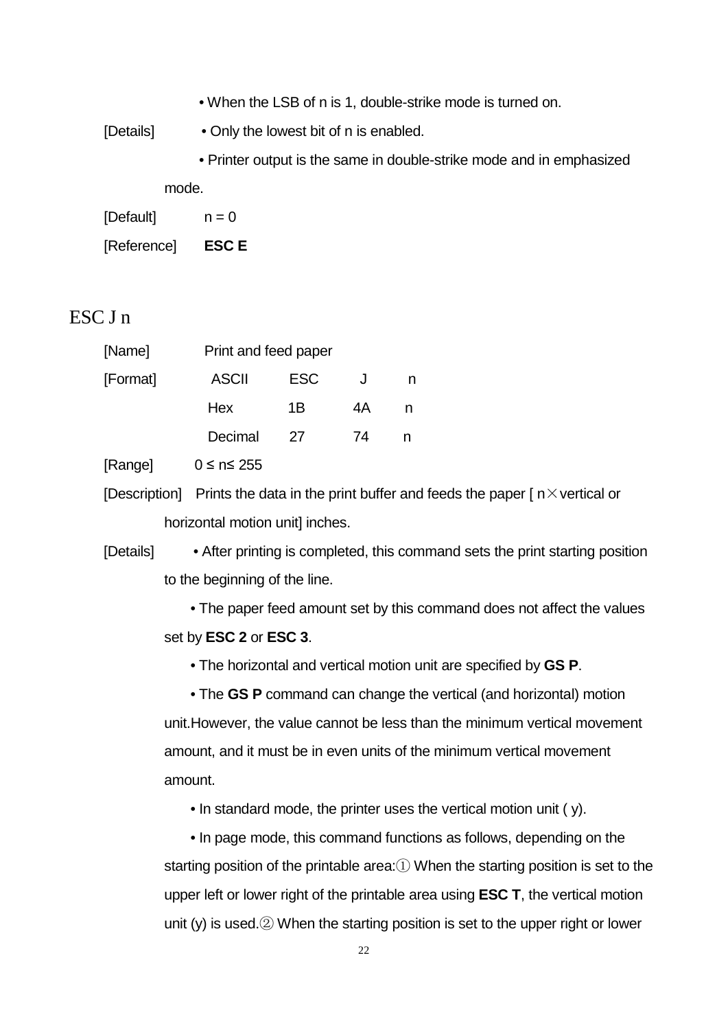• When the LSB of n is 1, double-strike mode is turned on.

[Details] • Only the lowest bit of n is enabled.

• Printer output is the same in double-strike mode and in emphasized mode.

[Default] n = 0

[Reference] **ESC E**

## ESC J n

[Name] Print and feed paper

| [Format] | ASCII | ESC | J | n |
|---|---|---|---|---|
| | Hex | 1B | 4A | n |
| | Decimal | 27 | 74 | n |

[Range] 0 ≤ n≤ 255

[Description] Prints the data in the print buffer and feeds the paper [ n×vertical or horizontal motion unit] inches.

[Details] • After printing is completed, this command sets the print starting position to the beginning of the line.

• The paper feed amount set by this command does not affect the values set by **ESC 2** or **ESC 3**.

• The horizontal and vertical motion unit are specified by **GS P**.

• The **GS P** command can change the vertical (and horizontal) motion unit.However, the value cannot be less than the minimum vertical movement amount, and it must be in even units of the minimum vertical movement amount.

• In standard mode, the printer uses the vertical motion unit ( y).

• In page mode, this command functions as follows, depending on the starting position of the printable area:① When the starting position is set to the upper left or lower right of the printable area using **ESC T**, the vertical motion unit (y) is used.② When the starting position is set to the upper right or lower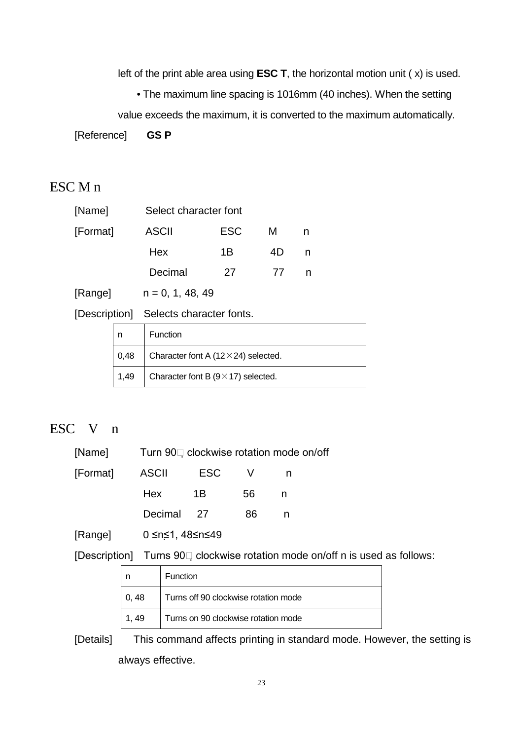left of the print able area using **ESC T**, the horizontal motion unit ( x) is used.

• The maximum line spacing is 1016mm (40 inches). When the setting value exceeds the maximum, it is converted to the maximum automatically.

[Reference] **GS P**

## ESC M n

[Name] Select character font

[Format] ASCII ESC M n

Hex 1B 4D n

Decimal 27 77 n

[Range] n = 0, 1, 48, 49

[Description] Selects character fonts.

| n | Function |
|---|---|
| 0,48 | Character font A (12×24) selected. |
| 1,49 | Character font B (9×17) selected. |

## ESC V n

[Name] Turn 90 clockwise rotation mode on/off

[Format] ASCII ESC V n

Hex 1B 56 n

Decimal 27 86 n

[Range] 0 ≤n≤1, 48≤n≤49

[Description] Turns 90 clockwise rotation mode on/off n is used as follows:

| n | Function |
|---|---|
| 0, 48 | Turns off 90 clockwise rotation mode |
| 1, 49 | Turns on 90 clockwise rotation mode |

[Details] This command affects printing in standard mode. However, the setting is always effective.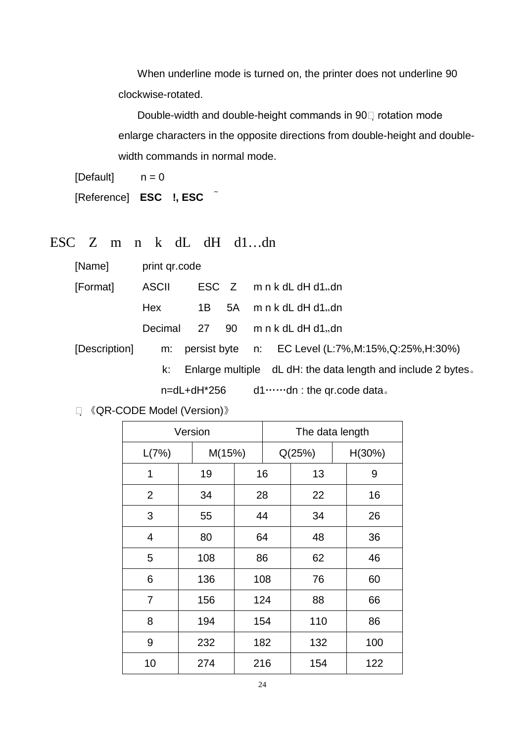When underline mode is turned on, the printer does not underline 90 clockwise-rotated.

Double-width and double-height commands in 90 rotation mode enlarge characters in the opposite directions from double-height and double-width commands in normal mode.

[Default]    n = 0

[Reference]  **ESC !, ESC ˜**

## ESC Z m n k dL dH d1…dn

[Name]    print qr.code

[Format]  ASCII    ESC  Z    m n k dL dH d1„dn

          Hex      1B   5A   m n k dL dH d1„dn

          Decimal  27   90   m n k dL dH d1„dn

[Description]  m: persist byte   n: EC Level (L:7%,M:15%,Q:25%,H:30%)

k: Enlarge multiple   dL dH: the data length and include 2 bytes。

n=dL+dH*256    d1……dn : the qr.code data。

《QR-CODE Model (Version)》

| Version | The data length | | | |
|---|---|---|---|---|
| L(7%) | M(15%) | | Q(25%) | H(30%) |
| 1 | 19 | 16 | 13 | 9 |
| 2 | 34 | 28 | 22 | 16 |
| 3 | 55 | 44 | 34 | 26 |
| 4 | 80 | 64 | 48 | 36 |
| 5 | 108 | 86 | 62 | 46 |
| 6 | 136 | 108 | 76 | 60 |
| 7 | 156 | 124 | 88 | 66 |
| 8 | 194 | 154 | 110 | 86 |
| 9 | 232 | 182 | 132 | 100 |
| 10 | 274 | 216 | 154 | 122 |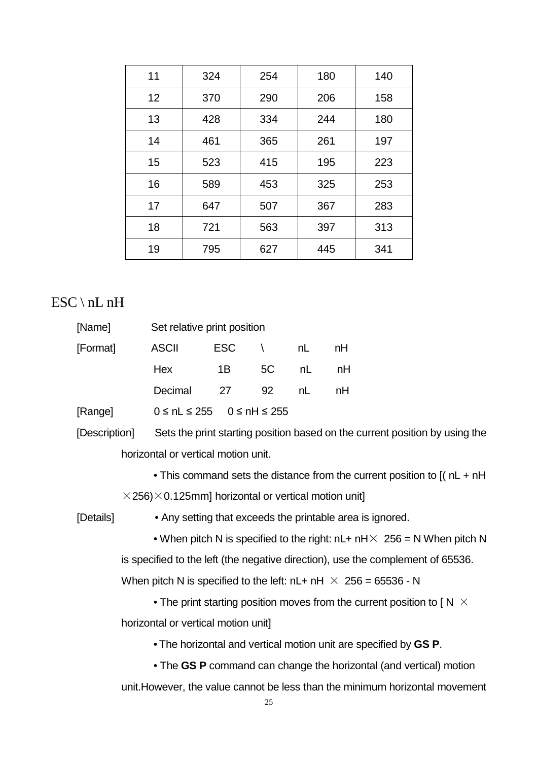| 11 | 324 | 254 | 180 | 140 |
|---|---|---|---|---|
| 12 | 370 | 290 | 206 | 158 |
| 13 | 428 | 334 | 244 | 180 |
| 14 | 461 | 365 | 261 | 197 |
| 15 | 523 | 415 | 195 | 223 |
| 16 | 589 | 453 | 325 | 253 |
| 17 | 647 | 507 | 367 | 283 |
| 18 | 721 | 563 | 397 | 313 |
| 19 | 795 | 627 | 445 | 341 |

## ESC \ nL nH

[Name] Set relative print position

[Format]

| | | | | |
|---|---|---|---|---|
| ASCII | ESC | \ | nL | nH |
| Hex | 1B | 5C | nL | nH |
| Decimal | 27 | 92 | nL | nH |

[Range] $0 \le nL \le 255$ $0 \le nH \le 255$

[Description] Sets the print starting position based on the current position by using the horizontal or vertical motion unit.

• This command sets the distance from the current position to [( nL + nH ×256)×0.125mm] horizontal or vertical motion unit]

[Details] • Any setting that exceeds the printable area is ignored.

• When pitch N is specified to the right: nL+ nH× 256 = N When pitch N is specified to the left (the negative direction), use the complement of 65536. When pitch N is specified to the left: nL+ nH × 256 = 65536 - N

• The print starting position moves from the current position to [ N × horizontal or vertical motion unit]

• The horizontal and vertical motion unit are specified by **GS P**.

• The **GS P** command can change the horizontal (and vertical) motion unit.However, the value cannot be less than the minimum horizontal movement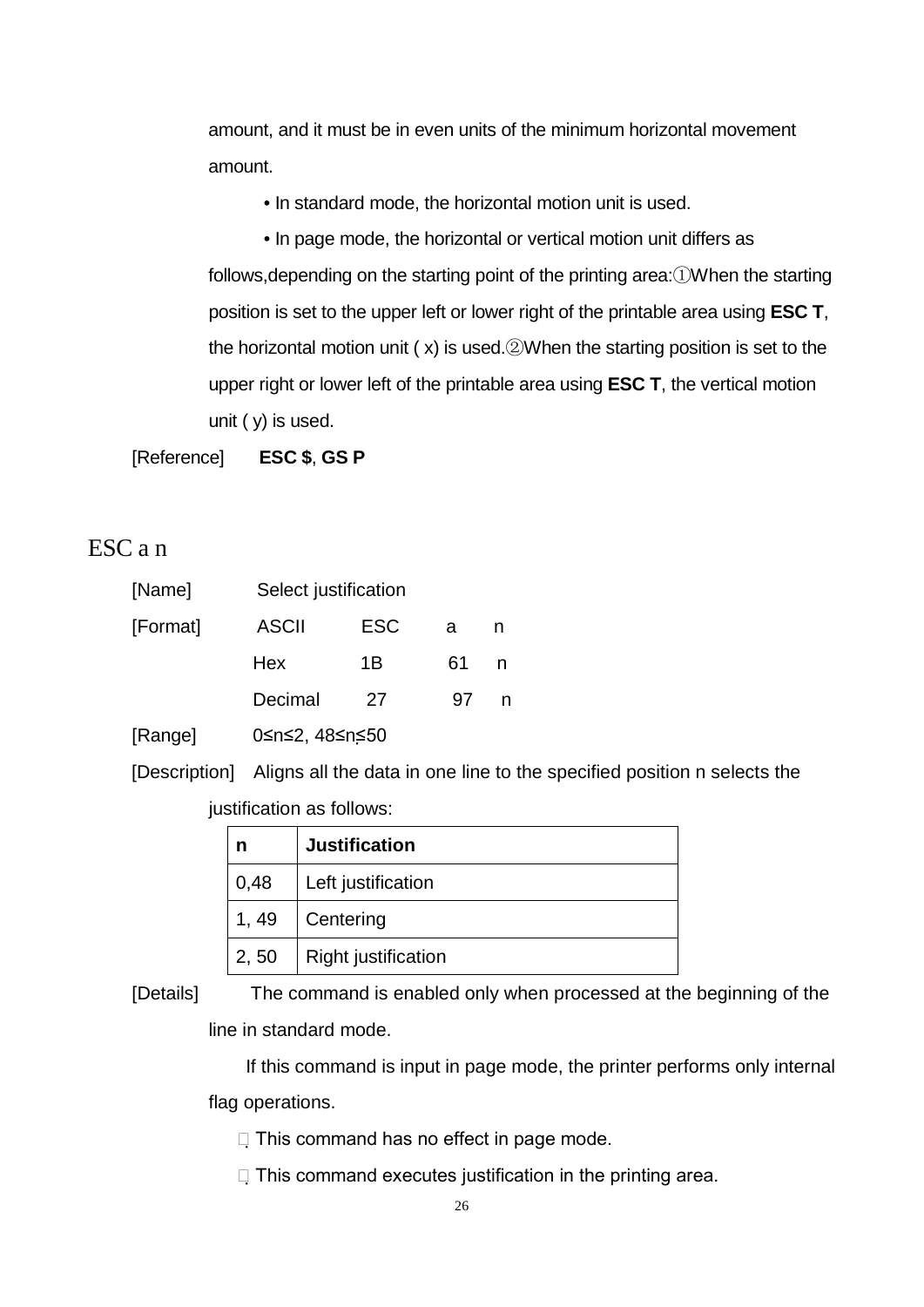amount, and it must be in even units of the minimum horizontal movement amount.

• In standard mode, the horizontal motion unit is used.

• In page mode, the horizontal or vertical motion unit differs as follows,depending on the starting point of the printing area:①When the starting position is set to the upper left or lower right of the printable area using **ESC T**, the horizontal motion unit ( x) is used.②When the starting position is set to the upper right or lower left of the printable area using **ESC T**, the vertical motion unit ( y) is used.

[Reference] **ESC $**, **GS P**

## ESC a n

[Name] Select justification

[Format] ASCII ESC a n

Hex 1B 61 n

Decimal 27 97 n

[Range] 0≤n≤2, 48≤n≤50

[Description] Aligns all the data in one line to the specified position n selects the justification as follows:

| n | Justification |
|---|---|
| 0,48 | Left justification |
| 1, 49 | Centering |
| 2, 50 | Right justification |

[Details] The command is enabled only when processed at the beginning of the line in standard mode.

If this command is input in page mode, the printer performs only internal flag operations.

- This command has no effect in page mode.
- This command executes justification in the printing area.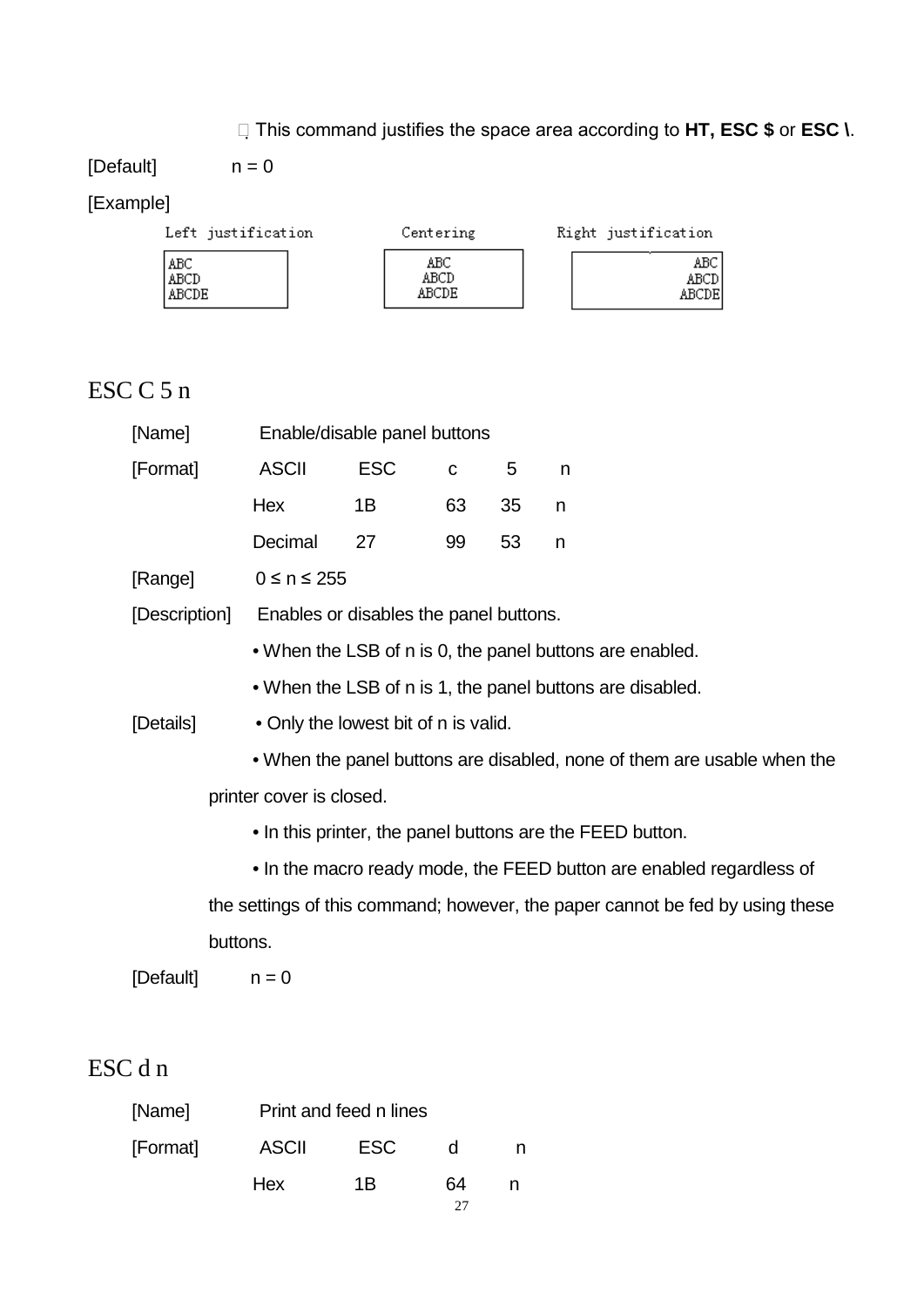• This command justifies the space area according to **HT, ESC $** or **ESC \**.

[Default] n = 0

[Example]

| Left justification | Centering | Right justification |
|---|---|---|
| ABC<br>ABCD<br>ABCDE | ABC<br>ABCD<br>ABCDE | ABC<br>ABCD<br>ABCDE |

## ESC C 5 n

[Name] Enable/disable panel buttons

[Format]

| | | | | |
|---|---|---|---|---|
| ASCII | ESC | c | 5 | n |
| Hex | 1B | 63 | 35 | n |
| Decimal | 27 | 99 | 53 | n |

[Range] 0 ≤ n ≤ 255

[Description] Enables or disables the panel buttons.

• When the LSB of n is 0, the panel buttons are enabled.

• When the LSB of n is 1, the panel buttons are disabled.

[Details] • Only the lowest bit of n is valid.

• When the panel buttons are disabled, none of them are usable when the printer cover is closed.

• In this printer, the panel buttons are the FEED button.

• In the macro ready mode, the FEED button are enabled regardless of the settings of this command; however, the paper cannot be fed by using these buttons.

[Default] n = 0

## ESC d n

[Name] Print and feed n lines

[Format]

| | | | |
|---|---|---|---|
| ASCII | ESC | d | n |
| Hex | 1B | 64 | n |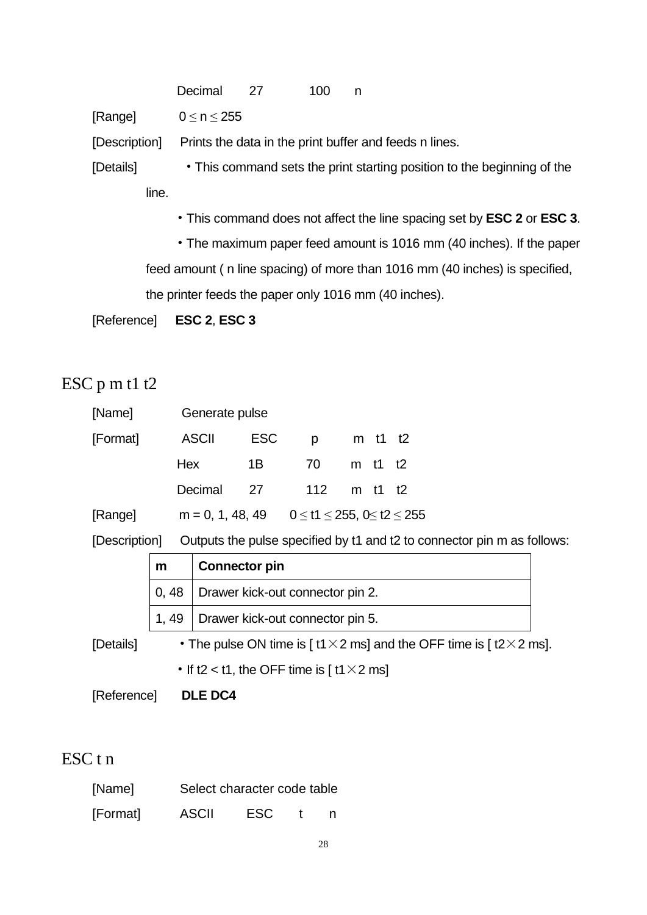Decimal 27 100 n

[Range] $0 \leq n \leq 255$

[Description] Prints the data in the print buffer and feeds n lines.

[Details]
- This command sets the print starting position to the beginning of the line.
- This command does not affect the line spacing set by **ESC 2** or **ESC 3**.
- The maximum paper feed amount is 1016 mm (40 inches). If the paper feed amount ( n line spacing) of more than 1016 mm (40 inches) is specified, the printer feeds the paper only 1016 mm (40 inches).

[Reference] **ESC 2**, **ESC 3**

# ESC p m t1 t2

[Name] Generate pulse

[Format]

| ASCII | ESC | p | m t1 t2 |
|---|---|---|---|
| Hex | 1B | 70 | m t1 t2 |
| Decimal | 27 | 112 | m t1 t2 |

[Range] m = 0, 1, 48, 49 $0 \leq t1 \leq 255$, $0 \leq t2 \leq 255$

[Description] Outputs the pulse specified by t1 and t2 to connector pin m as follows:

| m | Connector pin |
|---|---|
| 0, 48 | Drawer kick-out connector pin 2. |
| 1, 49 | Drawer kick-out connector pin 5. |

[Details]
- The pulse ON time is [ t1×2 ms] and the OFF time is [ t2×2 ms].
- If t2 < t1, the OFF time is [ t1×2 ms]

[Reference] **DLE DC4**

# ESC t n

[Name] Select character code table

[Format] ASCII ESC t n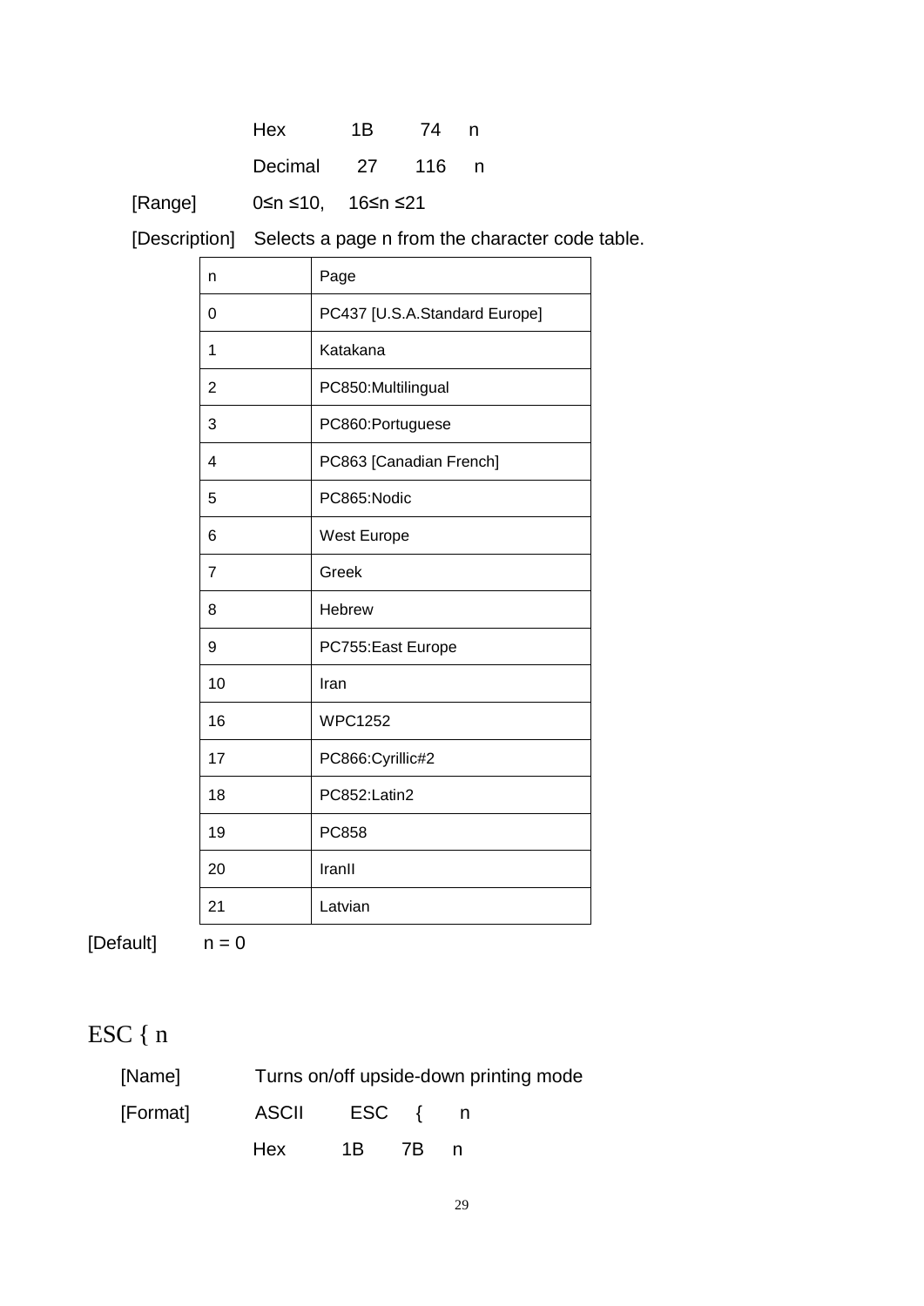Hex 1B 74 n

Decimal 27 116 n

[Range] 0≤n ≤10, 16≤n ≤21

[Description] Selects a page n from the character code table.

| n | Page |
|---|---|
| 0 | PC437 [U.S.A.Standard Europe] |
| 1 | Katakana |
| 2 | PC850:Multilingual |
| 3 | PC860:Portuguese |
| 4 | PC863 [Canadian French] |
| 5 | PC865:Nodic |
| 6 | West Europe |
| 7 | Greek |
| 8 | Hebrew |
| 9 | PC755:East Europe |
| 10 | Iran |
| 16 | WPC1252 |
| 17 | PC866:Cyrillic#2 |
| 18 | PC852:Latin2 |
| 19 | PC858 |
| 20 | IranII |
| 21 | Latvian |

[Default] n = 0

## ESC { n

[Name] Turns on/off upside-down printing mode

[Format] ASCII ESC { n

Hex 1B 7B n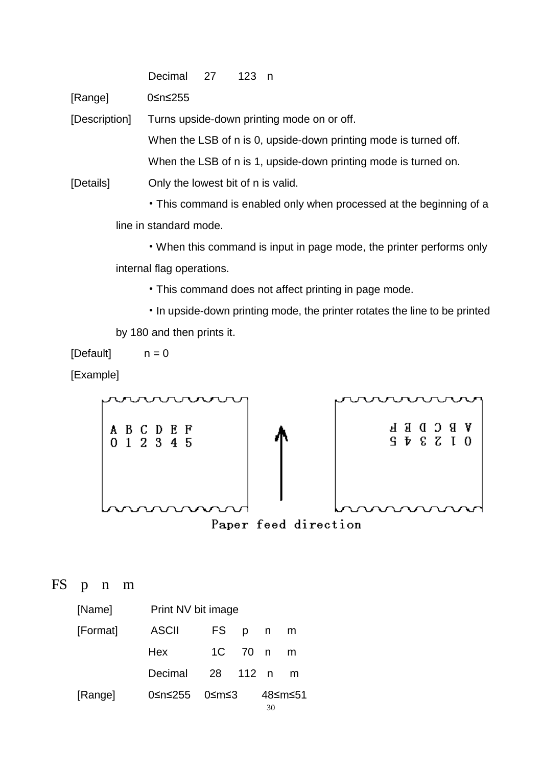Decimal 27 123 n

[Range] 0≤n≤255

[Description] Turns upside-down printing mode on or off.

When the LSB of n is 0, upside-down printing mode is turned off.

When the LSB of n is 1, upside-down printing mode is turned on.

[Details] Only the lowest bit of n is valid.

・This command is enabled only when processed at the beginning of a line in standard mode.

・When this command is input in page mode, the printer performs only internal flag operations.

・This command does not affect printing in page mode.

・In upside-down printing mode, the printer rotates the line to be printed by 180 and then prints it.

[Default] n = 0

[Example]

Paper feed direction

## FS p n m

[Name] Print NV bit image

[Format] ASCII FS p n m

Hex 1C 70 n m

Decimal 28 112 n m

[Range] 0≤n≤255 0≤m≤3 48≤m≤51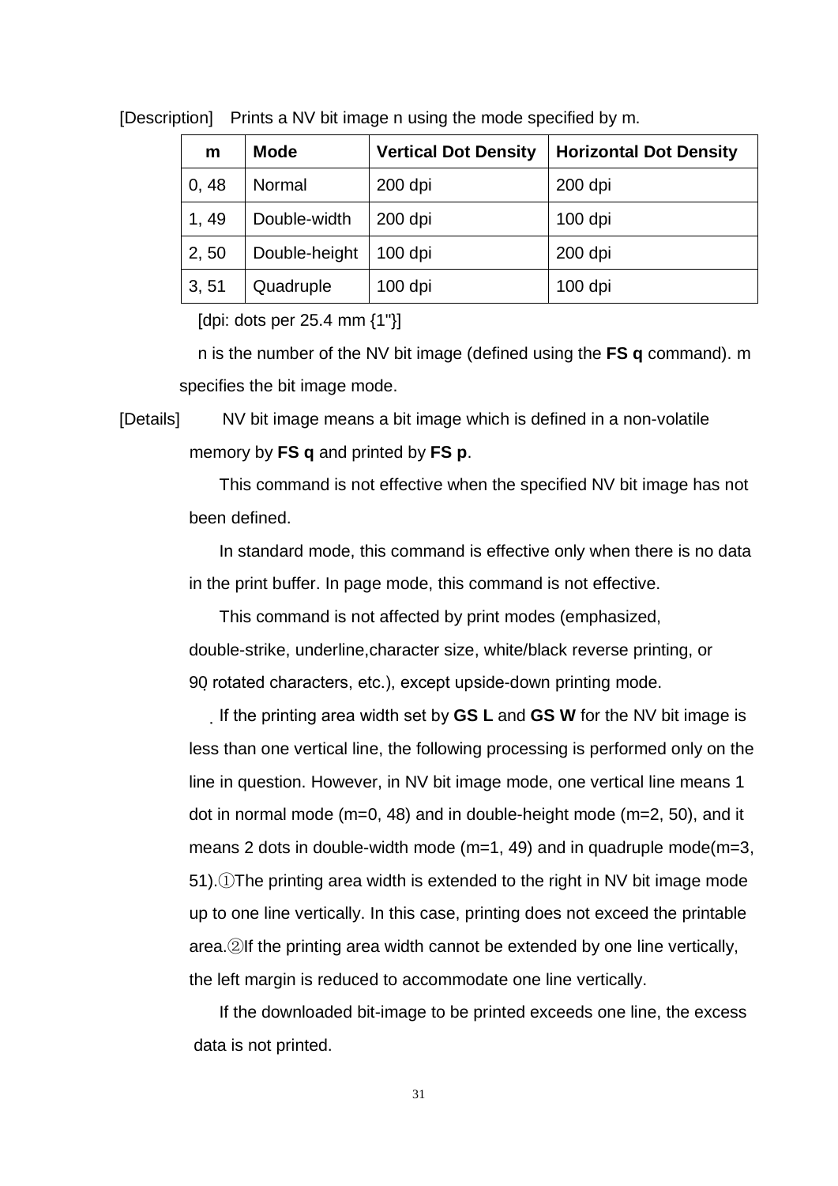[Description] Prints a NV bit image n using the mode specified by m.

| m | Mode | Vertical Dot Density | Horizontal Dot Density |
|---|---|---|---|
| 0, 48 | Normal | 200 dpi | 200 dpi |
| 1, 49 | Double-width | 200 dpi | 100 dpi |
| 2, 50 | Double-height | 100 dpi | 200 dpi |
| 3, 51 | Quadruple | 100 dpi | 100 dpi |

[dpi: dots per 25.4 mm {1"}]

n is the number of the NV bit image (defined using the **FS q** command). m specifies the bit image mode.

[Details] NV bit image means a bit image which is defined in a non-volatile memory by **FS q** and printed by **FS p**.

This command is not effective when the specified NV bit image has not been defined.

In standard mode, this command is effective only when there is no data in the print buffer. In page mode, this command is not effective.

This command is not affected by print modes (emphasized, double-strike, underline,character size, white/black reverse printing, or 90 rotated characters, etc.), except upside-down printing mode.

If the printing area width set by **GS L** and **GS W** for the NV bit image is less than one vertical line, the following processing is performed only on the line in question. However, in NV bit image mode, one vertical line means 1 dot in normal mode (m=0, 48) and in double-height mode (m=2, 50), and it means 2 dots in double-width mode (m=1, 49) and in quadruple mode(m=3, 51).①The printing area width is extended to the right in NV bit image mode up to one line vertically. In this case, printing does not exceed the printable area.②If the printing area width cannot be extended by one line vertically, the left margin is reduced to accommodate one line vertically.

If the downloaded bit-image to be printed exceeds one line, the excess data is not printed.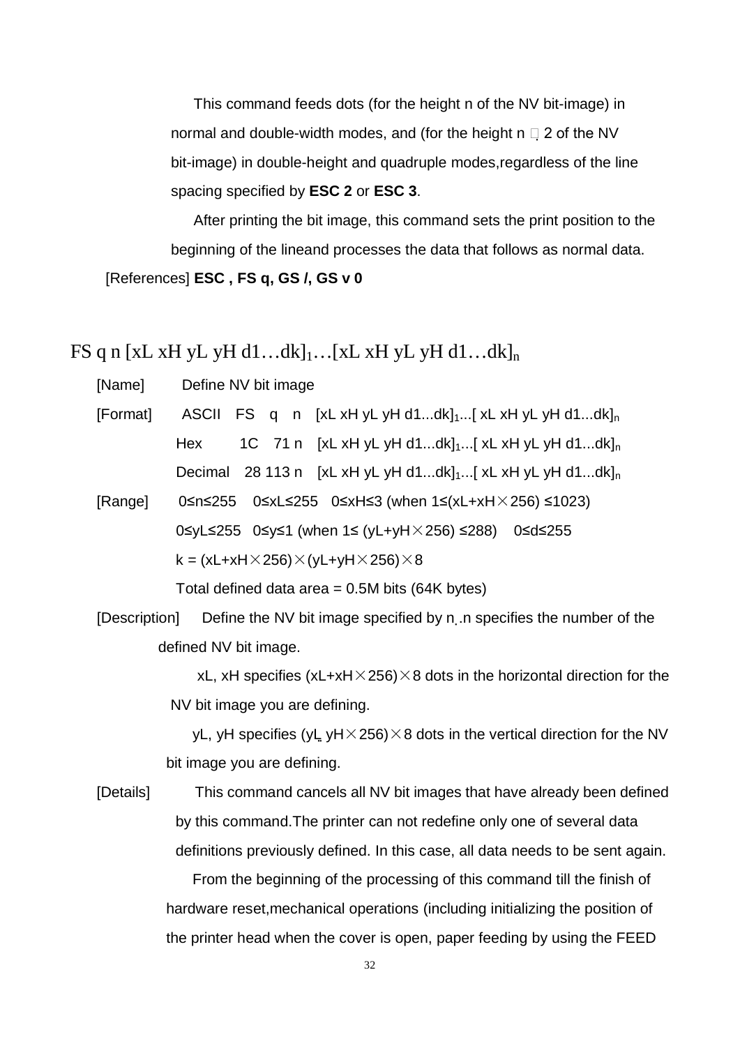This command feeds dots (for the height n of the NV bit-image) in normal and double-width modes, and (for the height n  2 of the NV bit-image) in double-height and quadruple modes,regardless of the line spacing specified by **ESC 2** or **ESC 3**.

After printing the bit image, this command sets the print position to the beginning of the lineand processes the data that follows as normal data.

[References] **ESC , FS q, GS /, GS v 0**

## FS q n [xL xH yL yH d1…dk]$_1$…[xL xH yL yH d1…dk]$_n$

[Name] Define NV bit image

[Format] ASCII FS q n [xL xH yL yH d1...dk]$_1$...[ xL xH yL yH d1...dk]$_n$

Hex 1C 71 n [xL xH yL yH d1...dk]$_1$...[ xL xH yL yH d1...dk]$_n$

Decimal 28 113 n [xL xH yL yH d1...dk]$_1$...[ xL xH yL yH d1...dk]$_n$

[Range] 0≤n≤255 0≤xL≤255 0≤xH≤3 (when 1≤(xL+xH×256) ≤1023)

0≤yL≤255 0≤y≤1 (when 1≤ (yL+yH×256) ≤288) 0≤d≤255

k = (xL+xH×256)×(yL+yH×256)×8

Total defined data area = 0.5M bits (64K bytes)

[Description] Define the NV bit image specified by n.n specifies the number of the defined NV bit image.

xL, xH specifies (xL+xH×256)×8 dots in the horizontal direction for the NV bit image you are defining.

yL, yH specifies (yL yH×256)×8 dots in the vertical direction for the NV bit image you are defining.

[Details] This command cancels all NV bit images that have already been defined by this command.The printer can not redefine only one of several data definitions previously defined. In this case, all data needs to be sent again.

From the beginning of the processing of this command till the finish of hardware reset,mechanical operations (including initializing the position of the printer head when the cover is open, paper feeding by using the FEED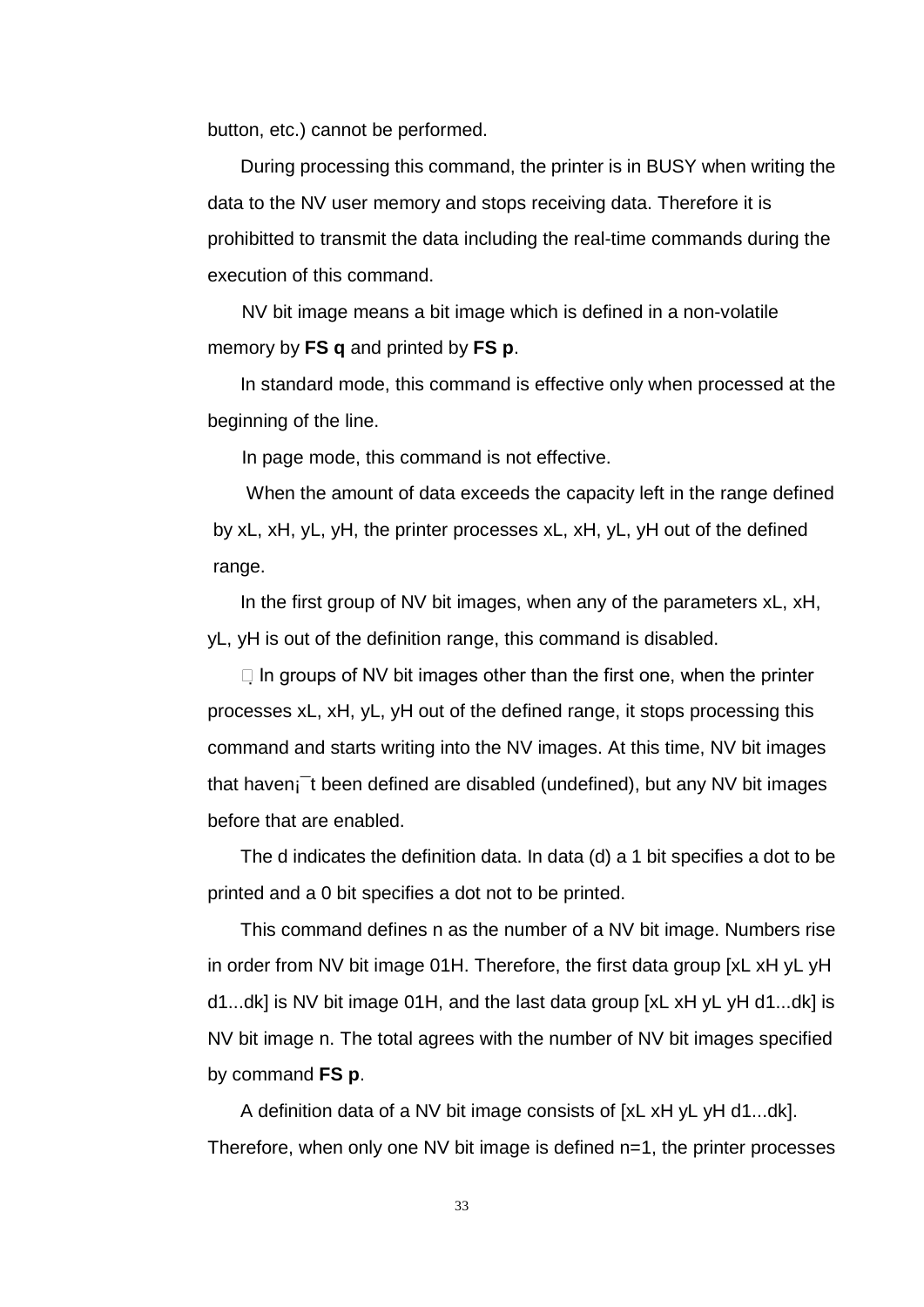button, etc.) cannot be performed.

During processing this command, the printer is in BUSY when writing the data to the NV user memory and stops receiving data. Therefore it is prohibitted to transmit the data including the real-time commands during the execution of this command.

NV bit image means a bit image which is defined in a non-volatile memory by **FS q** and printed by **FS p**.

In standard mode, this command is effective only when processed at the beginning of the line.

In page mode, this command is not effective.

When the amount of data exceeds the capacity left in the range defined by xL, xH, yL, yH, the printer processes xL, xH, yL, yH out of the defined range.

In the first group of NV bit images, when any of the parameters xL, xH, yL, yH is out of the definition range, this command is disabled.

In groups of NV bit images other than the first one, when the printer processes xL, xH, yL, yH out of the defined range, it stops processing this command and starts writing into the NV images. At this time, NV bit images that haven¡¯t been defined are disabled (undefined), but any NV bit images before that are enabled.

The d indicates the definition data. In data (d) a 1 bit specifies a dot to be printed and a 0 bit specifies a dot not to be printed.

This command defines n as the number of a NV bit image. Numbers rise in order from NV bit image 01H. Therefore, the first data group [xL xH yL yH d1...dk] is NV bit image 01H, and the last data group [xL xH yL yH d1...dk] is NV bit image n. The total agrees with the number of NV bit images specified by command **FS p**.

A definition data of a NV bit image consists of [xL xH yL yH d1...dk]. Therefore, when only one NV bit image is defined n=1, the printer processes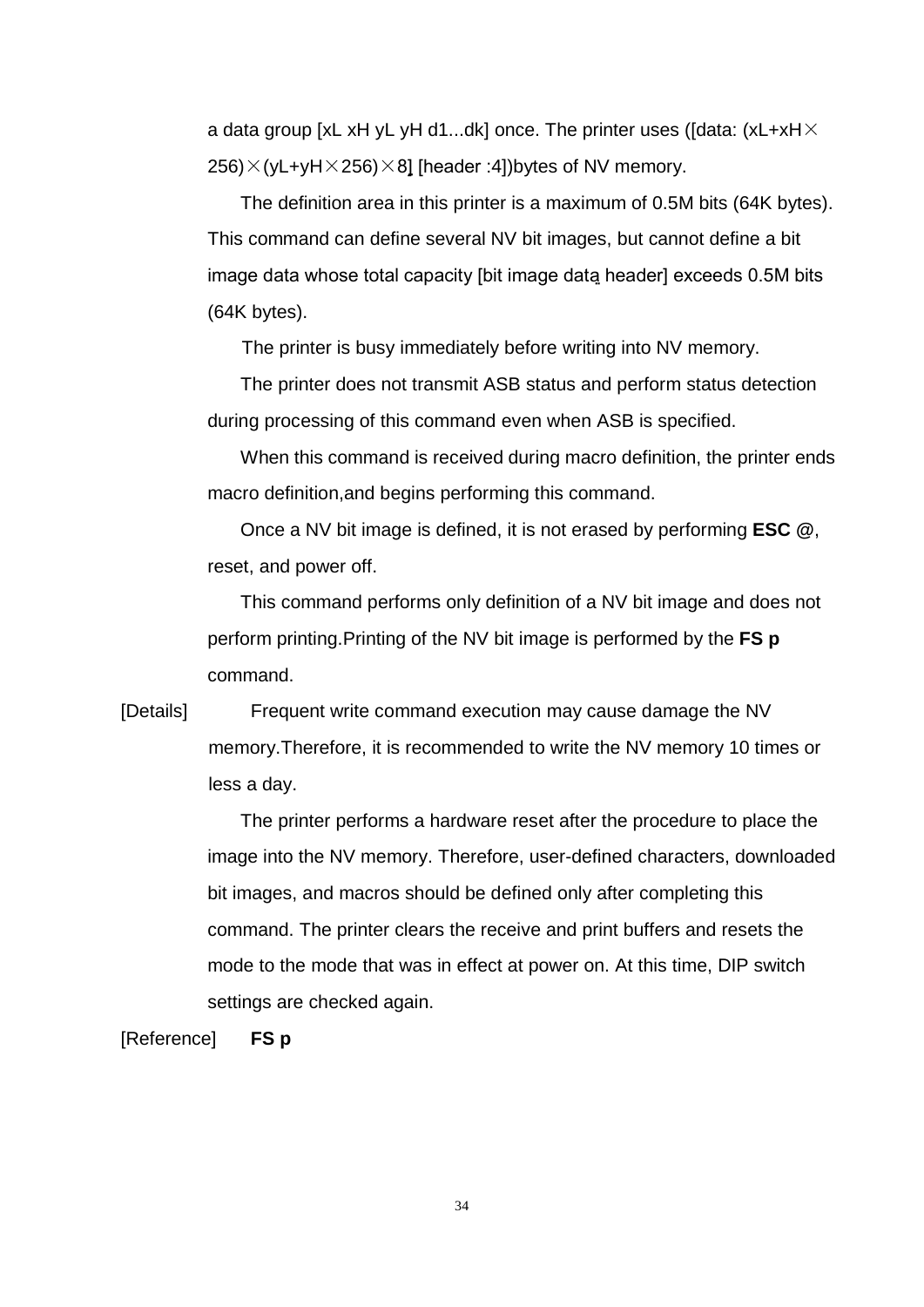a data group [xL xH yL yH d1...dk] once. The printer uses ([data: (xL+xH×256)×(yL+yH×256)×8] [header :4])bytes of NV memory.

The definition area in this printer is a maximum of 0.5M bits (64K bytes). This command can define several NV bit images, but cannot define a bit image data whose total capacity [bit image data header] exceeds 0.5M bits (64K bytes).

The printer is busy immediately before writing into NV memory.

The printer does not transmit ASB status and perform status detection during processing of this command even when ASB is specified.

When this command is received during macro definition, the printer ends macro definition,and begins performing this command.

Once a NV bit image is defined, it is not erased by performing **ESC @**, reset, and power off.

This command performs only definition of a NV bit image and does not perform printing.Printing of the NV bit image is performed by the **FS p** command.

[Details] Frequent write command execution may cause damage the NV memory.Therefore, it is recommended to write the NV memory 10 times or less a day.

The printer performs a hardware reset after the procedure to place the image into the NV memory. Therefore, user-defined characters, downloaded bit images, and macros should be defined only after completing this command. The printer clears the receive and print buffers and resets the mode to the mode that was in effect at power on. At this time, DIP switch settings are checked again.

[Reference] **FS p**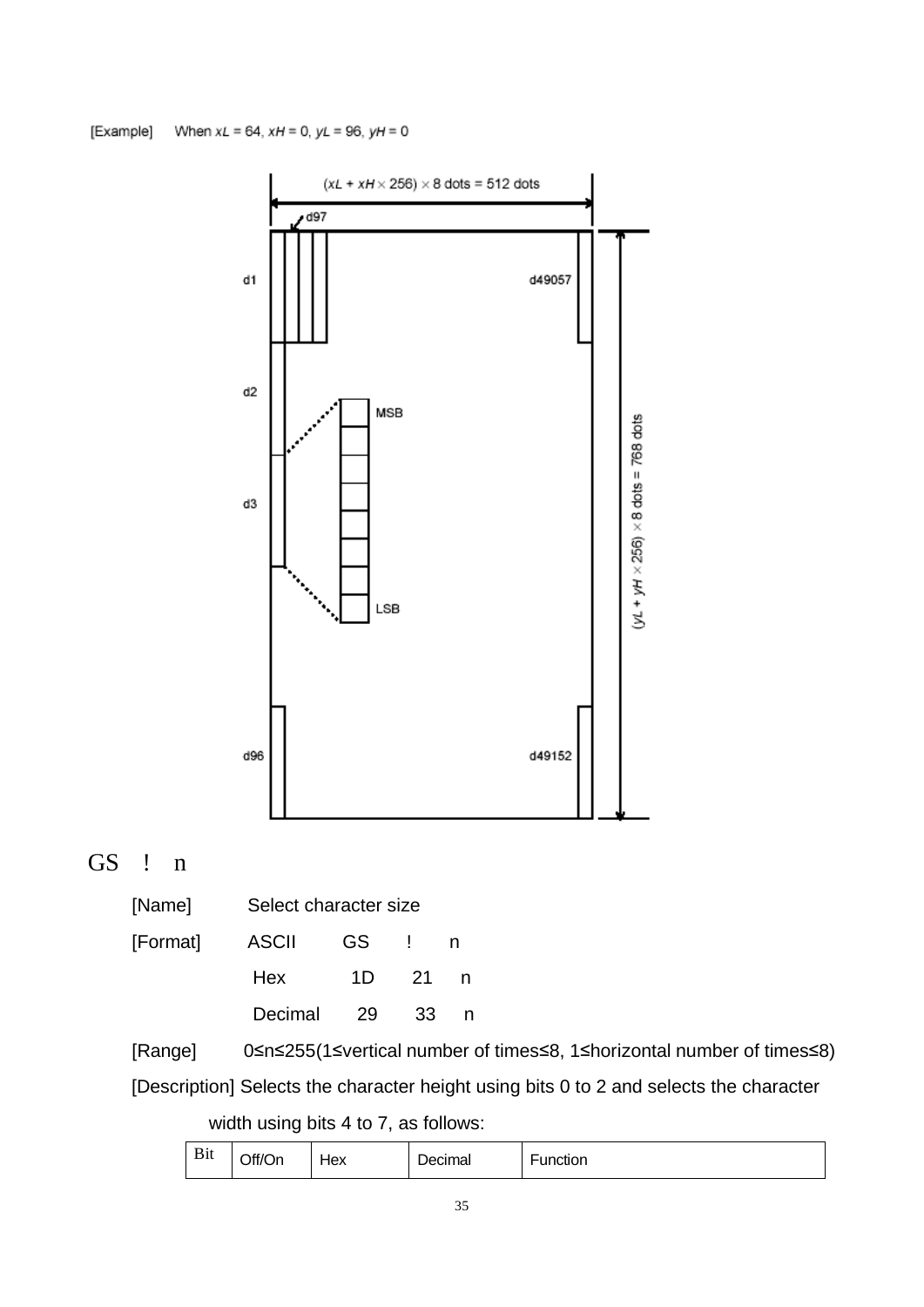[Example]   When $xL$ = 64, $xH$ = 0, $yL$ = 96, $yH$ = 0

($xL$ + $xH$ × 256) × 8 dots = 512 dots

d97

d1   d49057

d2   MSB

d3   LSB

d96   d49152

($yL$ + $yH$ × 256) × 8 dots = 768 dots

## GS ! n

[Name] Select character size

[Format] ASCII GS ! n

Hex 1D 21 n

Decimal 29 33 n

[Range] 0≤n≤255(1≤vertical number of times≤8, 1≤horizontal number of times≤8)

[Description] Selects the character height using bits 0 to 2 and selects the character width using bits 4 to 7, as follows:

| Bit | Off/On | Hex | Decimal | Function |
| --- | --- | --- | --- | --- |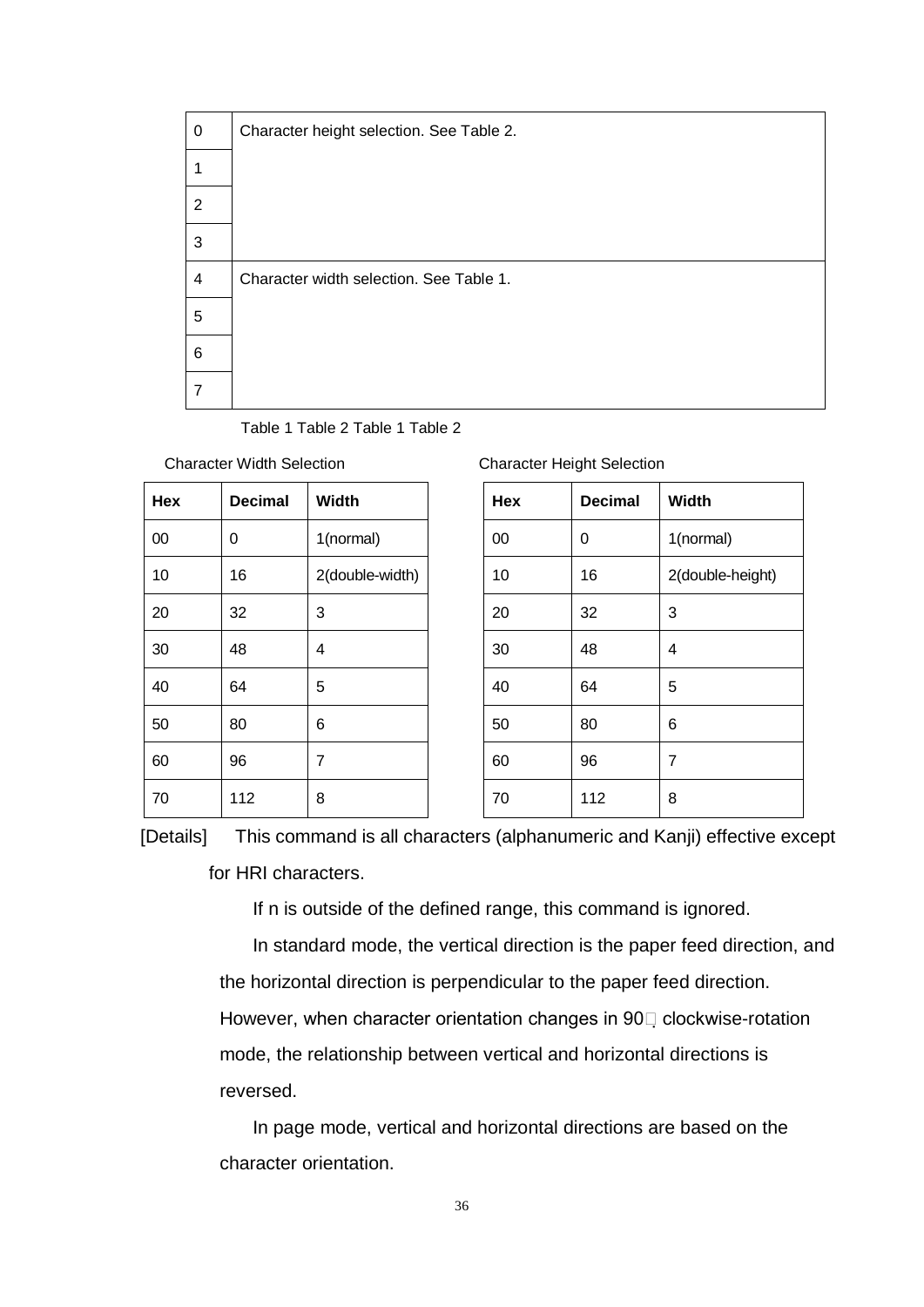| Bit | Function |
|---|---|
| 0 | Character height selection. See Table 2. |
| 1 | |
| 2 | |
| 3 | |
| 4 | Character width selection. See Table 1. |
| 5 | |
| 6 | |
| 7 | |

Table 1 Table 2 Table 1 Table 2

Character Width Selection

| Hex | Decimal | Width |
|---|---|---|
| 00 | 0 | 1(normal) |
| 10 | 16 | 2(double-width) |
| 20 | 32 | 3 |
| 30 | 48 | 4 |
| 40 | 64 | 5 |
| 50 | 80 | 6 |
| 60 | 96 | 7 |
| 70 | 112 | 8 |

Character Height Selection

| Hex | Decimal | Width |
|---|---|---|
| 00 | 0 | 1(normal) |
| 10 | 16 | 2(double-height) |
| 20 | 32 | 3 |
| 30 | 48 | 4 |
| 40 | 64 | 5 |
| 50 | 80 | 6 |
| 60 | 96 | 7 |
| 70 | 112 | 8 |

[Details] This command is all characters (alphanumeric and Kanji) effective except for HRI characters.

If n is outside of the defined range, this command is ignored.

In standard mode, the vertical direction is the paper feed direction, and the horizontal direction is perpendicular to the paper feed direction. However, when character orientation changes in 90° clockwise-rotation mode, the relationship between vertical and horizontal directions is reversed.

In page mode, vertical and horizontal directions are based on the character orientation.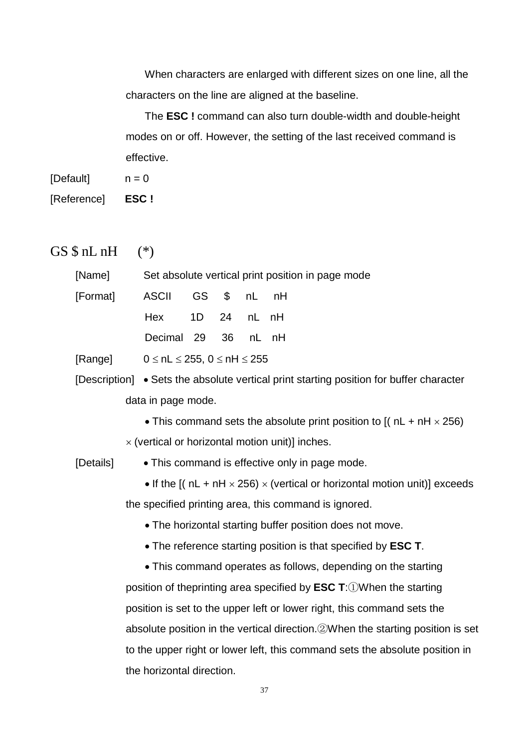When characters are enlarged with different sizes on one line, all the characters on the line are aligned at the baseline.

The **ESC !** command can also turn double-width and double-height modes on or off. However, the setting of the last received command is effective.

[Default] n = 0

[Reference] **ESC !**

## GS $ nL nH (*)

[Name] Set absolute vertical print position in page mode

[Format]

| | | | | |
|---|---|---|---|---|
| ASCII | GS | $ | nL | nH |
| Hex | 1D | 24 | nL | nH |
| Decimal | 29 | 36 | nL | nH |

[Range] $0 \leq nL \leq 255$, $0 \leq nH \leq 255$

[Description] • Sets the absolute vertical print starting position for buffer character data in page mode.

• This command sets the absolute print position to [( nL + nH × 256) × (vertical or horizontal motion unit)] inches.

[Details] • This command is effective only in page mode.

• If the [( nL + nH × 256) × (vertical or horizontal motion unit)] exceeds the specified printing area, this command is ignored.

• The horizontal starting buffer position does not move.

• The reference starting position is that specified by **ESC T**.

• This command operates as follows, depending on the starting position of theprinting area specified by **ESC T**:①When the starting position is set to the upper left or lower right, this command sets the absolute position in the vertical direction.②When the starting position is set to the upper right or lower left, this command sets the absolute position in the horizontal direction.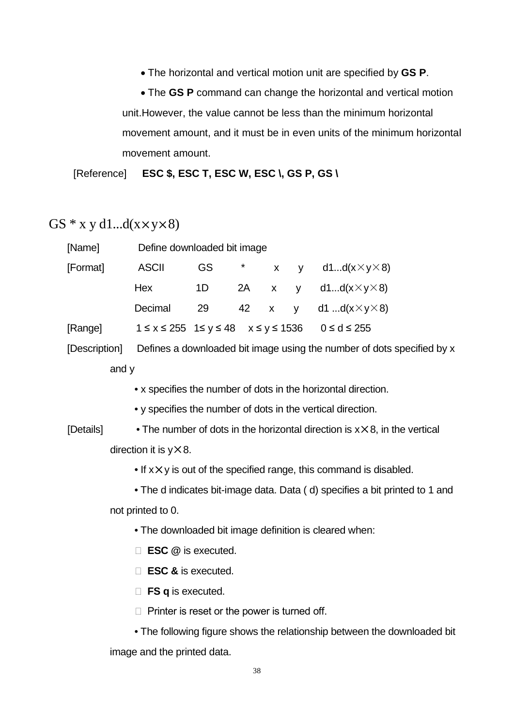- The horizontal and vertical motion unit are specified by **GS P**.
- The **GS P** command can change the horizontal and vertical motion unit.However, the value cannot be less than the minimum horizontal movement amount, and it must be in even units of the minimum horizontal movement amount.

[Reference] **ESC $, ESC T, ESC W, ESC \, GS P, GS \**

## GS * x y d1...d(x×y×8)

[Name] Define downloaded bit image

| [Format] | ASCII | GS | * | x | y | d1...d(x×y×8) |
|---|---|---|---|---|---|---|
| | Hex | 1D | 2A | x | y | d1...d(x×y×8) |
| | Decimal | 29 | 42 | x | y | d1 ...d(x×y×8) |

[Range] $1 \le x \le 255$  $1 \le y \le 48$  $x \le y \le 1536$  $0 \le d \le 255$

[Description] Defines a downloaded bit image using the number of dots specified by x and y

- x specifies the number of dots in the horizontal direction.
- y specifies the number of dots in the vertical direction.

[Details]

- The number of dots in the horizontal direction is x×8, in the vertical direction it is y×8.
- If x×y is out of the specified range, this command is disabled.
- The d indicates bit-image data. Data ( d) specifies a bit printed to 1 and not printed to 0.
- The downloaded bit image definition is cleared when:
  - **ESC** @ is executed.
  - **ESC &** is executed.
  - **FS q** is executed.
  - Printer is reset or the power is turned off.
- The following figure shows the relationship between the downloaded bit image and the printed data.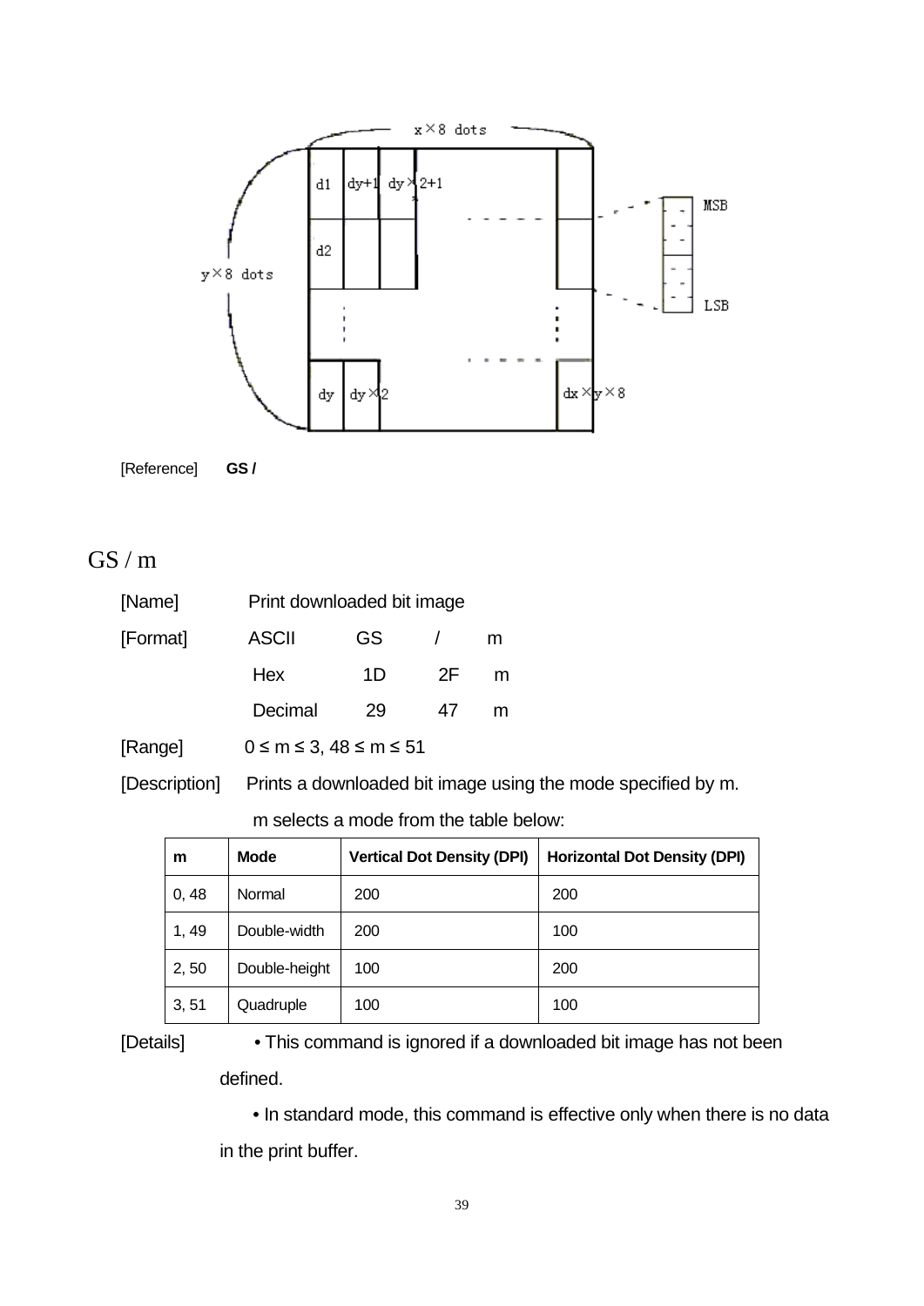[Reference] **GS /**

## GS / m

[Name] Print downloaded bit image

[Format] ASCII GS / m

Hex 1D 2F m

Decimal 29 47 m

[Range] 0 ≤ m ≤ 3, 48 ≤ m ≤ 51

[Description] Prints a downloaded bit image using the mode specified by m.

m selects a mode from the table below:

| m | Mode | Vertical Dot Density (DPI) | Horizontal Dot Density (DPI) |
|---|---|---|---|
| 0, 48 | Normal | 200 | 200 |
| 1, 49 | Double-width | 200 | 100 |
| 2, 50 | Double-height | 100 | 200 |
| 3, 51 | Quadruple | 100 | 100 |

[Details] • This command is ignored if a downloaded bit image has not been defined.

• In standard mode, this command is effective only when there is no data in the print buffer.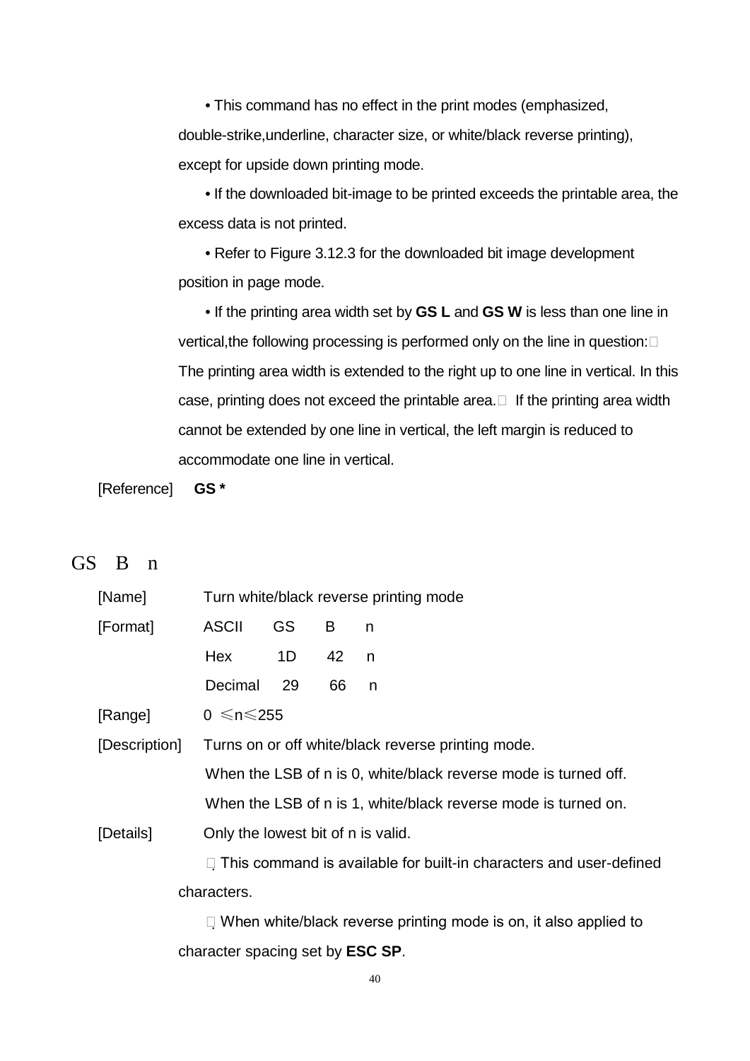• This command has no effect in the print modes (emphasized, double-strike,underline, character size, or white/black reverse printing), except for upside down printing mode.

• If the downloaded bit-image to be printed exceeds the printable area, the excess data is not printed.

• Refer to Figure 3.12.3 for the downloaded bit image development position in page mode.

• If the printing area width set by **GS L** and **GS W** is less than one line in vertical,the following processing is performed only on the line in question:  The printing area width is extended to the right up to one line in vertical. In this case, printing does not exceed the printable area.  If the printing area width cannot be extended by one line in vertical, the left margin is reduced to accommodate one line in vertical.

[Reference] **GS ***

## GS B n

[Name] Turn white/black reverse printing mode

[Format]

| ASCII | GS | B | n |
|---|---|---|---|
| Hex | 1D | 42 | n |
| Decimal | 29 | 66 | n |

[Range] 0 ≤n≤255

[Description] Turns on or off white/black reverse printing mode.

When the LSB of n is 0, white/black reverse mode is turned off.

When the LSB of n is 1, white/black reverse mode is turned on.

[Details] Only the lowest bit of n is valid.

 This command is available for built-in characters and user-defined characters.

 When white/black reverse printing mode is on, it also applied to character spacing set by **ESC SP**.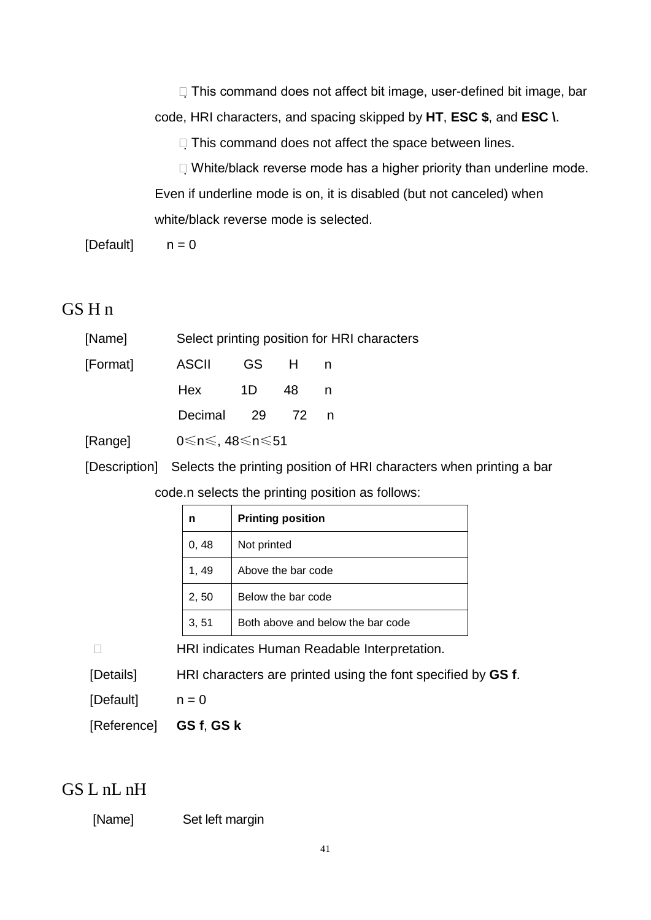· This command does not affect bit image, user-defined bit image, bar code, HRI characters, and spacing skipped by **HT**, **ESC $**, and **ESC \**.

· This command does not affect the space between lines.

· White/black reverse mode has a higher priority than underline mode. Even if underline mode is on, it is disabled (but not canceled) when white/black reverse mode is selected.

[Default]　　n = 0

## GS H n

[Name]　　Select printing position for HRI characters

[Format]　　ASCII　GS　H　n

　　　　　　Hex　　1D　48　n

　　　　　　Decimal　29　72　n

[Range]　　0≤n≤, 48≤n≤51

[Description]　Selects the printing position of HRI characters when printing a bar code.n selects the printing position as follows:

| n | Printing position |
|---|---|
| 0, 48 | Not printed |
| 1, 49 | Above the bar code |
| 2, 50 | Below the bar code |
| 3, 51 | Both above and below the bar code |

　　HRI indicates Human Readable Interpretation.

[Details]　　HRI characters are printed using the font specified by **GS f**.

[Default]　　n = 0

[Reference]　**GS f**, **GS k**

## GS L nL nH

[Name]　　Set left margin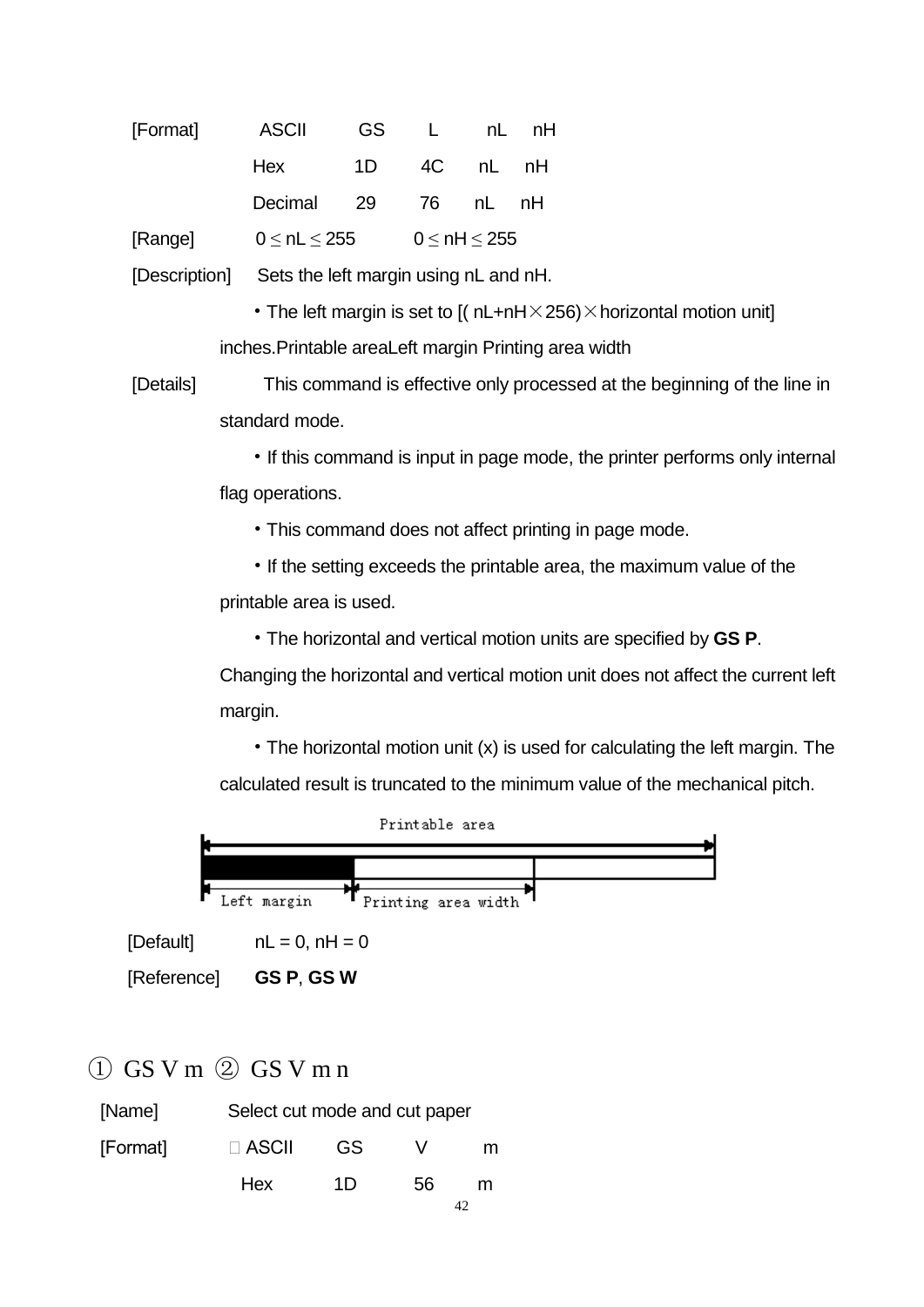| [Format] | ASCII | GS | L | nL | nH |
|---|---|---|---|---|---|
| | Hex | 1D | 4C | nL | nH |
| | Decimal | 29 | 76 | nL | nH |

[Range] $0 \leq nL \leq 255$ $0 \leq nH \leq 255$

[Description] Sets the left margin using nL and nH.

・The left margin is set to [( nL+nH×256)×horizontal motion unit] inches.Printable areaLeft margin Printing area width

[Details] This command is effective only processed at the beginning of the line in standard mode.

・If this command is input in page mode, the printer performs only internal flag operations.

・This command does not affect printing in page mode.

・If the setting exceeds the printable area, the maximum value of the printable area is used.

・The horizontal and vertical motion units are specified by **GS P**. Changing the horizontal and vertical motion unit does not affect the current left margin.

・The horizontal motion unit (x) is used for calculating the left margin. The calculated result is truncated to the minimum value of the mechanical pitch.

Printable area

Left margin Printing area width

[Default] nL = 0, nH = 0

[Reference] **GS P**, **GS W**

## ① GS V m ② GS V m n

[Name] Select cut mode and cut paper

| [Format] | ① ASCII | GS | V | m |
|---|---|---|---|---|
| | Hex | 1D | 56 | m |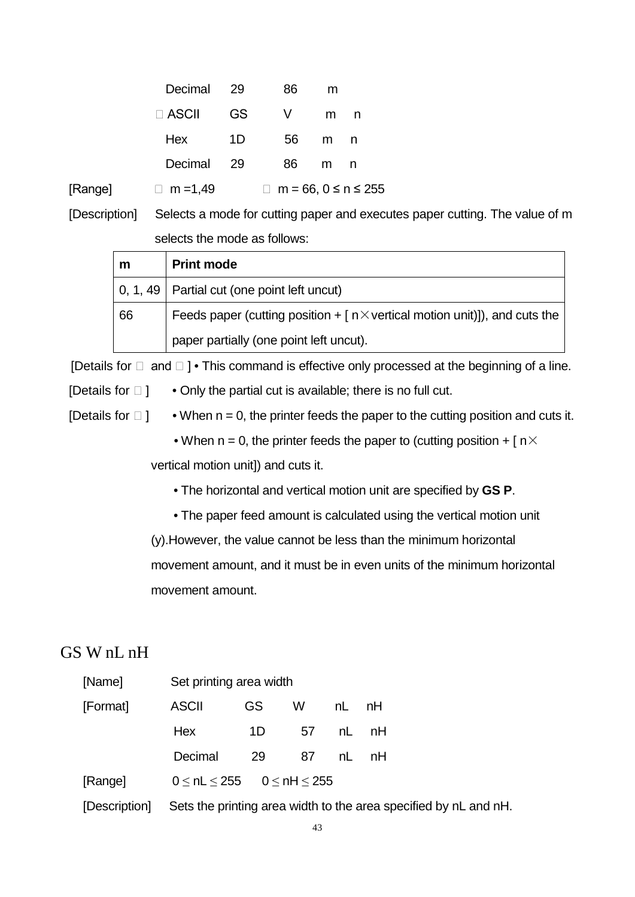| | | | | |
|---|---|---|---|---|
| Decimal | 29 | 86 | m | |
| ② ASCII | GS | V | m | n |
| Hex | 1D | 56 | m | n |
| Decimal | 29 | 86 | m | n |

[Range] ① m =1,49 ② m = 66, 0 ≤ n ≤ 255

[Description] Selects a mode for cutting paper and executes paper cutting. The value of m selects the mode as follows:

| m | Print mode |
|---|---|
| 0, 1, 49 | Partial cut (one point left uncut) |
| 66 | Feeds paper (cutting position + [ n×vertical motion unit)]), and cuts the paper partially (one point left uncut). |

[Details for ① and ② ] • This command is effective only processed at the beginning of a line.

[Details for ① ] • Only the partial cut is available; there is no full cut.

[Details for ② ] • When n = 0, the printer feeds the paper to the cutting position and cuts it.

• When n = 0, the printer feeds the paper to (cutting position + [ n× vertical motion unit]) and cuts it.

• The horizontal and vertical motion unit are specified by **GS P**.

• The paper feed amount is calculated using the vertical motion unit (y).However, the value cannot be less than the minimum horizontal movement amount, and it must be in even units of the minimum horizontal movement amount.

## GS W nL nH

[Name] Set printing area width

[Format]

| | | | | |
|---|---|---|---|---|
| ASCII | GS | W | nL | nH |
| Hex | 1D | 57 | nL | nH |
| Decimal | 29 | 87 | nL | nH |

[Range] $0 \le nL \le 255$ $0 \le nH \le 255$

[Description] Sets the printing area width to the area specified by nL and nH.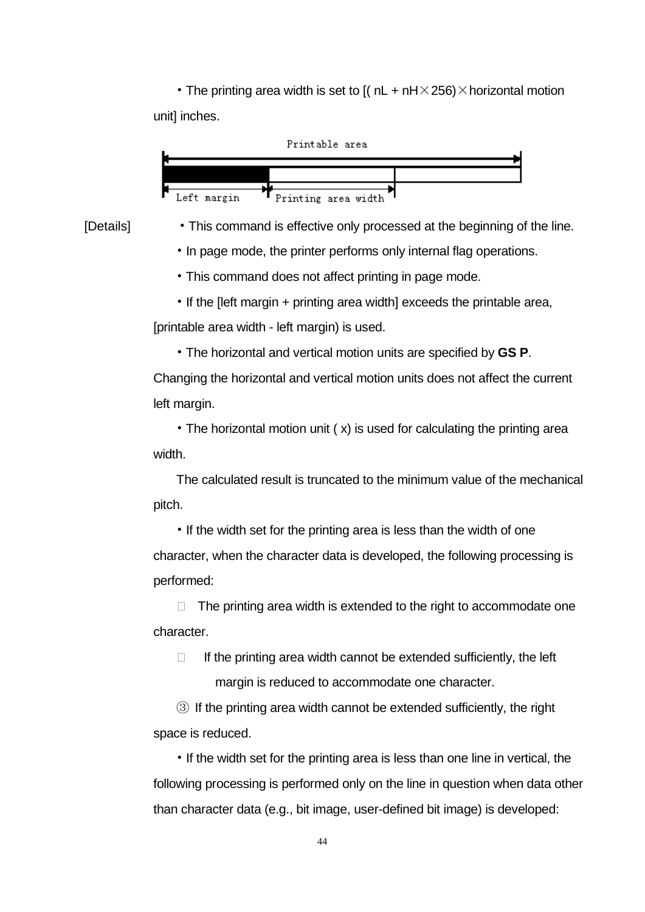・The printing area width is set to [( nL + nH×256)×horizontal motion unit] inches.

Printable area

Left margin    Printing area width

[Details]

・This command is effective only processed at the beginning of the line.

・In page mode, the printer performs only internal flag operations.

・This command does not affect printing in page mode.

・If the [left margin + printing area width] exceeds the printable area, [printable area width - left margin) is used.

・The horizontal and vertical motion units are specified by **GS P**. Changing the horizontal and vertical motion units does not affect the current left margin.

・The horizontal motion unit ( x) is used for calculating the printing area width.

The calculated result is truncated to the minimum value of the mechanical pitch.

・If the width set for the printing area is less than the width of one character, when the character data is developed, the following processing is performed:

 The printing area width is extended to the right to accommodate one character.

 If the printing area width cannot be extended sufficiently, the left margin is reduced to accommodate one character.

③ If the printing area width cannot be extended sufficiently, the right space is reduced.

・If the width set for the printing area is less than one line in vertical, the following processing is performed only on the line in question when data other than character data (e.g., bit image, user-defined bit image) is developed: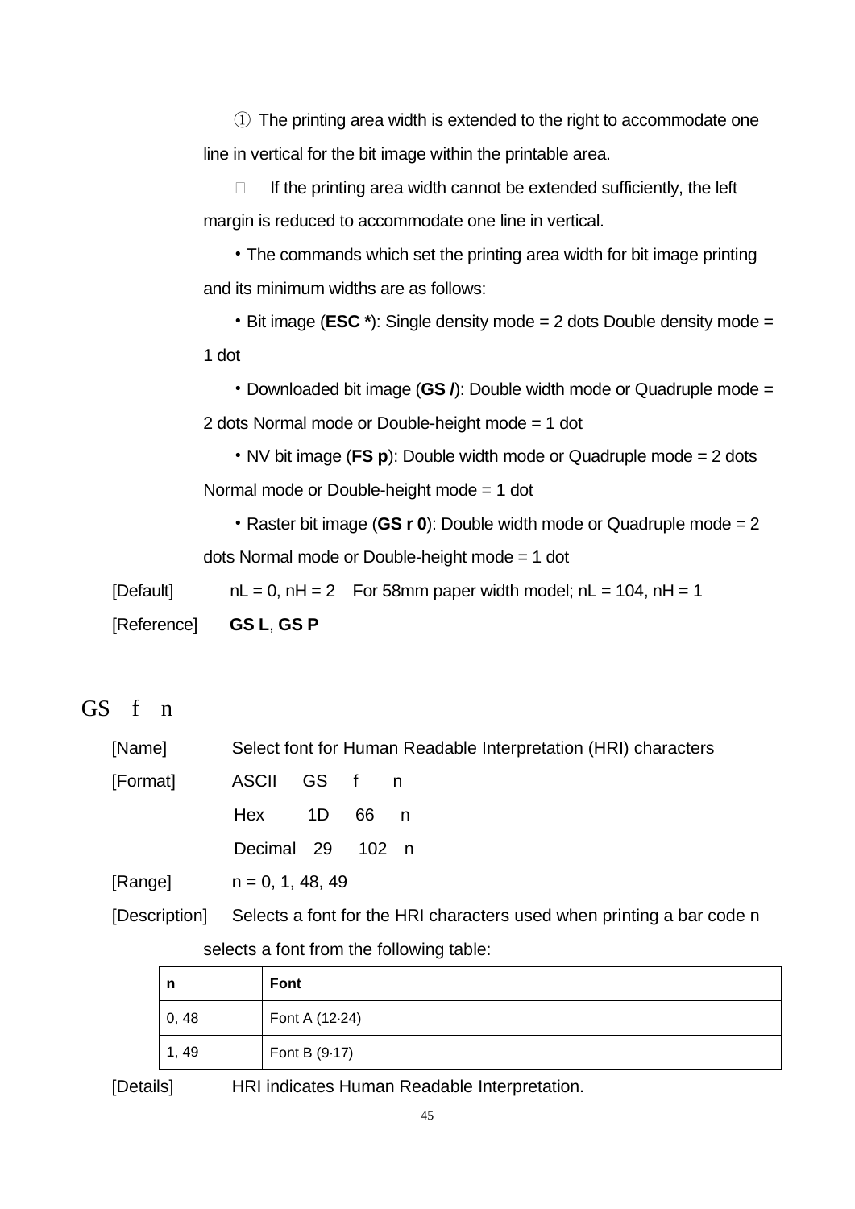① The printing area width is extended to the right to accommodate one line in vertical for the bit image within the printable area.

 If the printing area width cannot be extended sufficiently, the left margin is reduced to accommodate one line in vertical.

・The commands which set the printing area width for bit image printing and its minimum widths are as follows:

・Bit image (**ESC ***): Single density mode = 2 dots Double density mode = 1 dot

・Downloaded bit image (**GS /**): Double width mode or Quadruple mode = 2 dots Normal mode or Double-height mode = 1 dot

・NV bit image (**FS p**): Double width mode or Quadruple mode = 2 dots Normal mode or Double-height mode = 1 dot

・Raster bit image (**GS r 0**): Double width mode or Quadruple mode = 2 dots Normal mode or Double-height mode = 1 dot

[Default] nL = 0, nH = 2 For 58mm paper width model; nL = 104, nH = 1

[Reference] **GS L**, **GS P**

## GS f n

[Name] Select font for Human Readable Interpretation (HRI) characters

[Format] ASCII GS f n

Hex 1D 66 n

Decimal 29 102 n

[Range] n = 0, 1, 48, 49

[Description] Selects a font for the HRI characters used when printing a bar code n selects a font from the following table:

| n | Font |
|---|---|
| 0, 48 | Font A (12·24) |
| 1, 49 | Font B (9·17) |

[Details] HRI indicates Human Readable Interpretation.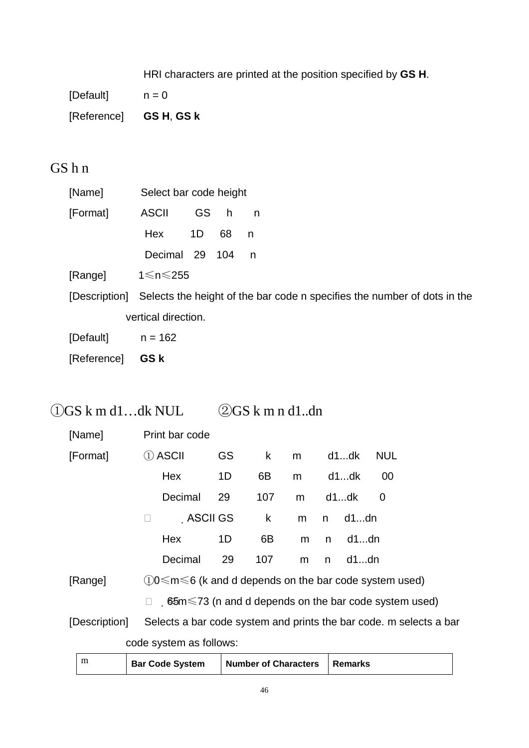HRI characters are printed at the position specified by **GS H**.

[Default] n = 0

[Reference] **GS H**, **GS k**

## GS h n

[Name] Select bar code height

[Format] ASCII GS h n

Hex 1D 68 n

Decimal 29 104 n

[Range] 1≤n≤255

[Description] Selects the height of the bar code n specifies the number of dots in the vertical direction.

[Default] n = 162

[Reference] **GS k**

## ①GS k m d1…dk NUL ②GS k m n d1..dn

[Name] Print bar code

[Format] ① ASCII GS k m d1...dk NUL

Hex 1D 6B m d1...dk 00

Decimal 29 107 m d1...dk 0

② ASCII GS k m n d1...dn

Hex 1D 6B m n d1...dn

Decimal 29 107 m n d1...dn

[Range] ①0≤m≤6 (k and d depends on the bar code system used)

②65≤m≤73 (n and d depends on the bar code system used)

[Description] Selects a bar code system and prints the bar code. m selects a bar code system as follows:

| m | Bar Code System | Number of Characters | Remarks |
|---|---|---|---|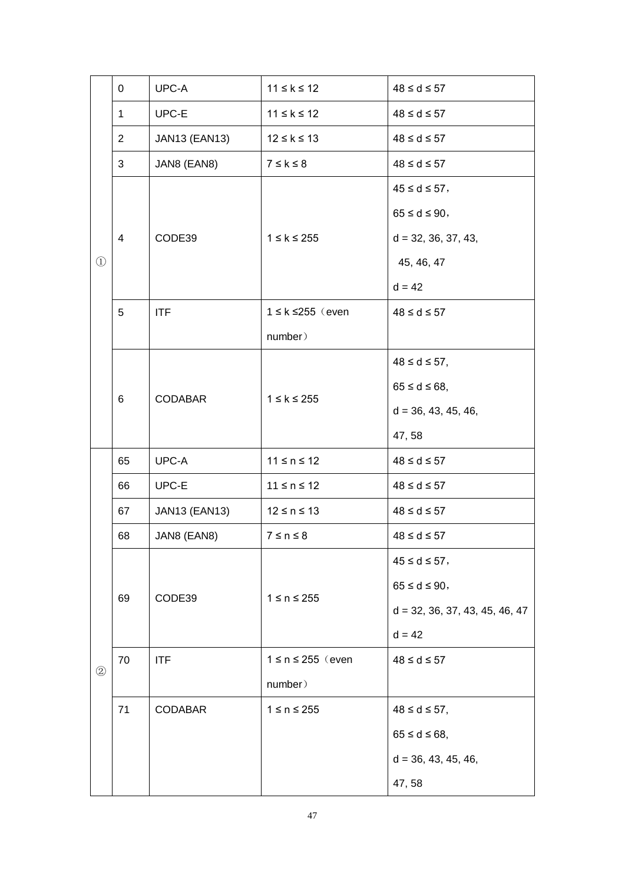| | | | | |
|---|---|---|---|---|
| ① | 0 | UPC-A | 11 ≤ k ≤ 12 | 48 ≤ d ≤ 57 |
| | 1 | UPC-E | 11 ≤ k ≤ 12 | 48 ≤ d ≤ 57 |
| | 2 | JAN13 (EAN13) | 12 ≤ k ≤ 13 | 48 ≤ d ≤ 57 |
| | 3 | JAN8 (EAN8) | 7 ≤ k ≤ 8 | 48 ≤ d ≤ 57 |
| | 4 | CODE39 | 1 ≤ k ≤ 255 | 45 ≤ d ≤ 57，<br>65 ≤ d ≤ 90，<br>d = 32, 36, 37, 43,<br>45, 46, 47<br>d = 42 |
| | 5 | ITF | 1 ≤ k ≤255（even number） | 48 ≤ d ≤ 57 |
| | 6 | CODABAR | 1 ≤ k ≤ 255 | 48 ≤ d ≤ 57,<br>65 ≤ d ≤ 68,<br>d = 36, 43, 45, 46,<br>47, 58 |
| ② | 65 | UPC-A | 11 ≤ n ≤ 12 | 48 ≤ d ≤ 57 |
| | 66 | UPC-E | 11 ≤ n ≤ 12 | 48 ≤ d ≤ 57 |
| | 67 | JAN13 (EAN13) | 12 ≤ n ≤ 13 | 48 ≤ d ≤ 57 |
| | 68 | JAN8 (EAN8) | 7 ≤ n ≤ 8 | 48 ≤ d ≤ 57 |
| | 69 | CODE39 | 1 ≤ n ≤ 255 | 45 ≤ d ≤ 57，<br>65 ≤ d ≤ 90，<br>d = 32, 36, 37, 43, 45, 46, 47<br>d = 42 |
| | 70 | ITF | 1 ≤ n ≤ 255（even number） | 48 ≤ d ≤ 57 |
| | 71 | CODABAR | 1 ≤ n ≤ 255 | 48 ≤ d ≤ 57,<br>65 ≤ d ≤ 68,<br>d = 36, 43, 45, 46,<br>47, 58 |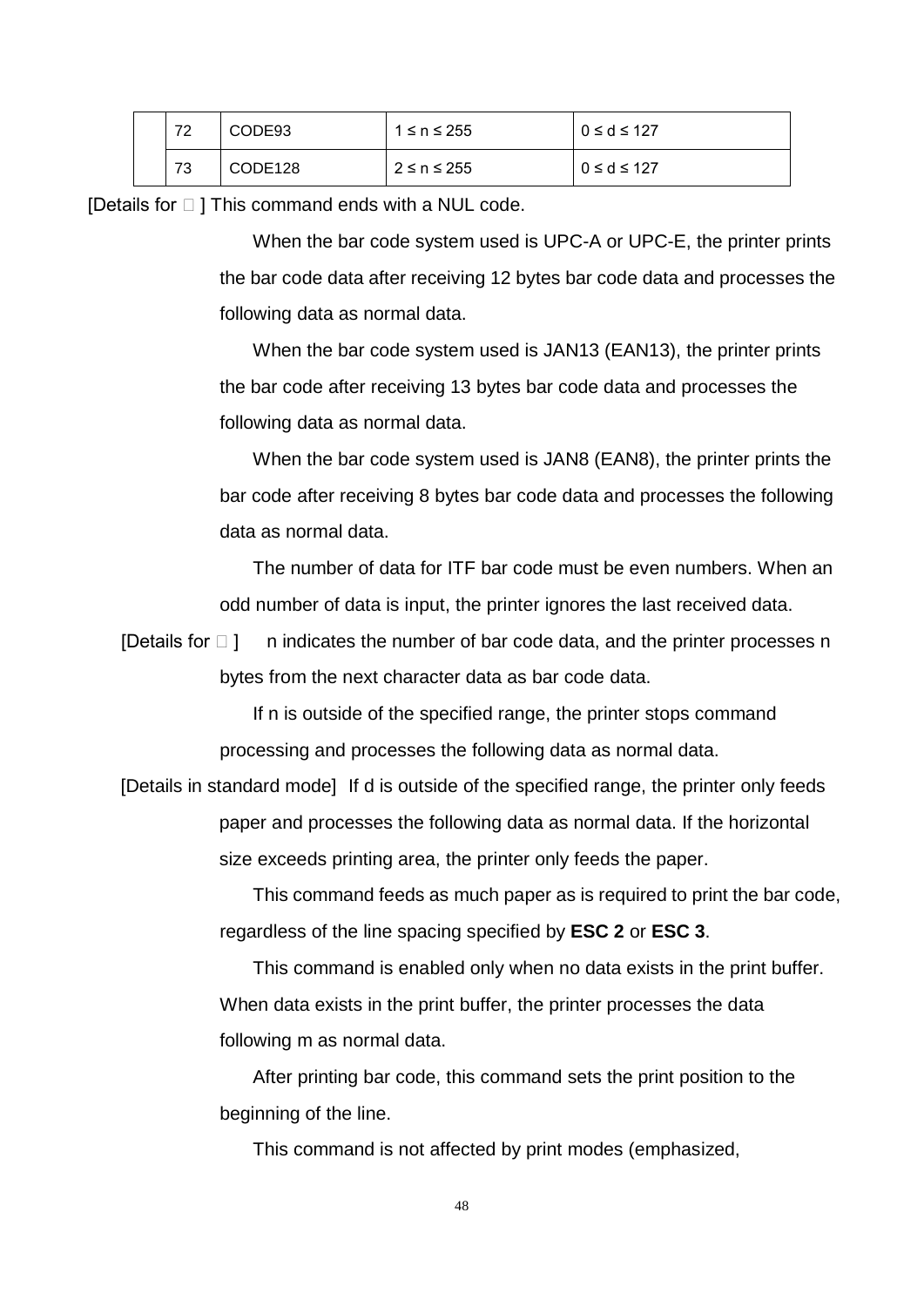|  | 72 | CODE93 | 1 ≤ n ≤ 255 | 0 ≤ d ≤ 127 |
|---|---|---|---|---|
|  | 73 | CODE128 | 2 ≤ n ≤ 255 | 0 ≤ d ≤ 127 |

[Details for □ ] This command ends with a NUL code.

When the bar code system used is UPC-A or UPC-E, the printer prints the bar code data after receiving 12 bytes bar code data and processes the following data as normal data.

When the bar code system used is JAN13 (EAN13), the printer prints the bar code after receiving 13 bytes bar code data and processes the following data as normal data.

When the bar code system used is JAN8 (EAN8), the printer prints the bar code after receiving 8 bytes bar code data and processes the following data as normal data.

The number of data for ITF bar code must be even numbers. When an odd number of data is input, the printer ignores the last received data.

[Details for □ ] n indicates the number of bar code data, and the printer processes n bytes from the next character data as bar code data.

If n is outside of the specified range, the printer stops command processing and processes the following data as normal data.

[Details in standard mode] If d is outside of the specified range, the printer only feeds paper and processes the following data as normal data. If the horizontal size exceeds printing area, the printer only feeds the paper.

This command feeds as much paper as is required to print the bar code, regardless of the line spacing specified by **ESC 2** or **ESC 3**.

This command is enabled only when no data exists in the print buffer. When data exists in the print buffer, the printer processes the data following m as normal data.

After printing bar code, this command sets the print position to the beginning of the line.

This command is not affected by print modes (emphasized,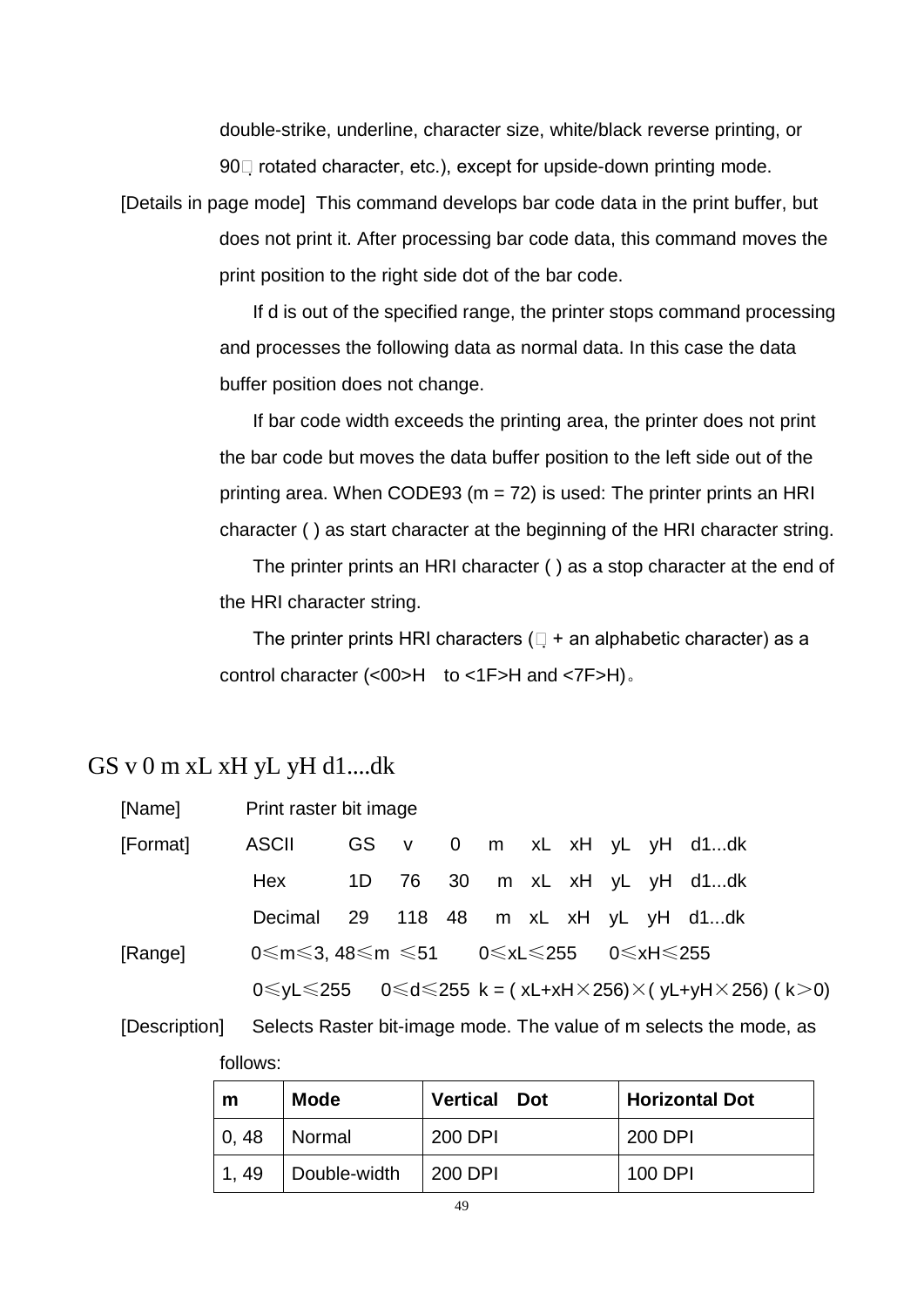double-strike, underline, character size, white/black reverse printing, or 90□ rotated character, etc.), except for upside-down printing mode.

[Details in page mode] This command develops bar code data in the print buffer, but does not print it. After processing bar code data, this command moves the print position to the right side dot of the bar code.

If d is out of the specified range, the printer stops command processing and processes the following data as normal data. In this case the data buffer position does not change.

If bar code width exceeds the printing area, the printer does not print the bar code but moves the data buffer position to the left side out of the printing area. When CODE93 (m = 72) is used: The printer prints an HRI character ( ) as start character at the beginning of the HRI character string.

The printer prints an HRI character ( ) as a stop character at the end of the HRI character string.

The printer prints HRI characters (□ + an alphabetic character) as a control character (<00>H to <1F>H and <7F>H)。

## GS v 0 m xL xH yL yH d1....dk

[Name] Print raster bit image

[Format]

| | | | | | | | | | | |
|---|---|---|---|---|---|---|---|---|---|---|
| ASCII | GS | v | 0 | m | xL | xH | yL | yH | d1...dk |
| Hex | 1D | 76 | 30 | m | xL | xH | yL | yH | d1...dk |
| Decimal | 29 | 118 | 48 | m | xL | xH | yL | yH | d1...dk |

[Range] 0≤m≤3, 48≤m ≤51 0≤xL≤255 0≤xH≤255

0≤yL≤255 0≤d≤255 k = ( xL+xH×256)×( yL+yH×256) ( k>0)

[Description] Selects Raster bit-image mode. The value of m selects the mode, as follows:

| m | Mode | Vertical Dot | Horizontal Dot |
|---|---|---|---|
| 0, 48 | Normal | 200 DPI | 200 DPI |
| 1, 49 | Double-width | 200 DPI | 100 DPI |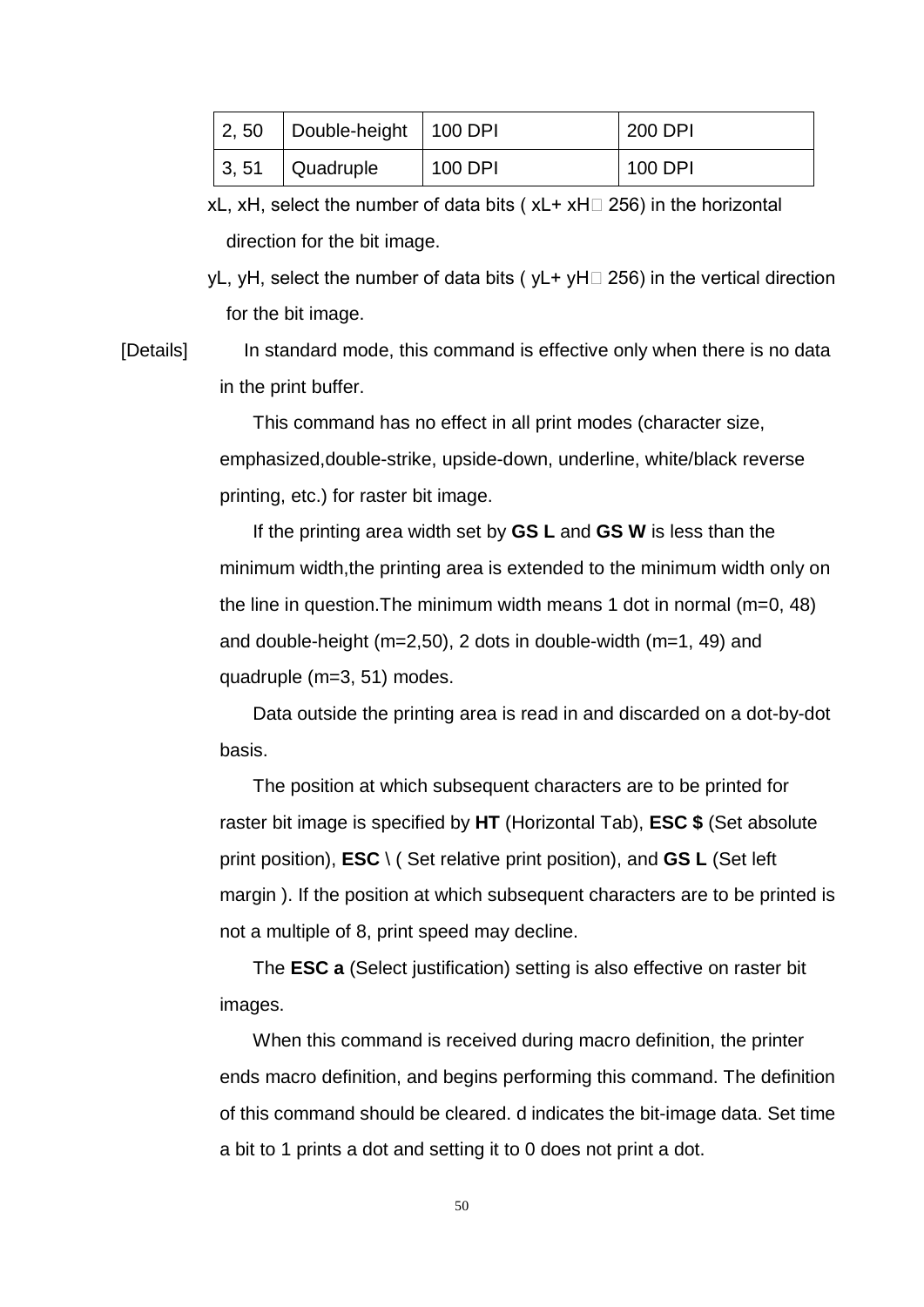| 2, 50 | Double-height | 100 DPI | 200 DPI |
|---|---|---|---|
| 3, 51 | Quadruple | 100 DPI | 100 DPI |

xL, xH, select the number of data bits ( xL+ xH□ 256) in the horizontal direction for the bit image.

yL, yH, select the number of data bits ( yL+ yH□ 256) in the vertical direction for the bit image.

[Details] In standard mode, this command is effective only when there is no data in the print buffer.

This command has no effect in all print modes (character size, emphasized,double-strike, upside-down, underline, white/black reverse printing, etc.) for raster bit image.

If the printing area width set by **GS L** and **GS W** is less than the minimum width,the printing area is extended to the minimum width only on the line in question.The minimum width means 1 dot in normal (m=0, 48) and double-height (m=2,50), 2 dots in double-width (m=1, 49) and quadruple (m=3, 51) modes.

Data outside the printing area is read in and discarded on a dot-by-dot basis.

The position at which subsequent characters are to be printed for raster bit image is specified by **HT** (Horizontal Tab), **ESC $** (Set absolute print position), **ESC** \ ( Set relative print position), and **GS L** (Set left margin ). If the position at which subsequent characters are to be printed is not a multiple of 8, print speed may decline.

The **ESC a** (Select justification) setting is also effective on raster bit images.

When this command is received during macro definition, the printer ends macro definition, and begins performing this command. The definition of this command should be cleared. d indicates the bit-image data. Set time a bit to 1 prints a dot and setting it to 0 does not print a dot.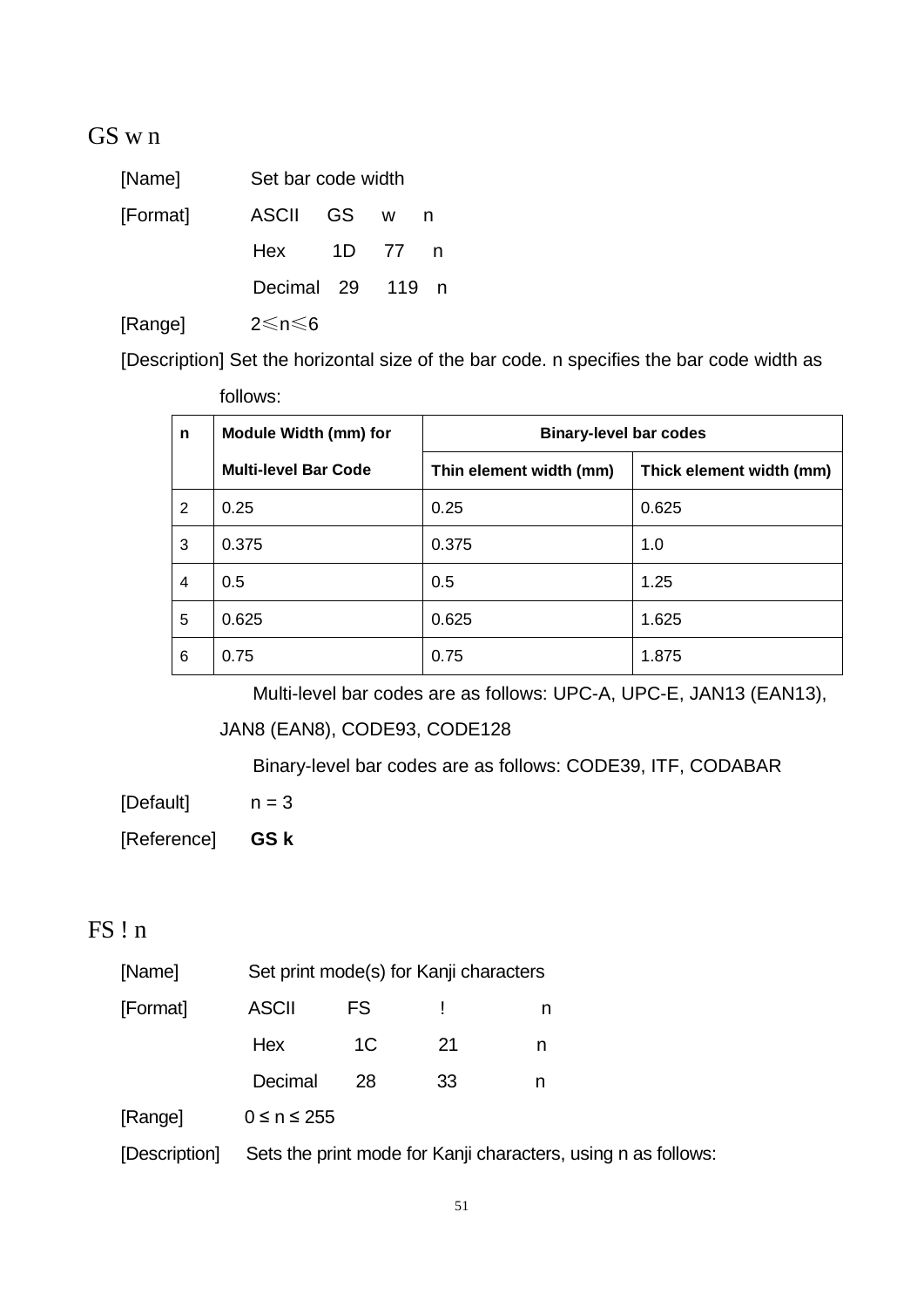## GS w n

[Name] Set bar code width

[Format] ASCII GS w n

Hex 1D 77 n

Decimal 29 119 n

[Range] 2≤n≤6

[Description] Set the horizontal size of the bar code. n specifies the bar code width as follows:

| n | Module Width (mm) for Multi-level Bar Code | Binary-level bar codes | |
|---|---|---|---|
| | | Thin element width (mm) | Thick element width (mm) |
| 2 | 0.25 | 0.25 | 0.625 |
| 3 | 0.375 | 0.375 | 1.0 |
| 4 | 0.5 | 0.5 | 1.25 |
| 5 | 0.625 | 0.625 | 1.625 |
| 6 | 0.75 | 0.75 | 1.875 |

Multi-level bar codes are as follows: UPC-A, UPC-E, JAN13 (EAN13), JAN8 (EAN8), CODE93, CODE128

Binary-level bar codes are as follows: CODE39, ITF, CODABAR

[Default] n = 3

[Reference] **GS k**

## FS ! n

[Name] Set print mode(s) for Kanji characters

[Format] ASCII FS ! n

Hex 1C 21 n

Decimal 28 33 n

[Range] 0 ≤ n ≤ 255

[Description] Sets the print mode for Kanji characters, using n as follows: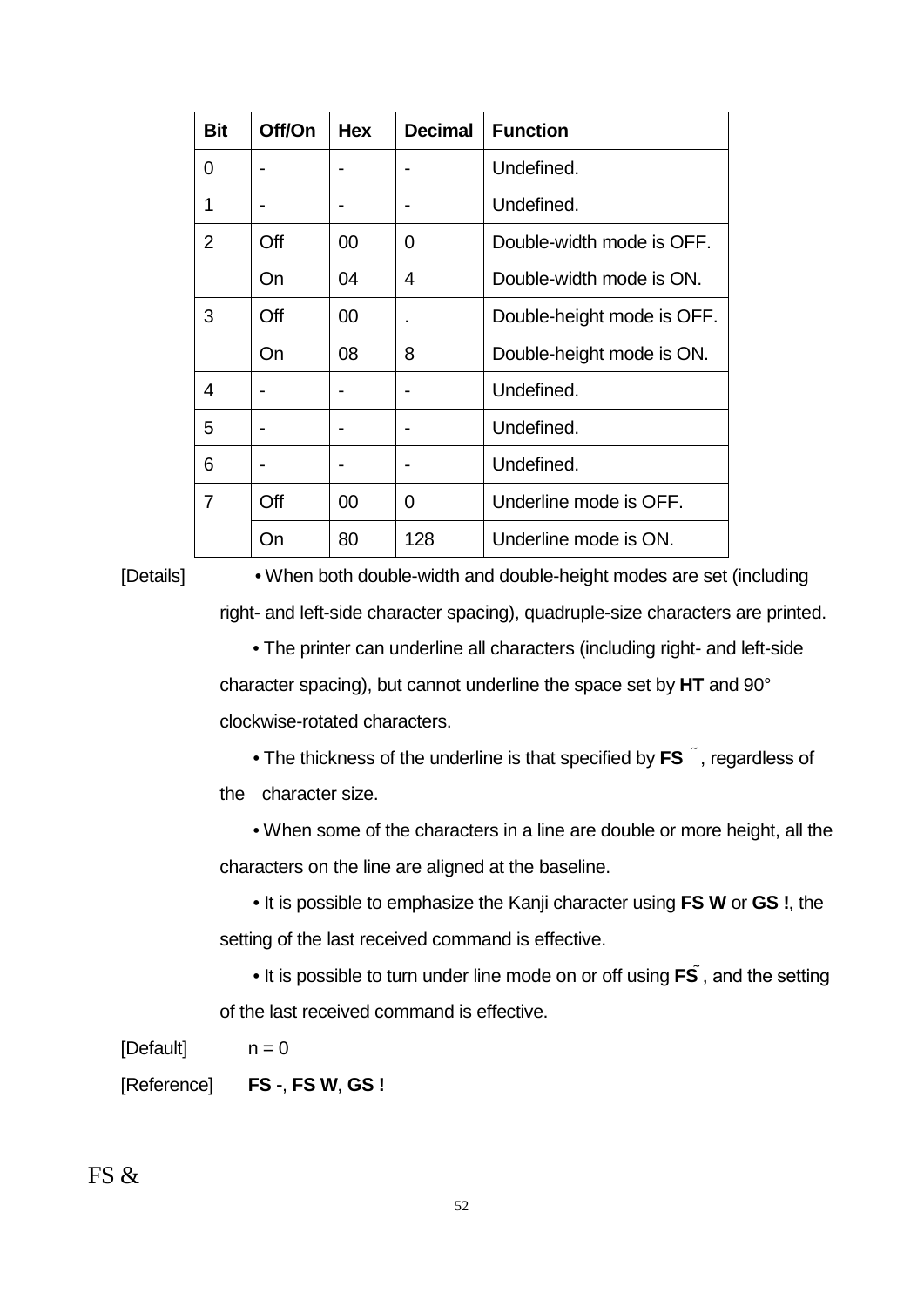| Bit | Off/On | Hex | Decimal | Function |
|---|---|---|---|---|
| 0 | - | - | - | Undefined. |
| 1 | - | - | - | Undefined. |
| 2 | Off | 00 | 0 | Double-width mode is OFF. |
| | On | 04 | 4 | Double-width mode is ON. |
| 3 | Off | 00 | . | Double-height mode is OFF. |
| | On | 08 | 8 | Double-height mode is ON. |
| 4 | - | - | - | Undefined. |
| 5 | - | - | - | Undefined. |
| 6 | - | - | - | Undefined. |
| 7 | Off | 00 | 0 | Underline mode is OFF. |
| | On | 80 | 128 | Underline mode is ON. |

[Details]
- When both double-width and double-height modes are set (including right- and left-side character spacing), quadruple-size characters are printed.
- The printer can underline all characters (including right- and left-side character spacing), but cannot underline the space set by **HT** and 90° clockwise-rotated characters.
- The thickness of the underline is that specified by **FS** ˜, regardless of the character size.
- When some of the characters in a line are double or more height, all the characters on the line are aligned at the baseline.
- It is possible to emphasize the Kanji character using **FS W** or **GS !**, the setting of the last received command is effective.
- It is possible to turn under line mode on or off using **FS**˜, and the setting of the last received command is effective.

[Default] n = 0

[Reference] **FS -**, **FS W**, **GS !**

FS &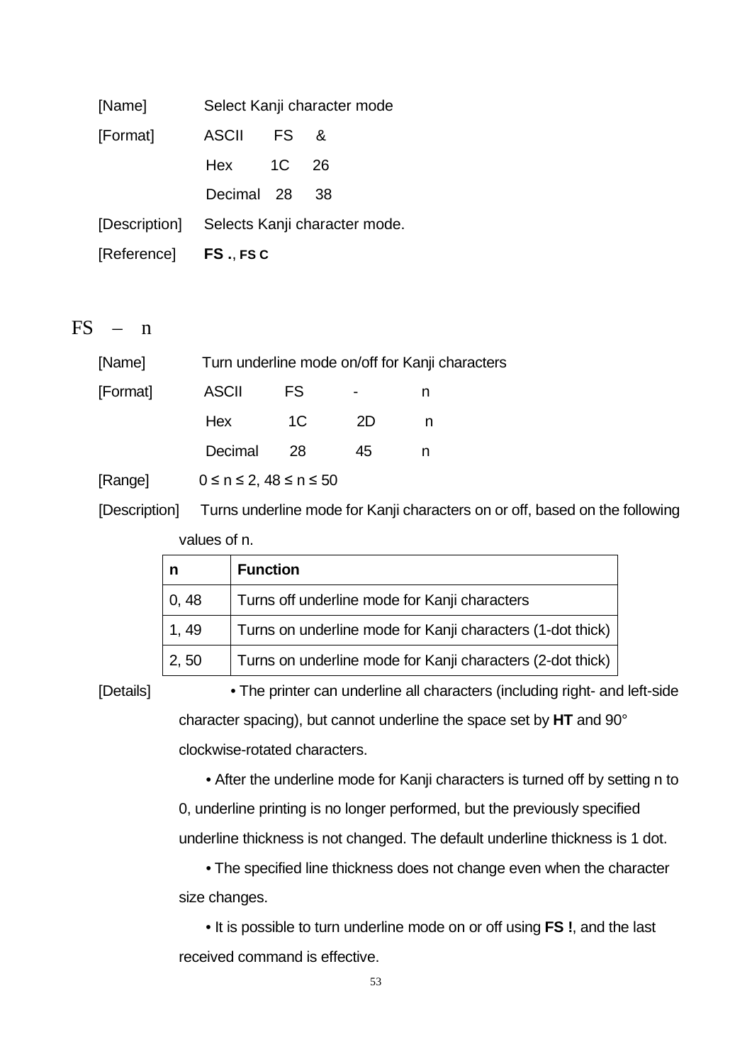[Name] Select Kanji character mode

[Format] ASCII FS &

Hex 1C 26

Decimal 28 38

[Description] Selects Kanji character mode.

[Reference] **FS .**, **FS C**

## FS – n

[Name] Turn underline mode on/off for Kanji characters

[Format] ASCII FS - n

Hex 1C 2D n

Decimal 28 45 n

[Range] $0 \leq n \leq 2$, $48 \leq n \leq 50$

[Description] Turns underline mode for Kanji characters on or off, based on the following values of n.

| n | Function |
|---|---|
| 0, 48 | Turns off underline mode for Kanji characters |
| 1, 49 | Turns on underline mode for Kanji characters (1-dot thick) |
| 2, 50 | Turns on underline mode for Kanji characters (2-dot thick) |

[Details]

• The printer can underline all characters (including right- and left-side character spacing), but cannot underline the space set by **HT** and 90° clockwise-rotated characters.

• After the underline mode for Kanji characters is turned off by setting n to 0, underline printing is no longer performed, but the previously specified underline thickness is not changed. The default underline thickness is 1 dot.

• The specified line thickness does not change even when the character size changes.

• It is possible to turn underline mode on or off using **FS !**, and the last received command is effective.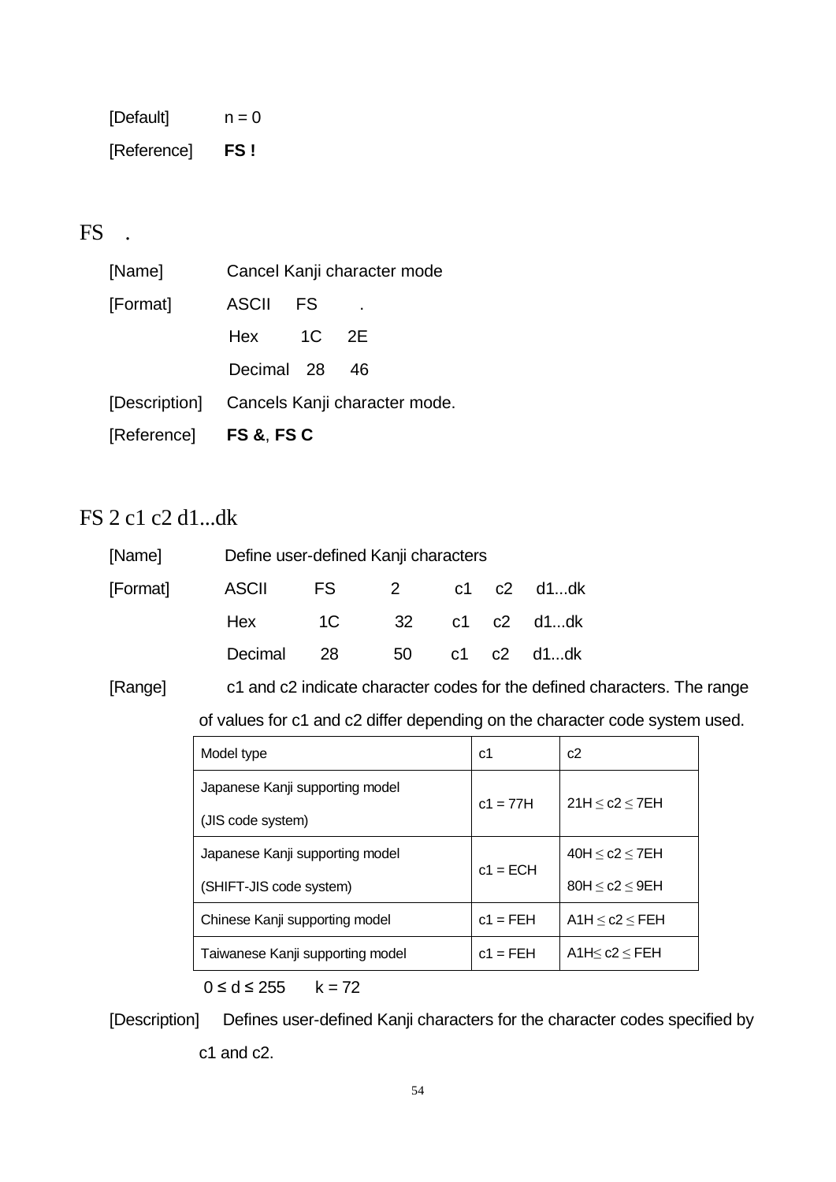[Default]  n = 0

[Reference]  **FS !**

## FS .

[Name]  Cancel Kanji character mode

[Format]  ASCII  FS  .

Hex  1C  2E

Decimal  28  46

[Description]  Cancels Kanji character mode.

[Reference]  **FS &**, **FS C**

## FS 2 c1 c2 d1...dk

[Name]  Define user-defined Kanji characters

[Format]  ASCII  FS  2  c1  c2  d1...dk

Hex  1C  32  c1  c2  d1...dk

Decimal  28  50  c1  c2  d1...dk

[Range]  c1 and c2 indicate character codes for the defined characters. The range of values for c1 and c2 differ depending on the character code system used.

| Model type | c1 | c2 |
|---|---|---|
| Japanese Kanji supporting model (JIS code system) | c1 = 77H | 21H ≤ c2 ≤ 7EH |
| Japanese Kanji supporting model (SHIFT-JIS code system) | c1 = ECH | 40H ≤ c2 ≤ 7EH<br>80H ≤ c2 ≤ 9EH |
| Chinese Kanji supporting model | c1 = FEH | A1H ≤ c2 ≤ FEH |
| Taiwanese Kanji supporting model | c1 = FEH | A1H≤ c2 ≤ FEH |

0 ≤ d ≤ 255  k = 72

[Description]  Defines user-defined Kanji characters for the character codes specified by c1 and c2.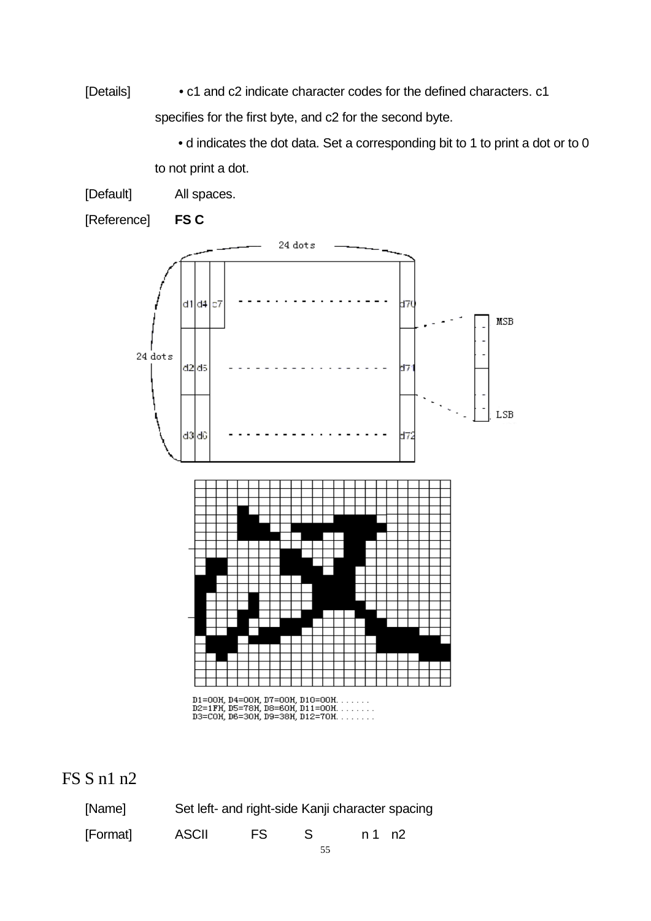[Details] • c1 and c2 indicate character codes for the defined characters. c1 specifies for the first byte, and c2 for the second byte.

• d indicates the dot data. Set a corresponding bit to 1 to print a dot or to 0 to not print a dot.

[Default] All spaces.

[Reference] **FS C**

D1=00H, D4=00H, D7=00H, D10=00H. . . . . . .
D2=1FH, D5=78H, D8=60H, D11=00H. . . . . . . .
D3=C0H, D6=30H, D9=38H, D12=70H. . . . . . . .

# FS S n1 n2

[Name] Set left- and right-side Kanji character spacing

[Format] ASCII FS S n 1 n2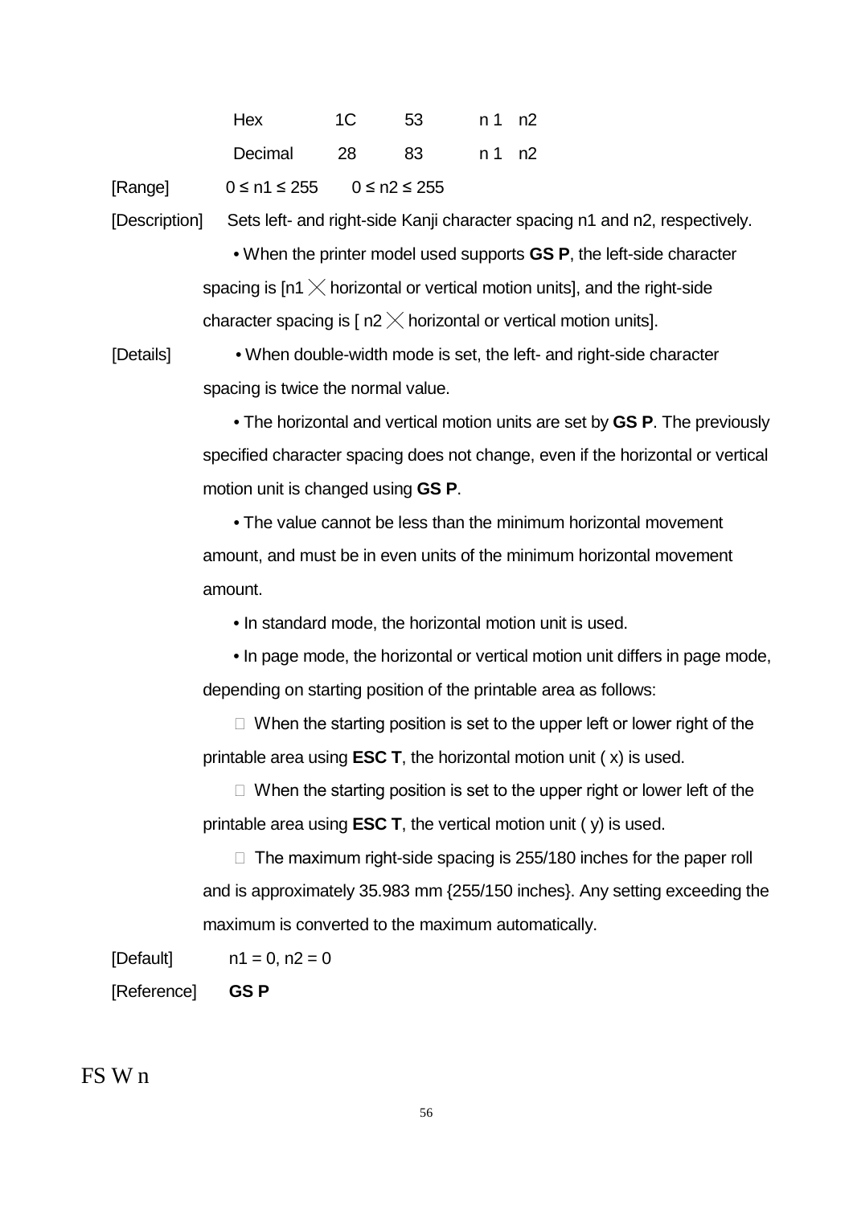| | | | | |
|---|---|---|---|---|
| Hex | 1C | 53 | n 1 | n2 |
| Decimal | 28 | 83 | n 1 | n2 |

[Range] $0 \le n1 \le 255$ $0 \le n2 \le 255$

[Description] Sets left- and right-side Kanji character spacing n1 and n2, respectively.

• When the printer model used supports **GS P**, the left-side character spacing is [n1 × horizontal or vertical motion units], and the right-side character spacing is [ n2 × horizontal or vertical motion units].

[Details] • When double-width mode is set, the left- and right-side character spacing is twice the normal value.

• The horizontal and vertical motion units are set by **GS P**. The previously specified character spacing does not change, even if the horizontal or vertical motion unit is changed using **GS P**.

• The value cannot be less than the minimum horizontal movement amount, and must be in even units of the minimum horizontal movement amount.

• In standard mode, the horizontal motion unit is used.

• In page mode, the horizontal or vertical motion unit differs in page mode, depending on starting position of the printable area as follows:

 When the starting position is set to the upper left or lower right of the printable area using **ESC T**, the horizontal motion unit ( x) is used.

 When the starting position is set to the upper right or lower left of the printable area using **ESC T**, the vertical motion unit ( y) is used.

 The maximum right-side spacing is 255/180 inches for the paper roll and is approximately 35.983 mm {255/150 inches}. Any setting exceeding the maximum is converted to the maximum automatically.

[Default] n1 = 0, n2 = 0

[Reference] **GS P**

# FS W n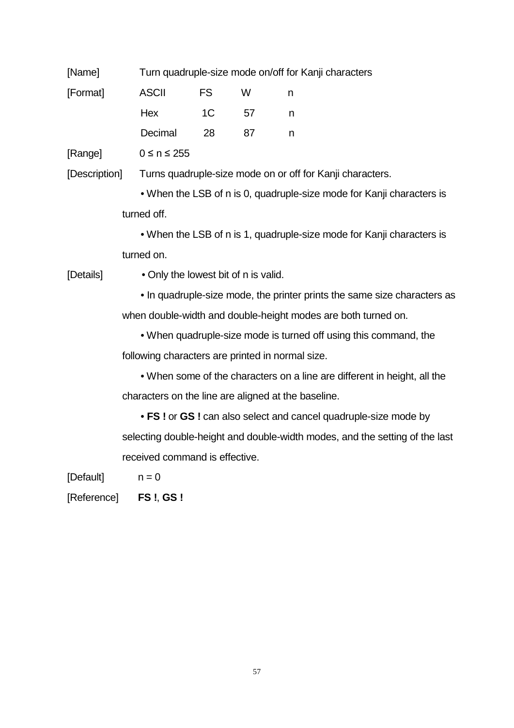[Name] Turn quadruple-size mode on/off for Kanji characters

[Format]

| | | | | |
|---|---|---|---|---|
| | ASCII | FS | W | n |
| | Hex | 1C | 57 | n |
| | Decimal | 28 | 87 | n |

[Range] $0 \le n \le 255$

[Description] Turns quadruple-size mode on or off for Kanji characters.

- When the LSB of n is 0, quadruple-size mode for Kanji characters is turned off.
- When the LSB of n is 1, quadruple-size mode for Kanji characters is turned on.

[Details]

- Only the lowest bit of n is valid.
- In quadruple-size mode, the printer prints the same size characters as when double-width and double-height modes are both turned on.
- When quadruple-size mode is turned off using this command, the following characters are printed in normal size.
- When some of the characters on a line are different in height, all the characters on the line are aligned at the baseline.
- **FS !** or **GS !** can also select and cancel quadruple-size mode by selecting double-height and double-width modes, and the setting of the last received command is effective.

[Default] n = 0

[Reference] **FS !**, **GS !**